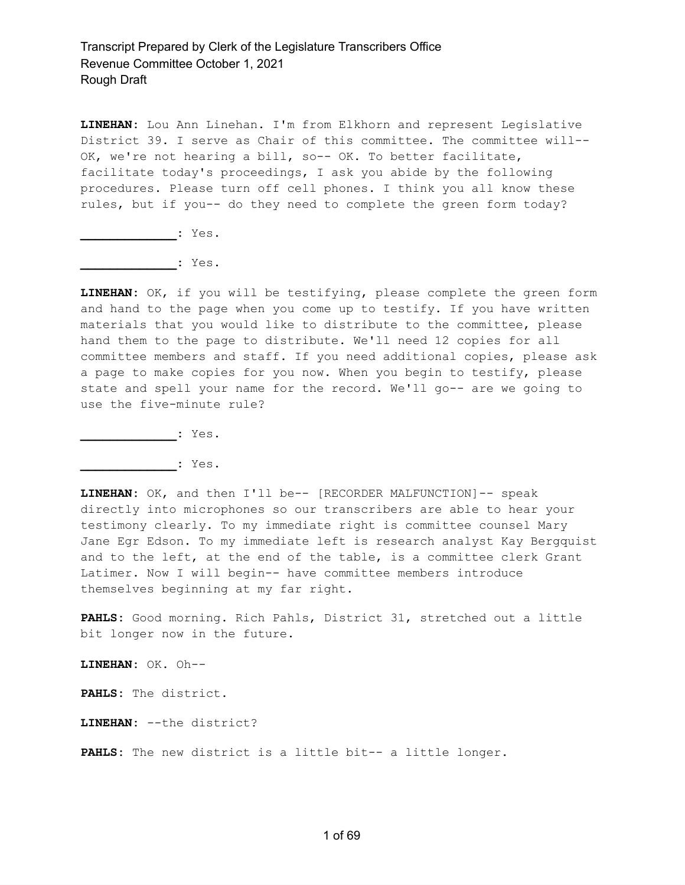**LINEHAN:** Lou Ann Linehan. I'm from Elkhorn and represent Legislative District 39. I serve as Chair of this committee. The committee will-- OK, we're not hearing a bill, so-- OK. To better facilitate, facilitate today's proceedings, I ask you abide by the following procedures. Please turn off cell phones. I think you all know these rules, but if you-- do they need to complete the green form today?

**_____________**: Yes.

**_____________**: Yes.

**LINEHAN:** OK, if you will be testifying, please complete the green form and hand to the page when you come up to testify. If you have written materials that you would like to distribute to the committee, please hand them to the page to distribute. We'll need 12 copies for all committee members and staff. If you need additional copies, please ask a page to make copies for you now. When you begin to testify, please state and spell your name for the record. We'll go-- are we going to use the five-minute rule?

**_____________**: Yes.

**_____________**: Yes.

**LINEHAN:** OK, and then I'll be-- [RECORDER MALFUNCTION]-- speak directly into microphones so our transcribers are able to hear your testimony clearly. To my immediate right is committee counsel Mary Jane Egr Edson. To my immediate left is research analyst Kay Bergquist and to the left, at the end of the table, is a committee clerk Grant Latimer. Now I will begin-- have committee members introduce themselves beginning at my far right.

**PAHLS:** Good morning. Rich Pahls, District 31, stretched out a little bit longer now in the future.

**LINEHAN:** OK. Oh--

**PAHLS:** The district.

**LINEHAN:** --the district?

**PAHLS:** The new district is a little bit-- a little longer.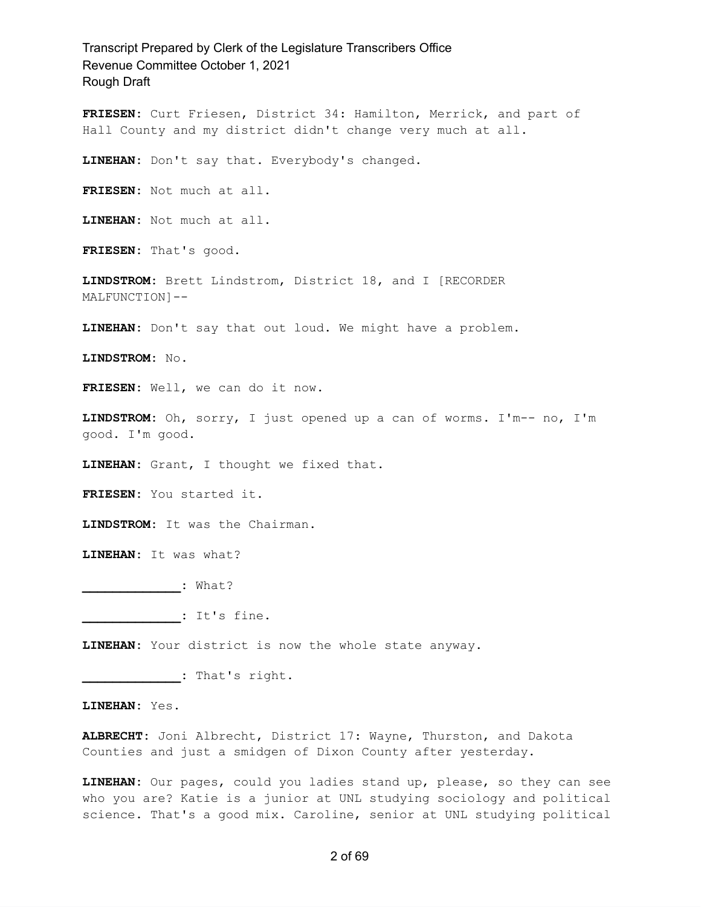**FRIESEN:** Curt Friesen, District 34: Hamilton, Merrick, and part of Hall County and my district didn't change very much at all.

**LINEHAN:** Don't say that. Everybody's changed.

**FRIESEN:** Not much at all.

**LINEHAN:** Not much at all.

**FRIESEN:** That's good.

**LINDSTROM:** Brett Lindstrom, District 18, and I [RECORDER MALFUNCTION]--

**LINEHAN:** Don't say that out loud. We might have a problem.

**LINDSTROM:** No.

**FRIESEN:** Well, we can do it now.

**LINDSTROM:** Oh, sorry, I just opened up a can of worms. I'm-- no, I'm good. I'm good.

**LINEHAN:** Grant, I thought we fixed that.

**FRIESEN:** You started it.

**LINDSTROM:** It was the Chairman.

**LINEHAN:** It was what?

**_____________:** What?

**_____________:** It's fine.

**LINEHAN:** Your district is now the whole state anyway.

**_____________:** That's right.

**LINEHAN:** Yes.

**ALBRECHT:** Joni Albrecht, District 17: Wayne, Thurston, and Dakota Counties and just a smidgen of Dixon County after yesterday.

**LINEHAN:** Our pages, could you ladies stand up, please, so they can see who you are? Katie is a junior at UNL studying sociology and political science. That's a good mix. Caroline, senior at UNL studying political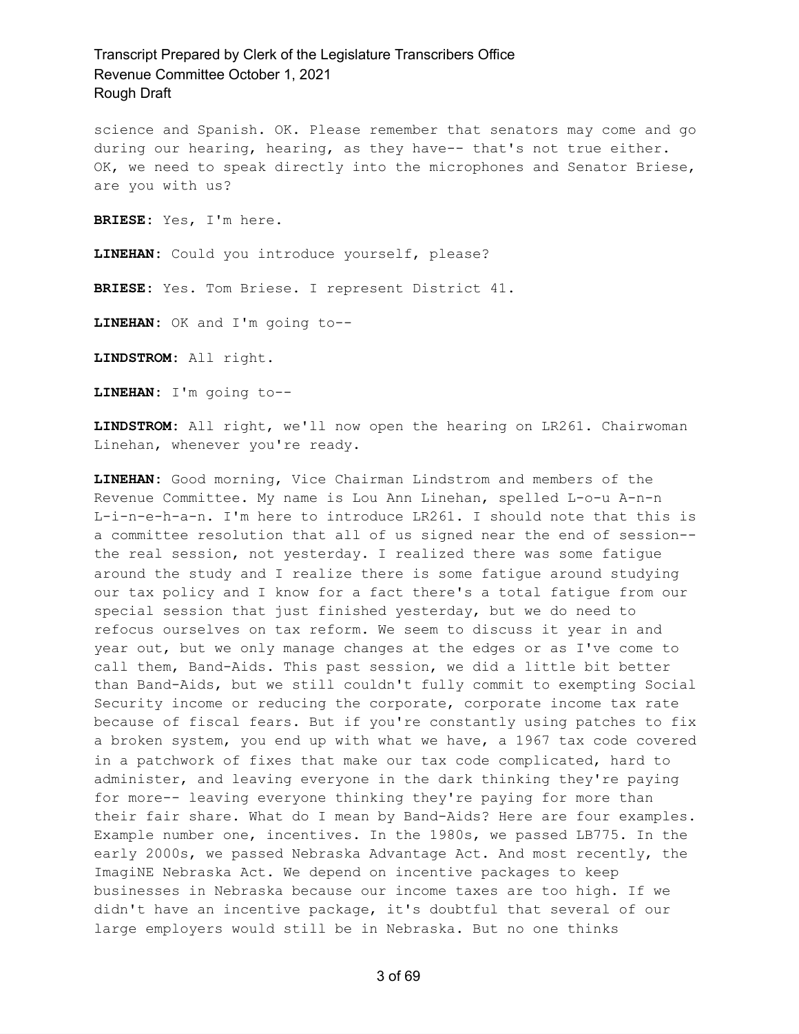science and Spanish. OK. Please remember that senators may come and go during our hearing, hearing, as they have-- that's not true either. OK, we need to speak directly into the microphones and Senator Briese, are you with us?

**BRIESE:** Yes, I'm here.

**LINEHAN:** Could you introduce yourself, please?

**BRIESE:** Yes. Tom Briese. I represent District 41.

**LINEHAN:** OK and I'm going to--

**LINDSTROM:** All right.

**LINEHAN:** I'm going to--

**LINDSTROM:** All right, we'll now open the hearing on LR261. Chairwoman Linehan, whenever you're ready.

**LINEHAN:** Good morning, Vice Chairman Lindstrom and members of the Revenue Committee. My name is Lou Ann Linehan, spelled L-o-u A-n-n L-i-n-e-h-a-n. I'm here to introduce LR261. I should note that this is a committee resolution that all of us signed near the end of session-- the real session, not yesterday. I realized there was some fatigue around the study and I realize there is some fatigue around studying our tax policy and I know for a fact there's a total fatigue from our special session that just finished yesterday, but we do need to refocus ourselves on tax reform. We seem to discuss it year in and year out, but we only manage changes at the edges or as I've come to call them, Band-Aids. This past session, we did a little bit better than Band-Aids, but we still couldn't fully commit to exempting Social Security income or reducing the corporate, corporate income tax rate because of fiscal fears. But if you're constantly using patches to fix a broken system, you end up with what we have, a 1967 tax code covered in a patchwork of fixes that make our tax code complicated, hard to administer, and leaving everyone in the dark thinking they're paying for more-- leaving everyone thinking they're paying for more than their fair share. What do I mean by Band-Aids? Here are four examples. Example number one, incentives. In the 1980s, we passed LB775. In the early 2000s, we passed Nebraska Advantage Act. And most recently, the ImagiNE Nebraska Act. We depend on incentive packages to keep businesses in Nebraska because our income taxes are too high. If we didn't have an incentive package, it's doubtful that several of our large employers would still be in Nebraska. But no one thinks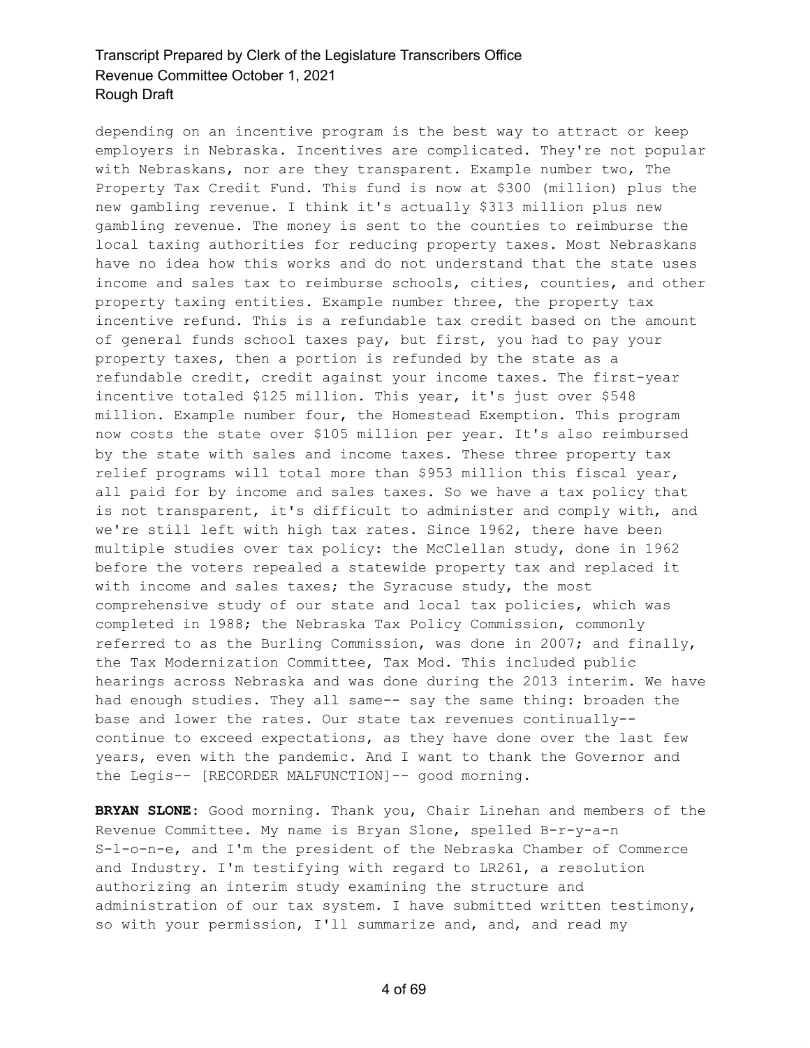depending on an incentive program is the best way to attract or keep employers in Nebraska. Incentives are complicated. They're not popular with Nebraskans, nor are they transparent. Example number two, The Property Tax Credit Fund. This fund is now at $300 (million) plus the new gambling revenue. I think it's actually $313 million plus new gambling revenue. The money is sent to the counties to reimburse the local taxing authorities for reducing property taxes. Most Nebraskans have no idea how this works and do not understand that the state uses income and sales tax to reimburse schools, cities, counties, and other property taxing entities. Example number three, the property tax incentive refund. This is a refundable tax credit based on the amount of general funds school taxes pay, but first, you had to pay your property taxes, then a portion is refunded by the state as a refundable credit, credit against your income taxes. The first-year incentive totaled $125 million. This year, it's just over $548 million. Example number four, the Homestead Exemption. This program now costs the state over $105 million per year. It's also reimbursed by the state with sales and income taxes. These three property tax relief programs will total more than $953 million this fiscal year, all paid for by income and sales taxes. So we have a tax policy that is not transparent, it's difficult to administer and comply with, and we're still left with high tax rates. Since 1962, there have been multiple studies over tax policy: the McClellan study, done in 1962 before the voters repealed a statewide property tax and replaced it with income and sales taxes; the Syracuse study, the most comprehensive study of our state and local tax policies, which was completed in 1988; the Nebraska Tax Policy Commission, commonly referred to as the Burling Commission, was done in 2007; and finally, the Tax Modernization Committee, Tax Mod. This included public hearings across Nebraska and was done during the 2013 interim. We have had enough studies. They all same-- say the same thing: broaden the base and lower the rates. Our state tax revenues continually-- continue to exceed expectations, as they have done over the last few years, even with the pandemic. And I want to thank the Governor and the Legis-- [RECORDER MALFUNCTION]-- good morning.

**BRYAN SLONE:** Good morning. Thank you, Chair Linehan and members of the Revenue Committee. My name is Bryan Slone, spelled B-r-y-a-n S-l-o-n-e, and I'm the president of the Nebraska Chamber of Commerce and Industry. I'm testifying with regard to LR261, a resolution authorizing an interim study examining the structure and administration of our tax system. I have submitted written testimony, so with your permission, I'll summarize and, and, and read my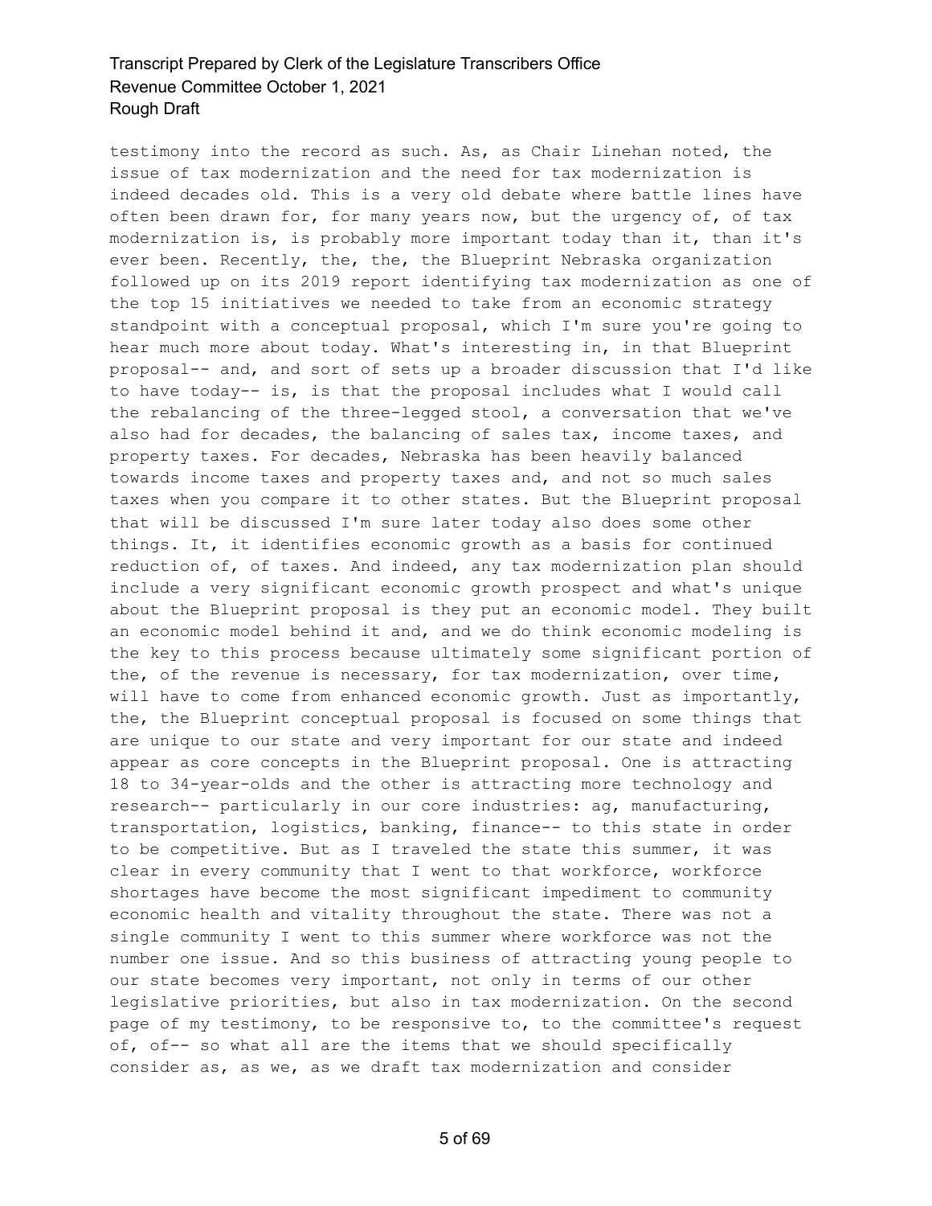testimony into the record as such. As, as Chair Linehan noted, the issue of tax modernization and the need for tax modernization is indeed decades old. This is a very old debate where battle lines have often been drawn for, for many years now, but the urgency of, of tax modernization is, is probably more important today than it, than it's ever been. Recently, the, the, the Blueprint Nebraska organization followed up on its 2019 report identifying tax modernization as one of the top 15 initiatives we needed to take from an economic strategy standpoint with a conceptual proposal, which I'm sure you're going to hear much more about today. What's interesting in, in that Blueprint proposal-- and, and sort of sets up a broader discussion that I'd like to have today-- is, is that the proposal includes what I would call the rebalancing of the three-legged stool, a conversation that we've also had for decades, the balancing of sales tax, income taxes, and property taxes. For decades, Nebraska has been heavily balanced towards income taxes and property taxes and, and not so much sales taxes when you compare it to other states. But the Blueprint proposal that will be discussed I'm sure later today also does some other things. It, it identifies economic growth as a basis for continued reduction of, of taxes. And indeed, any tax modernization plan should include a very significant economic growth prospect and what's unique about the Blueprint proposal is they put an economic model. They built an economic model behind it and, and we do think economic modeling is the key to this process because ultimately some significant portion of the, of the revenue is necessary, for tax modernization, over time, will have to come from enhanced economic growth. Just as importantly, the, the Blueprint conceptual proposal is focused on some things that are unique to our state and very important for our state and indeed appear as core concepts in the Blueprint proposal. One is attracting 18 to 34-year-olds and the other is attracting more technology and research-- particularly in our core industries: ag, manufacturing, transportation, logistics, banking, finance-- to this state in order to be competitive. But as I traveled the state this summer, it was clear in every community that I went to that workforce, workforce shortages have become the most significant impediment to community economic health and vitality throughout the state. There was not a single community I went to this summer where workforce was not the number one issue. And so this business of attracting young people to our state becomes very important, not only in terms of our other legislative priorities, but also in tax modernization. On the second page of my testimony, to be responsive to, to the committee's request of, of-- so what all are the items that we should specifically consider as, as we, as we draft tax modernization and consider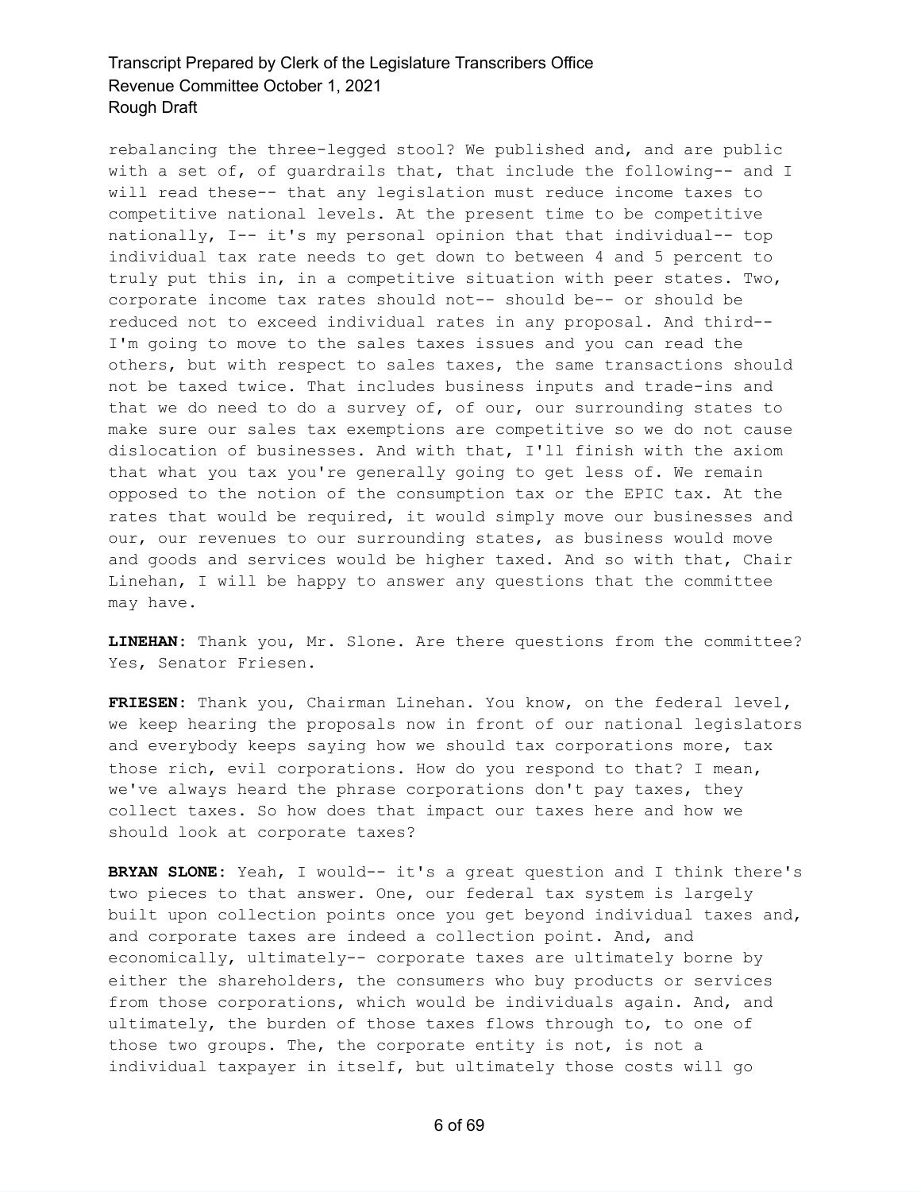rebalancing the three-legged stool? We published and, and are public with a set of, of guardrails that, that include the following-- and I will read these-- that any legislation must reduce income taxes to competitive national levels. At the present time to be competitive nationally, I-- it's my personal opinion that that individual-- top individual tax rate needs to get down to between 4 and 5 percent to truly put this in, in a competitive situation with peer states. Two, corporate income tax rates should not-- should be-- or should be reduced not to exceed individual rates in any proposal. And third-- I'm going to move to the sales taxes issues and you can read the others, but with respect to sales taxes, the same transactions should not be taxed twice. That includes business inputs and trade-ins and that we do need to do a survey of, of our, our surrounding states to make sure our sales tax exemptions are competitive so we do not cause dislocation of businesses. And with that, I'll finish with the axiom that what you tax you're generally going to get less of. We remain opposed to the notion of the consumption tax or the EPIC tax. At the rates that would be required, it would simply move our businesses and our, our revenues to our surrounding states, as business would move and goods and services would be higher taxed. And so with that, Chair Linehan, I will be happy to answer any questions that the committee may have.

**LINEHAN:** Thank you, Mr. Slone. Are there questions from the committee? Yes, Senator Friesen.

**FRIESEN:** Thank you, Chairman Linehan. You know, on the federal level, we keep hearing the proposals now in front of our national legislators and everybody keeps saying how we should tax corporations more, tax those rich, evil corporations. How do you respond to that? I mean, we've always heard the phrase corporations don't pay taxes, they collect taxes. So how does that impact our taxes here and how we should look at corporate taxes?

**BRYAN SLONE:** Yeah, I would-- it's a great question and I think there's two pieces to that answer. One, our federal tax system is largely built upon collection points once you get beyond individual taxes and, and corporate taxes are indeed a collection point. And, and economically, ultimately-- corporate taxes are ultimately borne by either the shareholders, the consumers who buy products or services from those corporations, which would be individuals again. And, and ultimately, the burden of those taxes flows through to, to one of those two groups. The, the corporate entity is not, is not a individual taxpayer in itself, but ultimately those costs will go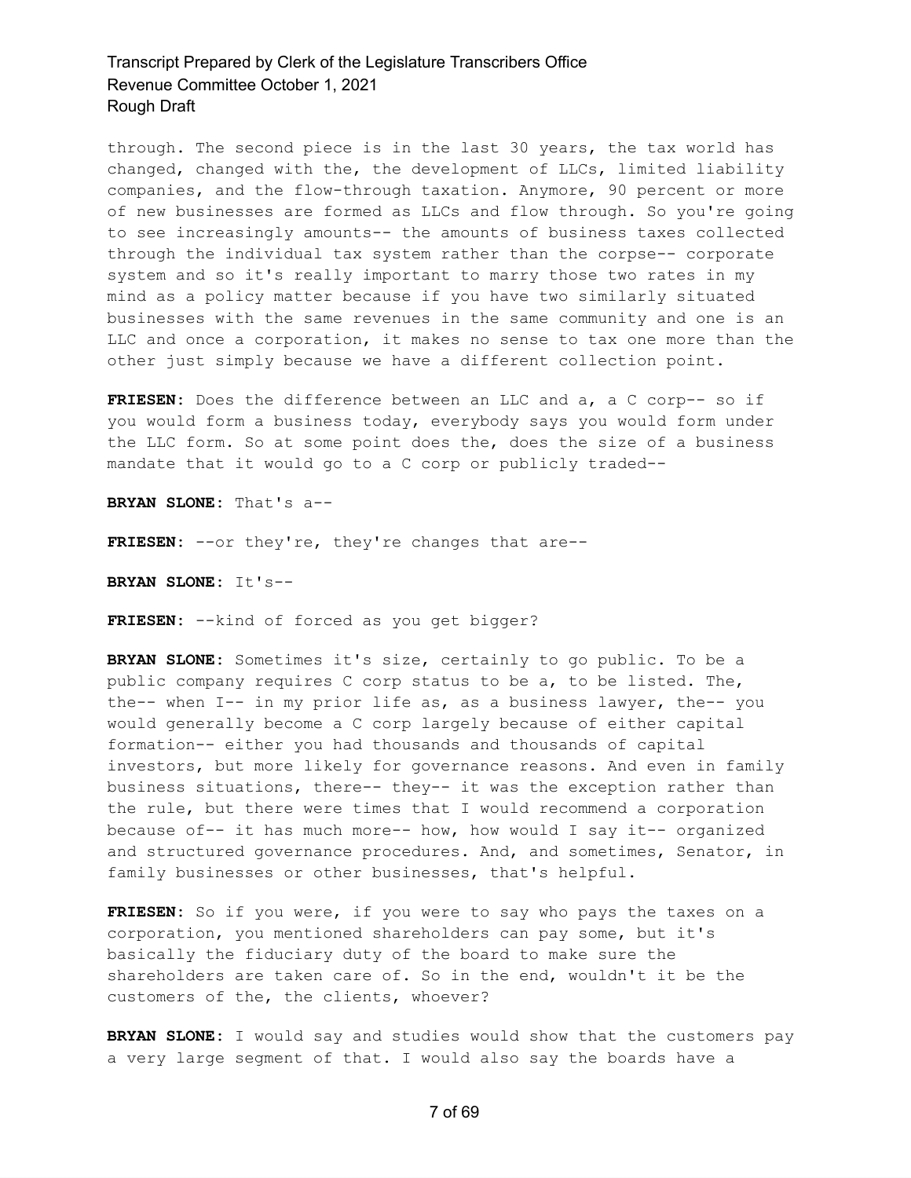through. The second piece is in the last 30 years, the tax world has changed, changed with the, the development of LLCs, limited liability companies, and the flow-through taxation. Anymore, 90 percent or more of new businesses are formed as LLCs and flow through. So you're going to see increasingly amounts-- the amounts of business taxes collected through the individual tax system rather than the corpse-- corporate system and so it's really important to marry those two rates in my mind as a policy matter because if you have two similarly situated businesses with the same revenues in the same community and one is an LLC and once a corporation, it makes no sense to tax one more than the other just simply because we have a different collection point.

**FRIESEN:** Does the difference between an LLC and a, a C corp-- so if you would form a business today, everybody says you would form under the LLC form. So at some point does the, does the size of a business mandate that it would go to a C corp or publicly traded--

**BRYAN SLONE:** That's a--

**FRIESEN:** --or they're, they're changes that are--

**BRYAN SLONE:** It's--

**FRIESEN:** --kind of forced as you get bigger?

**BRYAN SLONE:** Sometimes it's size, certainly to go public. To be a public company requires C corp status to be a, to be listed. The, the-- when I-- in my prior life as, as a business lawyer, the-- you would generally become a C corp largely because of either capital formation-- either you had thousands and thousands of capital investors, but more likely for governance reasons. And even in family business situations, there-- they-- it was the exception rather than the rule, but there were times that I would recommend a corporation because of-- it has much more-- how, how would I say it-- organized and structured governance procedures. And, and sometimes, Senator, in family businesses or other businesses, that's helpful.

**FRIESEN:** So if you were, if you were to say who pays the taxes on a corporation, you mentioned shareholders can pay some, but it's basically the fiduciary duty of the board to make sure the shareholders are taken care of. So in the end, wouldn't it be the customers of the, the clients, whoever?

**BRYAN SLONE:** I would say and studies would show that the customers pay a very large segment of that. I would also say the boards have a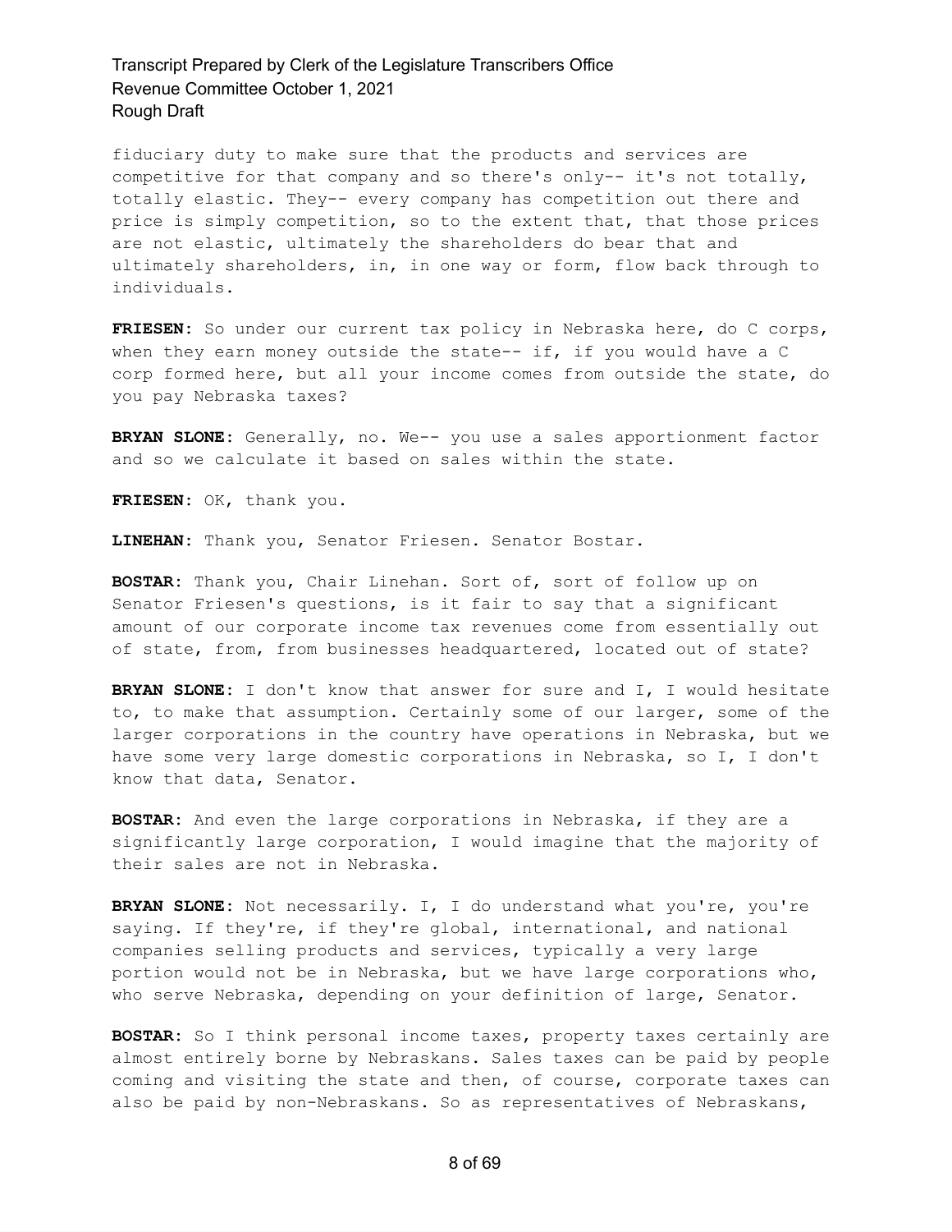fiduciary duty to make sure that the products and services are competitive for that company and so there's only-- it's not totally, totally elastic. They-- every company has competition out there and price is simply competition, so to the extent that, that those prices are not elastic, ultimately the shareholders do bear that and ultimately shareholders, in, in one way or form, flow back through to individuals.

**FRIESEN:** So under our current tax policy in Nebraska here, do C corps, when they earn money outside the state-- if, if you would have a C corp formed here, but all your income comes from outside the state, do you pay Nebraska taxes?

**BRYAN SLONE:** Generally, no. We-- you use a sales apportionment factor and so we calculate it based on sales within the state.

**FRIESEN:** OK, thank you.

**LINEHAN:** Thank you, Senator Friesen. Senator Bostar.

**BOSTAR:** Thank you, Chair Linehan. Sort of, sort of follow up on Senator Friesen's questions, is it fair to say that a significant amount of our corporate income tax revenues come from essentially out of state, from, from businesses headquartered, located out of state?

**BRYAN SLONE:** I don't know that answer for sure and I, I would hesitate to, to make that assumption. Certainly some of our larger, some of the larger corporations in the country have operations in Nebraska, but we have some very large domestic corporations in Nebraska, so I, I don't know that data, Senator.

**BOSTAR:** And even the large corporations in Nebraska, if they are a significantly large corporation, I would imagine that the majority of their sales are not in Nebraska.

**BRYAN SLONE:** Not necessarily. I, I do understand what you're, you're saying. If they're, if they're global, international, and national companies selling products and services, typically a very large portion would not be in Nebraska, but we have large corporations who, who serve Nebraska, depending on your definition of large, Senator.

**BOSTAR:** So I think personal income taxes, property taxes certainly are almost entirely borne by Nebraskans. Sales taxes can be paid by people coming and visiting the state and then, of course, corporate taxes can also be paid by non-Nebraskans. So as representatives of Nebraskans,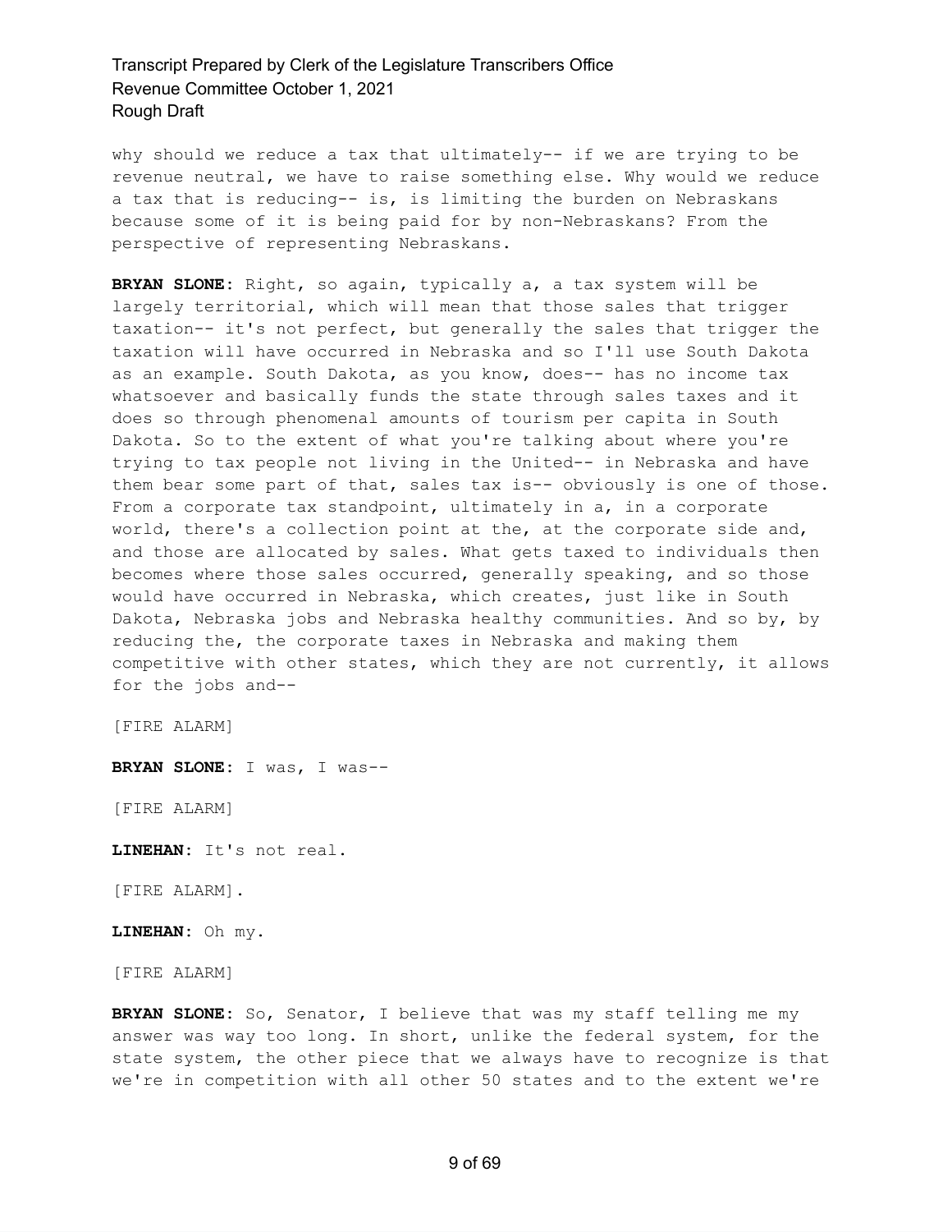why should we reduce a tax that ultimately-- if we are trying to be revenue neutral, we have to raise something else. Why would we reduce a tax that is reducing-- is, is limiting the burden on Nebraskans because some of it is being paid for by non-Nebraskans? From the perspective of representing Nebraskans.

**BRYAN SLONE:** Right, so again, typically a, a tax system will be largely territorial, which will mean that those sales that trigger taxation-- it's not perfect, but generally the sales that trigger the taxation will have occurred in Nebraska and so I'll use South Dakota as an example. South Dakota, as you know, does-- has no income tax whatsoever and basically funds the state through sales taxes and it does so through phenomenal amounts of tourism per capita in South Dakota. So to the extent of what you're talking about where you're trying to tax people not living in the United-- in Nebraska and have them bear some part of that, sales tax is-- obviously is one of those. From a corporate tax standpoint, ultimately in a, in a corporate world, there's a collection point at the, at the corporate side and, and those are allocated by sales. What gets taxed to individuals then becomes where those sales occurred, generally speaking, and so those would have occurred in Nebraska, which creates, just like in South Dakota, Nebraska jobs and Nebraska healthy communities. And so by, by reducing the, the corporate taxes in Nebraska and making them competitive with other states, which they are not currently, it allows for the jobs and--

[FIRE ALARM]

**BRYAN SLONE:** I was, I was--

[FIRE ALARM]

**LINEHAN:** It's not real.

[FIRE ALARM].

**LINEHAN:** Oh my.

[FIRE ALARM]

**BRYAN SLONE:** So, Senator, I believe that was my staff telling me my answer was way too long. In short, unlike the federal system, for the state system, the other piece that we always have to recognize is that we're in competition with all other 50 states and to the extent we're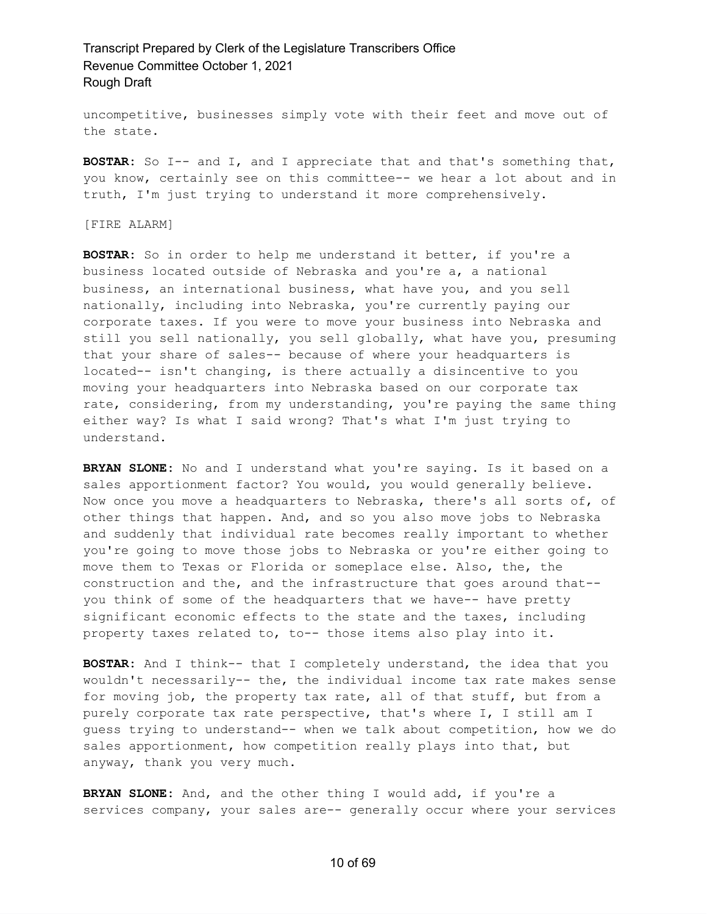uncompetitive, businesses simply vote with their feet and move out of the state.

**BOSTAR:** So I-- and I, and I appreciate that and that's something that, you know, certainly see on this committee-- we hear a lot about and in truth, I'm just trying to understand it more comprehensively.

[FIRE ALARM]

**BOSTAR:** So in order to help me understand it better, if you're a business located outside of Nebraska and you're a, a national business, an international business, what have you, and you sell nationally, including into Nebraska, you're currently paying our corporate taxes. If you were to move your business into Nebraska and still you sell nationally, you sell globally, what have you, presuming that your share of sales-- because of where your headquarters is located-- isn't changing, is there actually a disincentive to you moving your headquarters into Nebraska based on our corporate tax rate, considering, from my understanding, you're paying the same thing either way? Is what I said wrong? That's what I'm just trying to understand.

**BRYAN SLONE:** No and I understand what you're saying. Is it based on a sales apportionment factor? You would, you would generally believe. Now once you move a headquarters to Nebraska, there's all sorts of, of other things that happen. And, and so you also move jobs to Nebraska and suddenly that individual rate becomes really important to whether you're going to move those jobs to Nebraska or you're either going to move them to Texas or Florida or someplace else. Also, the, the construction and the, and the infrastructure that goes around that-- you think of some of the headquarters that we have-- have pretty significant economic effects to the state and the taxes, including property taxes related to, to-- those items also play into it.

**BOSTAR:** And I think-- that I completely understand, the idea that you wouldn't necessarily-- the, the individual income tax rate makes sense for moving job, the property tax rate, all of that stuff, but from a purely corporate tax rate perspective, that's where I, I still am I guess trying to understand-- when we talk about competition, how we do sales apportionment, how competition really plays into that, but anyway, thank you very much.

**BRYAN SLONE:** And, and the other thing I would add, if you're a services company, your sales are-- generally occur where your services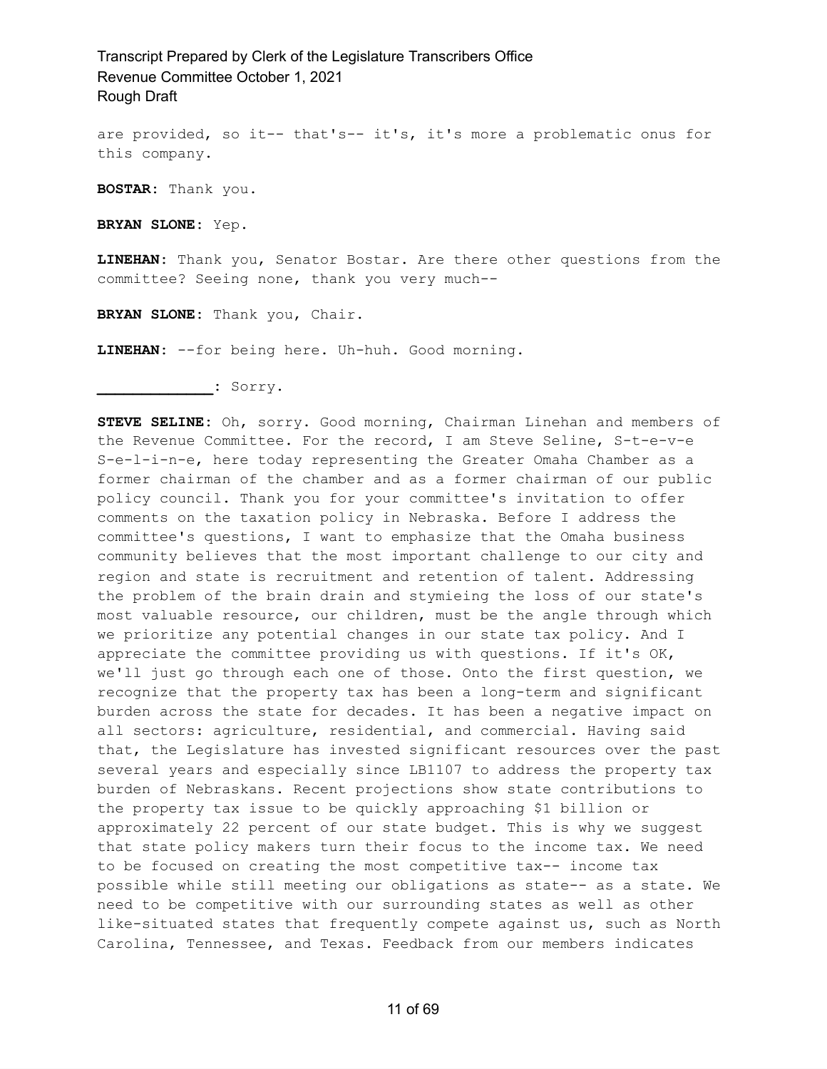are provided, so it-- that's-- it's, it's more a problematic onus for this company.

**BOSTAR:** Thank you.

**BRYAN SLONE:** Yep.

**LINEHAN:** Thank you, Senator Bostar. Are there other questions from the committee? Seeing none, thank you very much--

**BRYAN SLONE:** Thank you, Chair.

**LINEHAN:** --for being here. Uh-huh. Good morning.

**_____________:** Sorry.

**STEVE SELINE:** Oh, sorry. Good morning, Chairman Linehan and members of the Revenue Committee. For the record, I am Steve Seline, S-t-e-v-e S-e-l-i-n-e, here today representing the Greater Omaha Chamber as a former chairman of the chamber and as a former chairman of our public policy council. Thank you for your committee's invitation to offer comments on the taxation policy in Nebraska. Before I address the committee's questions, I want to emphasize that the Omaha business community believes that the most important challenge to our city and region and state is recruitment and retention of talent. Addressing the problem of the brain drain and stymieing the loss of our state's most valuable resource, our children, must be the angle through which we prioritize any potential changes in our state tax policy. And I appreciate the committee providing us with questions. If it's OK, we'll just go through each one of those. Onto the first question, we recognize that the property tax has been a long-term and significant burden across the state for decades. It has been a negative impact on all sectors: agriculture, residential, and commercial. Having said that, the Legislature has invested significant resources over the past several years and especially since LB1107 to address the property tax burden of Nebraskans. Recent projections show state contributions to the property tax issue to be quickly approaching $1 billion or approximately 22 percent of our state budget. This is why we suggest that state policy makers turn their focus to the income tax. We need to be focused on creating the most competitive tax-- income tax possible while still meeting our obligations as state-- as a state. We need to be competitive with our surrounding states as well as other like-situated states that frequently compete against us, such as North Carolina, Tennessee, and Texas. Feedback from our members indicates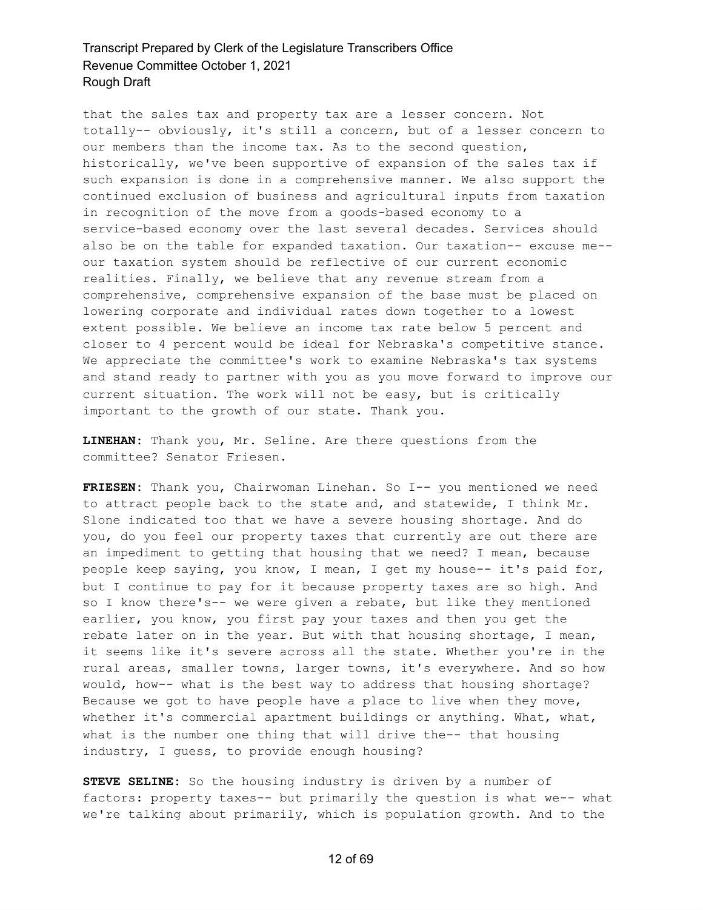that the sales tax and property tax are a lesser concern. Not totally-- obviously, it's still a concern, but of a lesser concern to our members than the income tax. As to the second question, historically, we've been supportive of expansion of the sales tax if such expansion is done in a comprehensive manner. We also support the continued exclusion of business and agricultural inputs from taxation in recognition of the move from a goods-based economy to a service-based economy over the last several decades. Services should also be on the table for expanded taxation. Our taxation-- excuse me-- our taxation system should be reflective of our current economic realities. Finally, we believe that any revenue stream from a comprehensive, comprehensive expansion of the base must be placed on lowering corporate and individual rates down together to a lowest extent possible. We believe an income tax rate below 5 percent and closer to 4 percent would be ideal for Nebraska's competitive stance. We appreciate the committee's work to examine Nebraska's tax systems and stand ready to partner with you as you move forward to improve our current situation. The work will not be easy, but is critically important to the growth of our state. Thank you.

**LINEHAN:** Thank you, Mr. Seline. Are there questions from the committee? Senator Friesen.

**FRIESEN:** Thank you, Chairwoman Linehan. So I-- you mentioned we need to attract people back to the state and, and statewide, I think Mr. Slone indicated too that we have a severe housing shortage. And do you, do you feel our property taxes that currently are out there are an impediment to getting that housing that we need? I mean, because people keep saying, you know, I mean, I get my house-- it's paid for, but I continue to pay for it because property taxes are so high. And so I know there's-- we were given a rebate, but like they mentioned earlier, you know, you first pay your taxes and then you get the rebate later on in the year. But with that housing shortage, I mean, it seems like it's severe across all the state. Whether you're in the rural areas, smaller towns, larger towns, it's everywhere. And so how would, how-- what is the best way to address that housing shortage? Because we got to have people have a place to live when they move, whether it's commercial apartment buildings or anything. What, what, what is the number one thing that will drive the-- that housing industry, I guess, to provide enough housing?

**STEVE SELINE:** So the housing industry is driven by a number of factors: property taxes-- but primarily the question is what we-- what we're talking about primarily, which is population growth. And to the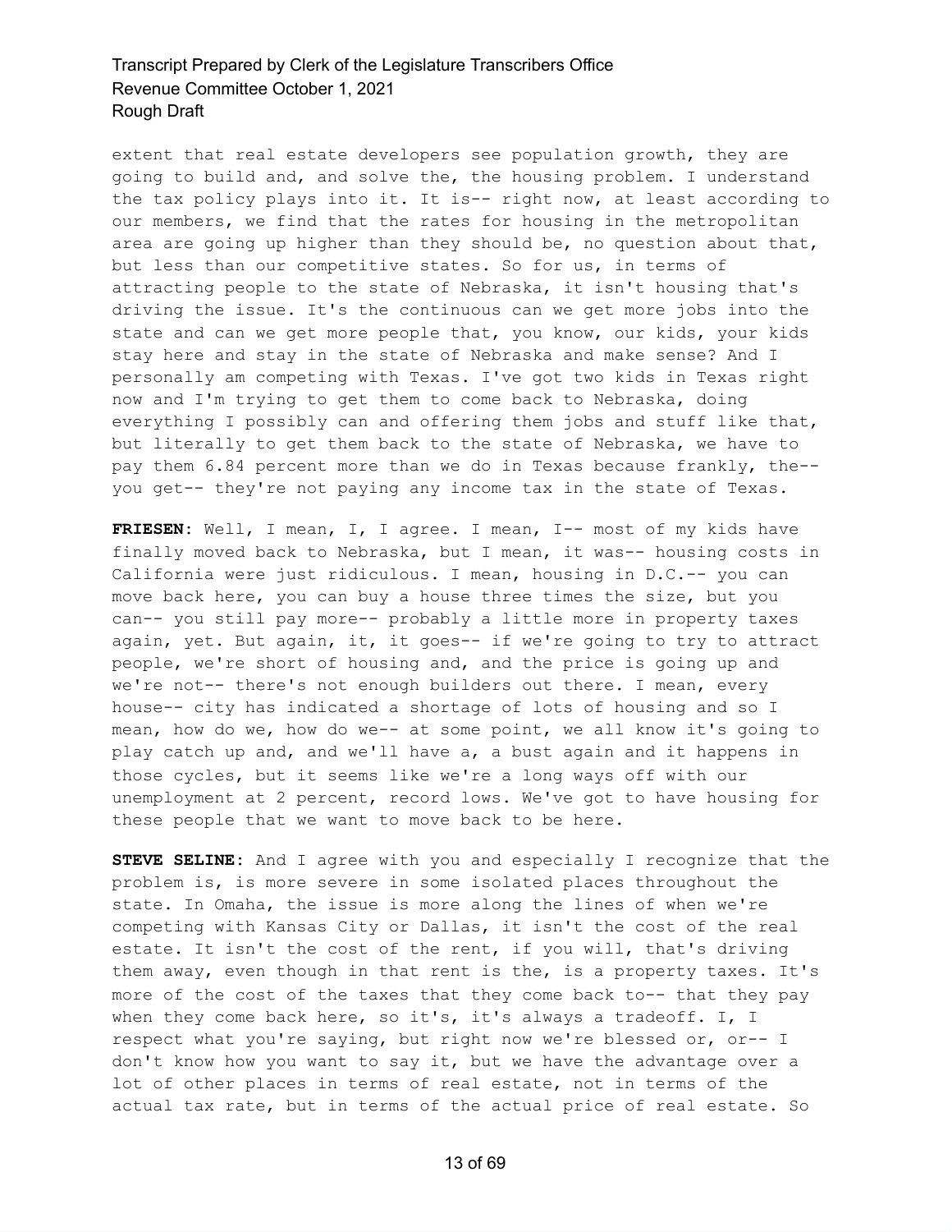extent that real estate developers see population growth, they are going to build and, and solve the, the housing problem. I understand the tax policy plays into it. It is-- right now, at least according to our members, we find that the rates for housing in the metropolitan area are going up higher than they should be, no question about that, but less than our competitive states. So for us, in terms of attracting people to the state of Nebraska, it isn't housing that's driving the issue. It's the continuous can we get more jobs into the state and can we get more people that, you know, our kids, your kids stay here and stay in the state of Nebraska and make sense? And I personally am competing with Texas. I've got two kids in Texas right now and I'm trying to get them to come back to Nebraska, doing everything I possibly can and offering them jobs and stuff like that, but literally to get them back to the state of Nebraska, we have to pay them 6.84 percent more than we do in Texas because frankly, the-- you get-- they're not paying any income tax in the state of Texas.

**FRIESEN:** Well, I mean, I, I agree. I mean, I-- most of my kids have finally moved back to Nebraska, but I mean, it was-- housing costs in California were just ridiculous. I mean, housing in D.C.-- you can move back here, you can buy a house three times the size, but you can-- you still pay more-- probably a little more in property taxes again, yet. But again, it, it goes-- if we're going to try to attract people, we're short of housing and, and the price is going up and we're not-- there's not enough builders out there. I mean, every house-- city has indicated a shortage of lots of housing and so I mean, how do we, how do we-- at some point, we all know it's going to play catch up and, and we'll have a, a bust again and it happens in those cycles, but it seems like we're a long ways off with our unemployment at 2 percent, record lows. We've got to have housing for these people that we want to move back to be here.

**STEVE SELINE:** And I agree with you and especially I recognize that the problem is, is more severe in some isolated places throughout the state. In Omaha, the issue is more along the lines of when we're competing with Kansas City or Dallas, it isn't the cost of the real estate. It isn't the cost of the rent, if you will, that's driving them away, even though in that rent is the, is a property taxes. It's more of the cost of the taxes that they come back to-- that they pay when they come back here, so it's, it's always a tradeoff. I, I respect what you're saying, but right now we're blessed or, or-- I don't know how you want to say it, but we have the advantage over a lot of other places in terms of real estate, not in terms of the actual tax rate, but in terms of the actual price of real estate. So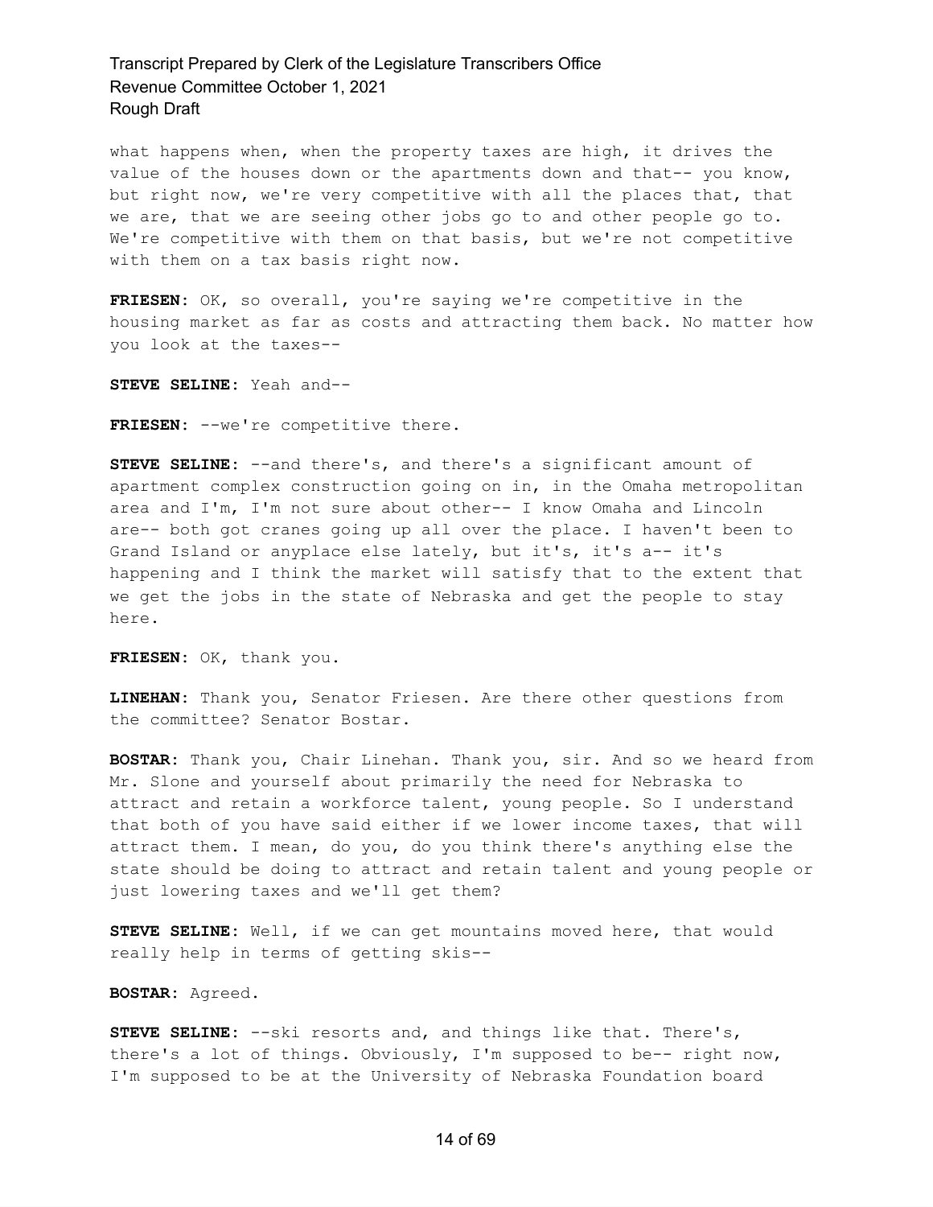what happens when, when the property taxes are high, it drives the value of the houses down or the apartments down and that-- you know, but right now, we're very competitive with all the places that, that we are, that we are seeing other jobs go to and other people go to. We're competitive with them on that basis, but we're not competitive with them on a tax basis right now.

**FRIESEN:** OK, so overall, you're saying we're competitive in the housing market as far as costs and attracting them back. No matter how you look at the taxes--

**STEVE SELINE:** Yeah and--

**FRIESEN:** --we're competitive there.

**STEVE SELINE:** --and there's, and there's a significant amount of apartment complex construction going on in, in the Omaha metropolitan area and I'm, I'm not sure about other-- I know Omaha and Lincoln are-- both got cranes going up all over the place. I haven't been to Grand Island or anyplace else lately, but it's, it's a-- it's happening and I think the market will satisfy that to the extent that we get the jobs in the state of Nebraska and get the people to stay here.

**FRIESEN:** OK, thank you.

**LINEHAN:** Thank you, Senator Friesen. Are there other questions from the committee? Senator Bostar.

**BOSTAR:** Thank you, Chair Linehan. Thank you, sir. And so we heard from Mr. Slone and yourself about primarily the need for Nebraska to attract and retain a workforce talent, young people. So I understand that both of you have said either if we lower income taxes, that will attract them. I mean, do you, do you think there's anything else the state should be doing to attract and retain talent and young people or just lowering taxes and we'll get them?

**STEVE SELINE:** Well, if we can get mountains moved here, that would really help in terms of getting skis--

**BOSTAR:** Agreed.

**STEVE SELINE:** --ski resorts and, and things like that. There's, there's a lot of things. Obviously, I'm supposed to be-- right now, I'm supposed to be at the University of Nebraska Foundation board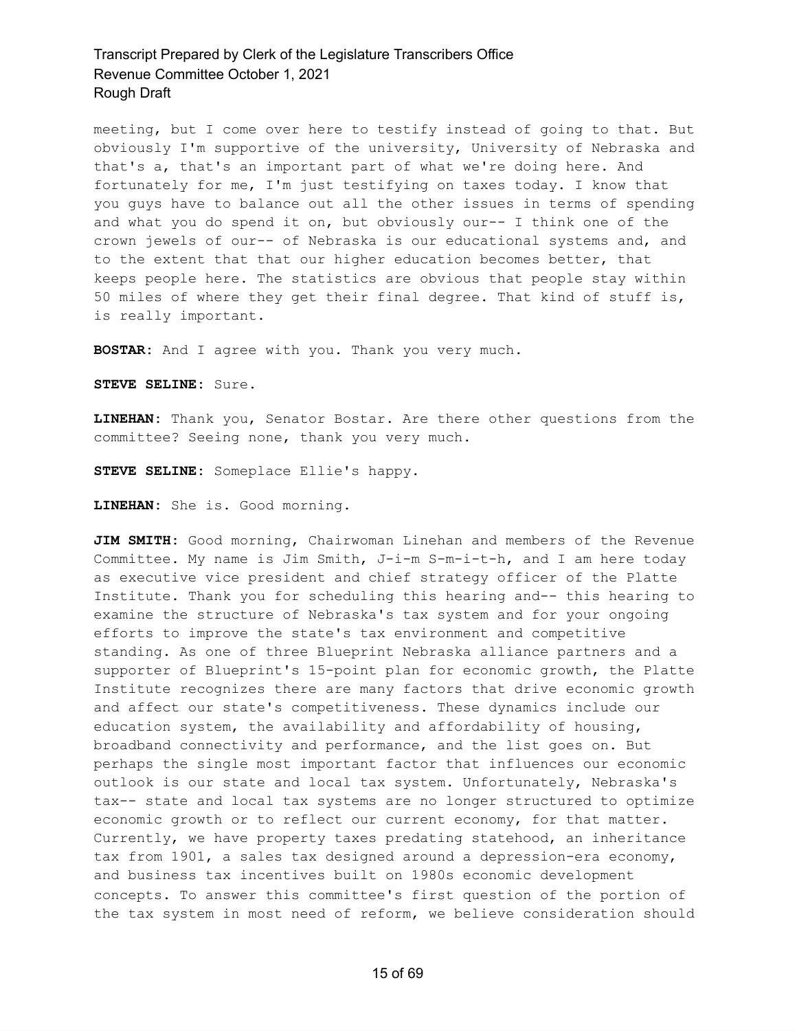meeting, but I come over here to testify instead of going to that. But obviously I'm supportive of the university, University of Nebraska and that's a, that's an important part of what we're doing here. And fortunately for me, I'm just testifying on taxes today. I know that you guys have to balance out all the other issues in terms of spending and what you do spend it on, but obviously our-- I think one of the crown jewels of our-- of Nebraska is our educational systems and, and to the extent that that our higher education becomes better, that keeps people here. The statistics are obvious that people stay within 50 miles of where they get their final degree. That kind of stuff is, is really important.

**BOSTAR:** And I agree with you. Thank you very much.

**STEVE SELINE:** Sure.

**LINEHAN:** Thank you, Senator Bostar. Are there other questions from the committee? Seeing none, thank you very much.

**STEVE SELINE:** Someplace Ellie's happy.

**LINEHAN:** She is. Good morning.

**JIM SMITH:** Good morning, Chairwoman Linehan and members of the Revenue Committee. My name is Jim Smith, J-i-m S-m-i-t-h, and I am here today as executive vice president and chief strategy officer of the Platte Institute. Thank you for scheduling this hearing and-- this hearing to examine the structure of Nebraska's tax system and for your ongoing efforts to improve the state's tax environment and competitive standing. As one of three Blueprint Nebraska alliance partners and a supporter of Blueprint's 15-point plan for economic growth, the Platte Institute recognizes there are many factors that drive economic growth and affect our state's competitiveness. These dynamics include our education system, the availability and affordability of housing, broadband connectivity and performance, and the list goes on. But perhaps the single most important factor that influences our economic outlook is our state and local tax system. Unfortunately, Nebraska's tax-- state and local tax systems are no longer structured to optimize economic growth or to reflect our current economy, for that matter. Currently, we have property taxes predating statehood, an inheritance tax from 1901, a sales tax designed around a depression-era economy, and business tax incentives built on 1980s economic development concepts. To answer this committee's first question of the portion of the tax system in most need of reform, we believe consideration should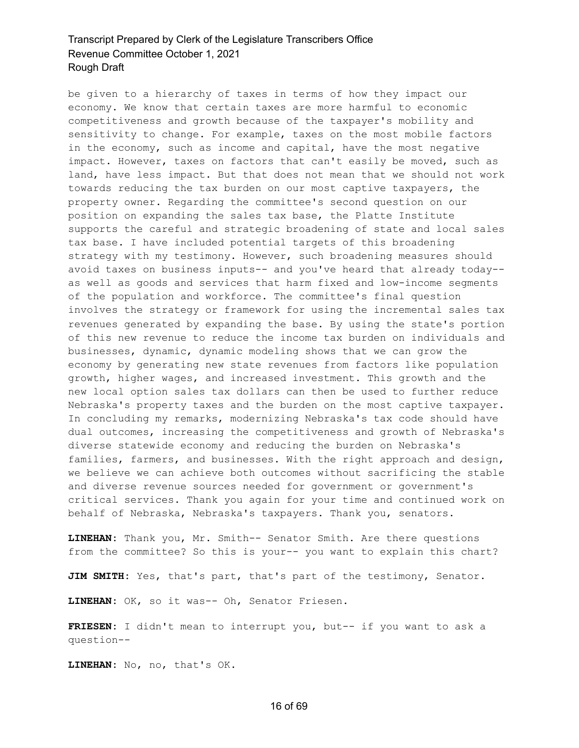be given to a hierarchy of taxes in terms of how they impact our economy. We know that certain taxes are more harmful to economic competitiveness and growth because of the taxpayer's mobility and sensitivity to change. For example, taxes on the most mobile factors in the economy, such as income and capital, have the most negative impact. However, taxes on factors that can't easily be moved, such as land, have less impact. But that does not mean that we should not work towards reducing the tax burden on our most captive taxpayers, the property owner. Regarding the committee's second question on our position on expanding the sales tax base, the Platte Institute supports the careful and strategic broadening of state and local sales tax base. I have included potential targets of this broadening strategy with my testimony. However, such broadening measures should avoid taxes on business inputs-- and you've heard that already today-- as well as goods and services that harm fixed and low-income segments of the population and workforce. The committee's final question involves the strategy or framework for using the incremental sales tax revenues generated by expanding the base. By using the state's portion of this new revenue to reduce the income tax burden on individuals and businesses, dynamic, dynamic modeling shows that we can grow the economy by generating new state revenues from factors like population growth, higher wages, and increased investment. This growth and the new local option sales tax dollars can then be used to further reduce Nebraska's property taxes and the burden on the most captive taxpayer. In concluding my remarks, modernizing Nebraska's tax code should have dual outcomes, increasing the competitiveness and growth of Nebraska's diverse statewide economy and reducing the burden on Nebraska's families, farmers, and businesses. With the right approach and design, we believe we can achieve both outcomes without sacrificing the stable and diverse revenue sources needed for government or government's critical services. Thank you again for your time and continued work on behalf of Nebraska, Nebraska's taxpayers. Thank you, senators.

**LINEHAN:** Thank you, Mr. Smith-- Senator Smith. Are there questions from the committee? So this is your-- you want to explain this chart?

**JIM SMITH:** Yes, that's part, that's part of the testimony, Senator.

**LINEHAN:** OK, so it was-- Oh, Senator Friesen.

**FRIESEN:** I didn't mean to interrupt you, but-- if you want to ask a question--

**LINEHAN:** No, no, that's OK.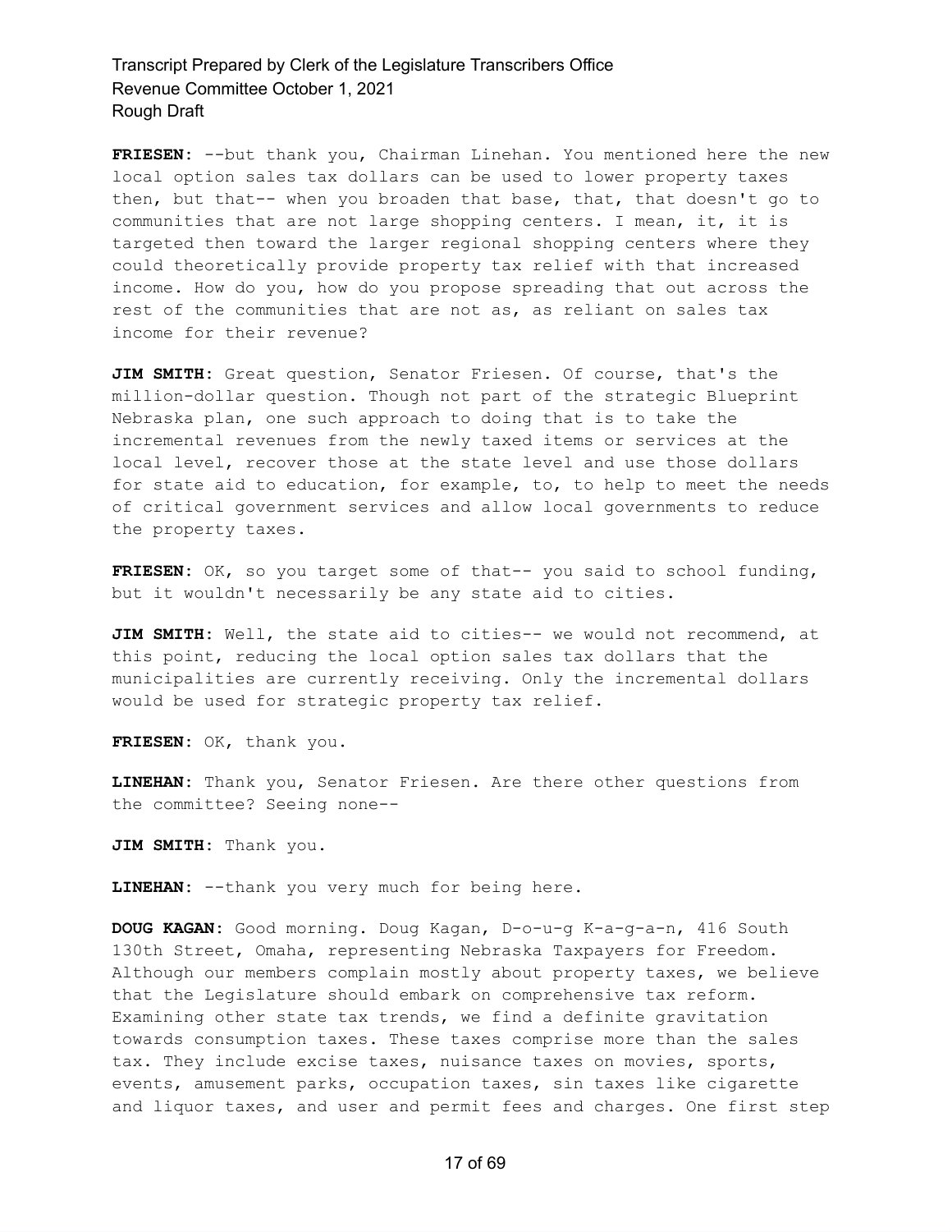**FRIESEN:** --but thank you, Chairman Linehan. You mentioned here the new local option sales tax dollars can be used to lower property taxes then, but that-- when you broaden that base, that, that doesn't go to communities that are not large shopping centers. I mean, it, it is targeted then toward the larger regional shopping centers where they could theoretically provide property tax relief with that increased income. How do you, how do you propose spreading that out across the rest of the communities that are not as, as reliant on sales tax income for their revenue?

**JIM SMITH:** Great question, Senator Friesen. Of course, that's the million-dollar question. Though not part of the strategic Blueprint Nebraska plan, one such approach to doing that is to take the incremental revenues from the newly taxed items or services at the local level, recover those at the state level and use those dollars for state aid to education, for example, to, to help to meet the needs of critical government services and allow local governments to reduce the property taxes.

**FRIESEN:** OK, so you target some of that-- you said to school funding, but it wouldn't necessarily be any state aid to cities.

**JIM SMITH:** Well, the state aid to cities-- we would not recommend, at this point, reducing the local option sales tax dollars that the municipalities are currently receiving. Only the incremental dollars would be used for strategic property tax relief.

**FRIESEN:** OK, thank you.

**LINEHAN:** Thank you, Senator Friesen. Are there other questions from the committee? Seeing none--

**JIM SMITH:** Thank you.

**LINEHAN:** --thank you very much for being here.

**DOUG KAGAN:** Good morning. Doug Kagan, D-o-u-g K-a-g-a-n, 416 South 130th Street, Omaha, representing Nebraska Taxpayers for Freedom. Although our members complain mostly about property taxes, we believe that the Legislature should embark on comprehensive tax reform. Examining other state tax trends, we find a definite gravitation towards consumption taxes. These taxes comprise more than the sales tax. They include excise taxes, nuisance taxes on movies, sports, events, amusement parks, occupation taxes, sin taxes like cigarette and liquor taxes, and user and permit fees and charges. One first step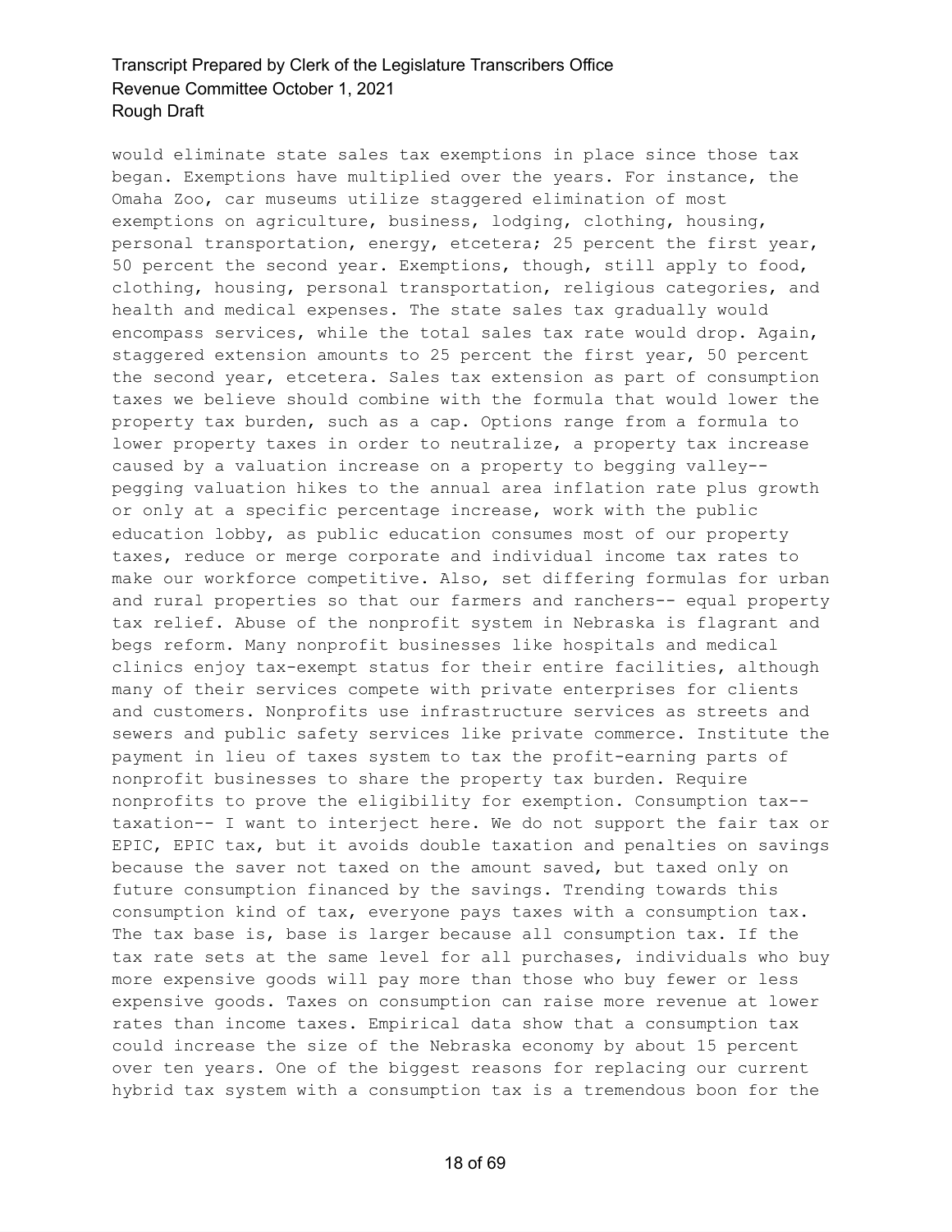would eliminate state sales tax exemptions in place since those tax began. Exemptions have multiplied over the years. For instance, the Omaha Zoo, car museums utilize staggered elimination of most exemptions on agriculture, business, lodging, clothing, housing, personal transportation, energy, etcetera; 25 percent the first year, 50 percent the second year. Exemptions, though, still apply to food, clothing, housing, personal transportation, religious categories, and health and medical expenses. The state sales tax gradually would encompass services, while the total sales tax rate would drop. Again, staggered extension amounts to 25 percent the first year, 50 percent the second year, etcetera. Sales tax extension as part of consumption taxes we believe should combine with the formula that would lower the property tax burden, such as a cap. Options range from a formula to lower property taxes in order to neutralize, a property tax increase caused by a valuation increase on a property to begging valley-- pegging valuation hikes to the annual area inflation rate plus growth or only at a specific percentage increase, work with the public education lobby, as public education consumes most of our property taxes, reduce or merge corporate and individual income tax rates to make our workforce competitive. Also, set differing formulas for urban and rural properties so that our farmers and ranchers-- equal property tax relief. Abuse of the nonprofit system in Nebraska is flagrant and begs reform. Many nonprofit businesses like hospitals and medical clinics enjoy tax-exempt status for their entire facilities, although many of their services compete with private enterprises for clients and customers. Nonprofits use infrastructure services as streets and sewers and public safety services like private commerce. Institute the payment in lieu of taxes system to tax the profit-earning parts of nonprofit businesses to share the property tax burden. Require nonprofits to prove the eligibility for exemption. Consumption tax-- taxation-- I want to interject here. We do not support the fair tax or EPIC, EPIC tax, but it avoids double taxation and penalties on savings because the saver not taxed on the amount saved, but taxed only on future consumption financed by the savings. Trending towards this consumption kind of tax, everyone pays taxes with a consumption tax. The tax base is, base is larger because all consumption tax. If the tax rate sets at the same level for all purchases, individuals who buy more expensive goods will pay more than those who buy fewer or less expensive goods. Taxes on consumption can raise more revenue at lower rates than income taxes. Empirical data show that a consumption tax could increase the size of the Nebraska economy by about 15 percent over ten years. One of the biggest reasons for replacing our current hybrid tax system with a consumption tax is a tremendous boon for the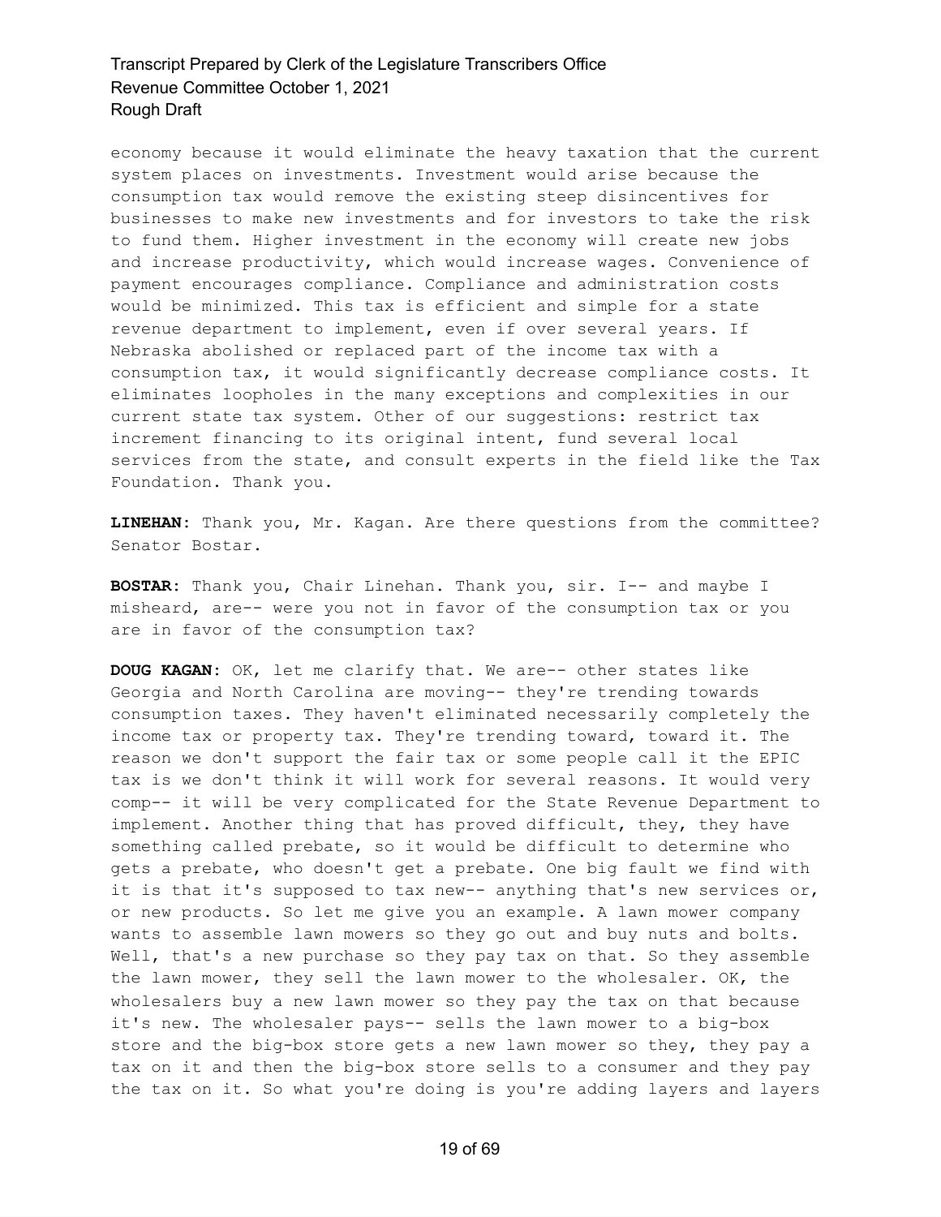economy because it would eliminate the heavy taxation that the current system places on investments. Investment would arise because the consumption tax would remove the existing steep disincentives for businesses to make new investments and for investors to take the risk to fund them. Higher investment in the economy will create new jobs and increase productivity, which would increase wages. Convenience of payment encourages compliance. Compliance and administration costs would be minimized. This tax is efficient and simple for a state revenue department to implement, even if over several years. If Nebraska abolished or replaced part of the income tax with a consumption tax, it would significantly decrease compliance costs. It eliminates loopholes in the many exceptions and complexities in our current state tax system. Other of our suggestions: restrict tax increment financing to its original intent, fund several local services from the state, and consult experts in the field like the Tax Foundation. Thank you.

**LINEHAN:** Thank you, Mr. Kagan. Are there questions from the committee? Senator Bostar.

**BOSTAR:** Thank you, Chair Linehan. Thank you, sir. I-- and maybe I misheard, are-- were you not in favor of the consumption tax or you are in favor of the consumption tax?

**DOUG KAGAN:** OK, let me clarify that. We are-- other states like Georgia and North Carolina are moving-- they're trending towards consumption taxes. They haven't eliminated necessarily completely the income tax or property tax. They're trending toward, toward it. The reason we don't support the fair tax or some people call it the EPIC tax is we don't think it will work for several reasons. It would very comp-- it will be very complicated for the State Revenue Department to implement. Another thing that has proved difficult, they, they have something called prebate, so it would be difficult to determine who gets a prebate, who doesn't get a prebate. One big fault we find with it is that it's supposed to tax new-- anything that's new services or, or new products. So let me give you an example. A lawn mower company wants to assemble lawn mowers so they go out and buy nuts and bolts. Well, that's a new purchase so they pay tax on that. So they assemble the lawn mower, they sell the lawn mower to the wholesaler. OK, the wholesalers buy a new lawn mower so they pay the tax on that because it's new. The wholesaler pays-- sells the lawn mower to a big-box store and the big-box store gets a new lawn mower so they, they pay a tax on it and then the big-box store sells to a consumer and they pay the tax on it. So what you're doing is you're adding layers and layers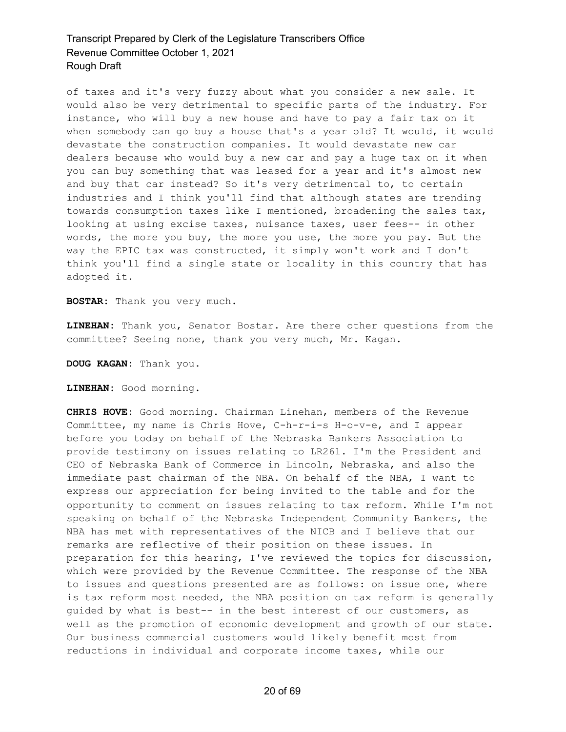of taxes and it's very fuzzy about what you consider a new sale. It would also be very detrimental to specific parts of the industry. For instance, who will buy a new house and have to pay a fair tax on it when somebody can go buy a house that's a year old? It would, it would devastate the construction companies. It would devastate new car dealers because who would buy a new car and pay a huge tax on it when you can buy something that was leased for a year and it's almost new and buy that car instead? So it's very detrimental to, to certain industries and I think you'll find that although states are trending towards consumption taxes like I mentioned, broadening the sales tax, looking at using excise taxes, nuisance taxes, user fees-- in other words, the more you buy, the more you use, the more you pay. But the way the EPIC tax was constructed, it simply won't work and I don't think you'll find a single state or locality in this country that has adopted it.

**BOSTAR:** Thank you very much.

**LINEHAN:** Thank you, Senator Bostar. Are there other questions from the committee? Seeing none, thank you very much, Mr. Kagan.

**DOUG KAGAN:** Thank you.

**LINEHAN:** Good morning.

**CHRIS HOVE:** Good morning. Chairman Linehan, members of the Revenue Committee, my name is Chris Hove, C-h-r-i-s H-o-v-e, and I appear before you today on behalf of the Nebraska Bankers Association to provide testimony on issues relating to LR261. I'm the President and CEO of Nebraska Bank of Commerce in Lincoln, Nebraska, and also the immediate past chairman of the NBA. On behalf of the NBA, I want to express our appreciation for being invited to the table and for the opportunity to comment on issues relating to tax reform. While I'm not speaking on behalf of the Nebraska Independent Community Bankers, the NBA has met with representatives of the NICB and I believe that our remarks are reflective of their position on these issues. In preparation for this hearing, I've reviewed the topics for discussion, which were provided by the Revenue Committee. The response of the NBA to issues and questions presented are as follows: on issue one, where is tax reform most needed, the NBA position on tax reform is generally guided by what is best-- in the best interest of our customers, as well as the promotion of economic development and growth of our state. Our business commercial customers would likely benefit most from reductions in individual and corporate income taxes, while our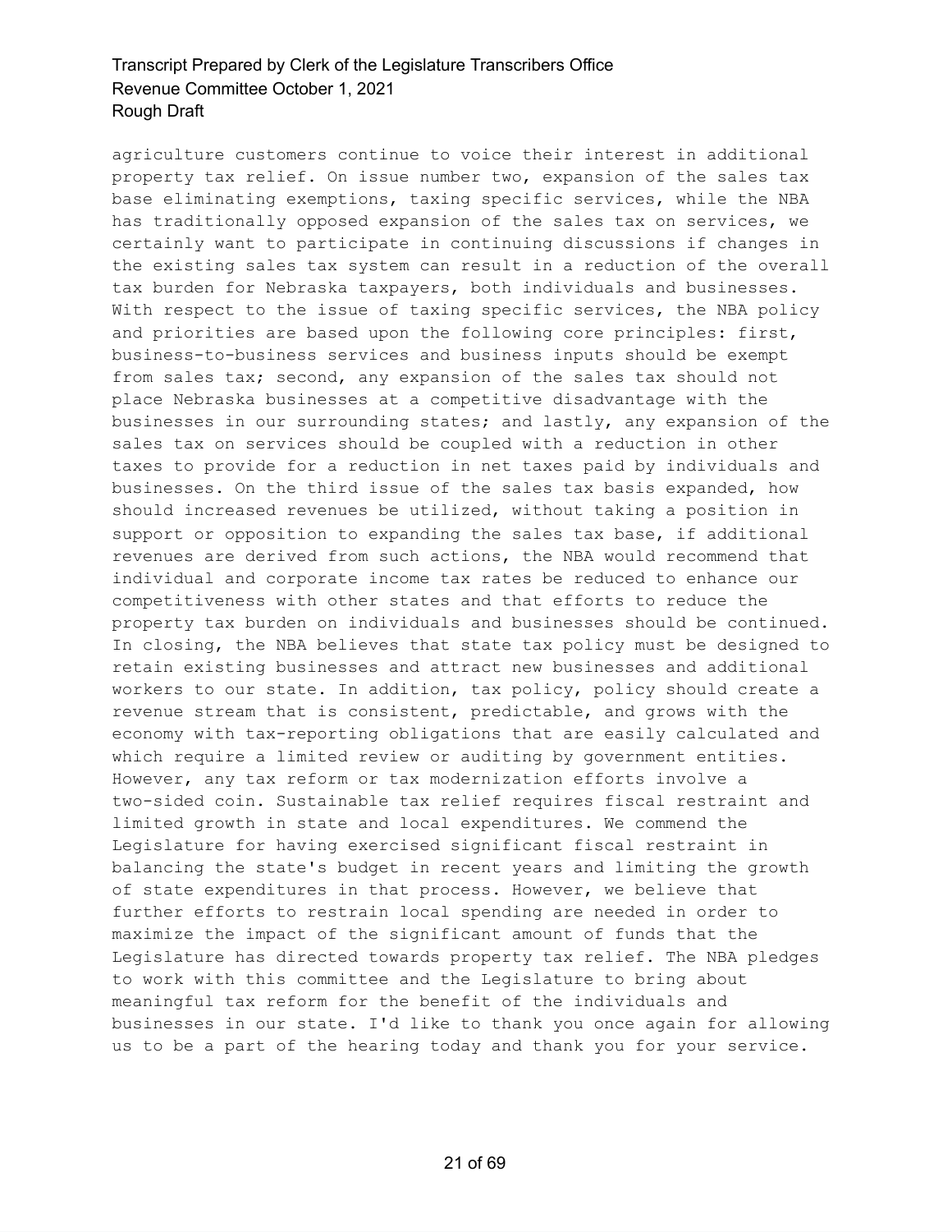agriculture customers continue to voice their interest in additional property tax relief. On issue number two, expansion of the sales tax base eliminating exemptions, taxing specific services, while the NBA has traditionally opposed expansion of the sales tax on services, we certainly want to participate in continuing discussions if changes in the existing sales tax system can result in a reduction of the overall tax burden for Nebraska taxpayers, both individuals and businesses. With respect to the issue of taxing specific services, the NBA policy and priorities are based upon the following core principles: first, business-to-business services and business inputs should be exempt from sales tax; second, any expansion of the sales tax should not place Nebraska businesses at a competitive disadvantage with the businesses in our surrounding states; and lastly, any expansion of the sales tax on services should be coupled with a reduction in other taxes to provide for a reduction in net taxes paid by individuals and businesses. On the third issue of the sales tax basis expanded, how should increased revenues be utilized, without taking a position in support or opposition to expanding the sales tax base, if additional revenues are derived from such actions, the NBA would recommend that individual and corporate income tax rates be reduced to enhance our competitiveness with other states and that efforts to reduce the property tax burden on individuals and businesses should be continued. In closing, the NBA believes that state tax policy must be designed to retain existing businesses and attract new businesses and additional workers to our state. In addition, tax policy, policy should create a revenue stream that is consistent, predictable, and grows with the economy with tax-reporting obligations that are easily calculated and which require a limited review or auditing by government entities. However, any tax reform or tax modernization efforts involve a two-sided coin. Sustainable tax relief requires fiscal restraint and limited growth in state and local expenditures. We commend the Legislature for having exercised significant fiscal restraint in balancing the state's budget in recent years and limiting the growth of state expenditures in that process. However, we believe that further efforts to restrain local spending are needed in order to maximize the impact of the significant amount of funds that the Legislature has directed towards property tax relief. The NBA pledges to work with this committee and the Legislature to bring about meaningful tax reform for the benefit of the individuals and businesses in our state. I'd like to thank you once again for allowing us to be a part of the hearing today and thank you for your service.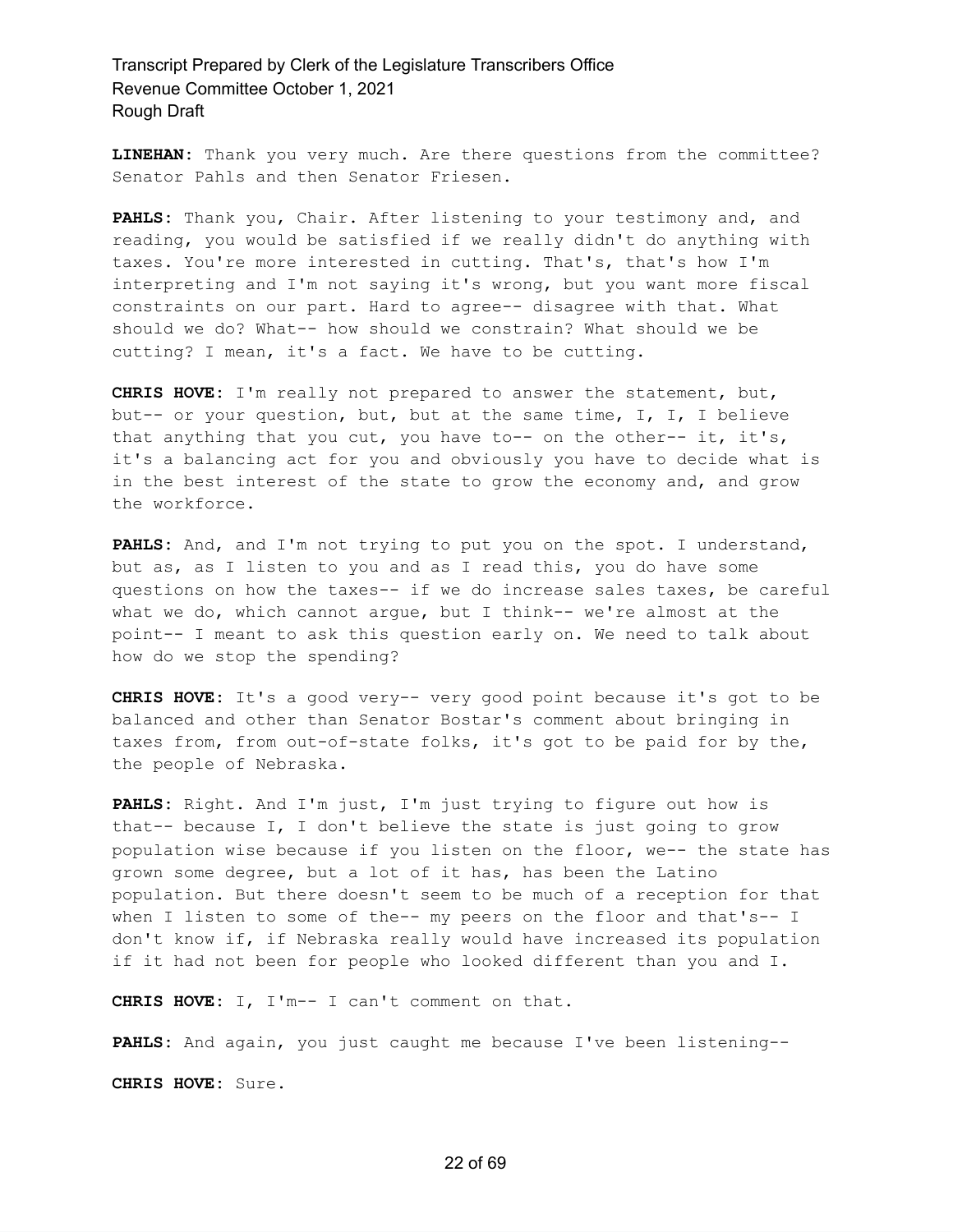**LINEHAN:** Thank you very much. Are there questions from the committee? Senator Pahls and then Senator Friesen.

**PAHLS:** Thank you, Chair. After listening to your testimony and, and reading, you would be satisfied if we really didn't do anything with taxes. You're more interested in cutting. That's, that's how I'm interpreting and I'm not saying it's wrong, but you want more fiscal constraints on our part. Hard to agree-- disagree with that. What should we do? What-- how should we constrain? What should we be cutting? I mean, it's a fact. We have to be cutting.

**CHRIS HOVE:** I'm really not prepared to answer the statement, but, but-- or your question, but, but at the same time, I, I, I believe that anything that you cut, you have to-- on the other-- it, it's, it's a balancing act for you and obviously you have to decide what is in the best interest of the state to grow the economy and, and grow the workforce.

**PAHLS:** And, and I'm not trying to put you on the spot. I understand, but as, as I listen to you and as I read this, you do have some questions on how the taxes-- if we do increase sales taxes, be careful what we do, which cannot argue, but I think-- we're almost at the point-- I meant to ask this question early on. We need to talk about how do we stop the spending?

**CHRIS HOVE:** It's a good very-- very good point because it's got to be balanced and other than Senator Bostar's comment about bringing in taxes from, from out-of-state folks, it's got to be paid for by the, the people of Nebraska.

**PAHLS:** Right. And I'm just, I'm just trying to figure out how is that-- because I, I don't believe the state is just going to grow population wise because if you listen on the floor, we-- the state has grown some degree, but a lot of it has, has been the Latino population. But there doesn't seem to be much of a reception for that when I listen to some of the-- my peers on the floor and that's-- I don't know if, if Nebraska really would have increased its population if it had not been for people who looked different than you and I.

**CHRIS HOVE:** I, I'm-- I can't comment on that.

**PAHLS:** And again, you just caught me because I've been listening--

**CHRIS HOVE:** Sure.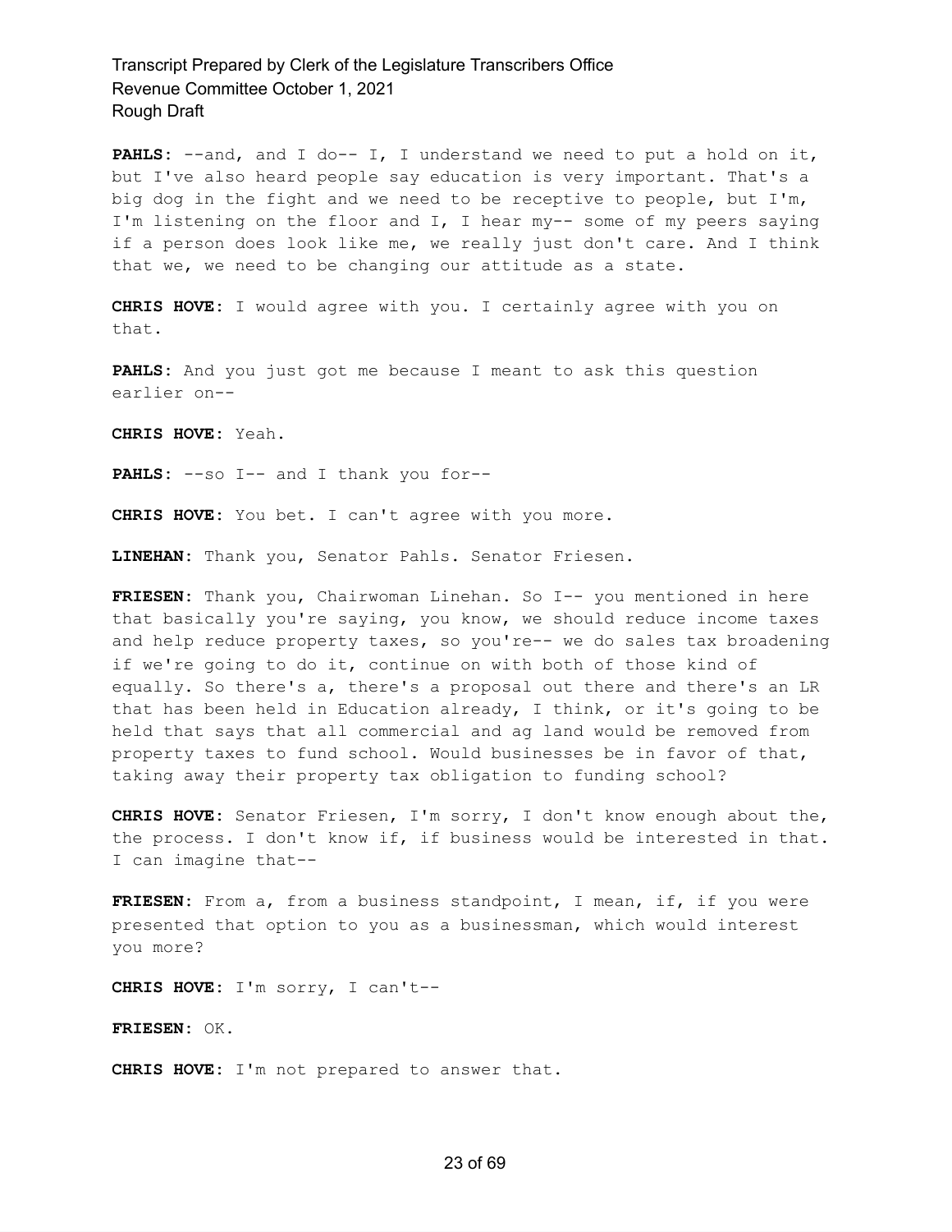**PAHLS:** --and, and I do-- I, I understand we need to put a hold on it, but I've also heard people say education is very important. That's a big dog in the fight and we need to be receptive to people, but I'm, I'm listening on the floor and I, I hear my-- some of my peers saying if a person does look like me, we really just don't care. And I think that we, we need to be changing our attitude as a state.

**CHRIS HOVE:** I would agree with you. I certainly agree with you on that.

**PAHLS:** And you just got me because I meant to ask this question earlier on--

**CHRIS HOVE:** Yeah.

**PAHLS:** --so I-- and I thank you for--

**CHRIS HOVE:** You bet. I can't agree with you more.

**LINEHAN:** Thank you, Senator Pahls. Senator Friesen.

**FRIESEN:** Thank you, Chairwoman Linehan. So I-- you mentioned in here that basically you're saying, you know, we should reduce income taxes and help reduce property taxes, so you're-- we do sales tax broadening if we're going to do it, continue on with both of those kind of equally. So there's a, there's a proposal out there and there's an LR that has been held in Education already, I think, or it's going to be held that says that all commercial and ag land would be removed from property taxes to fund school. Would businesses be in favor of that, taking away their property tax obligation to funding school?

**CHRIS HOVE:** Senator Friesen, I'm sorry, I don't know enough about the, the process. I don't know if, if business would be interested in that. I can imagine that--

**FRIESEN:** From a, from a business standpoint, I mean, if, if you were presented that option to you as a businessman, which would interest you more?

**CHRIS HOVE:** I'm sorry, I can't--

**FRIESEN:** OK.

**CHRIS HOVE:** I'm not prepared to answer that.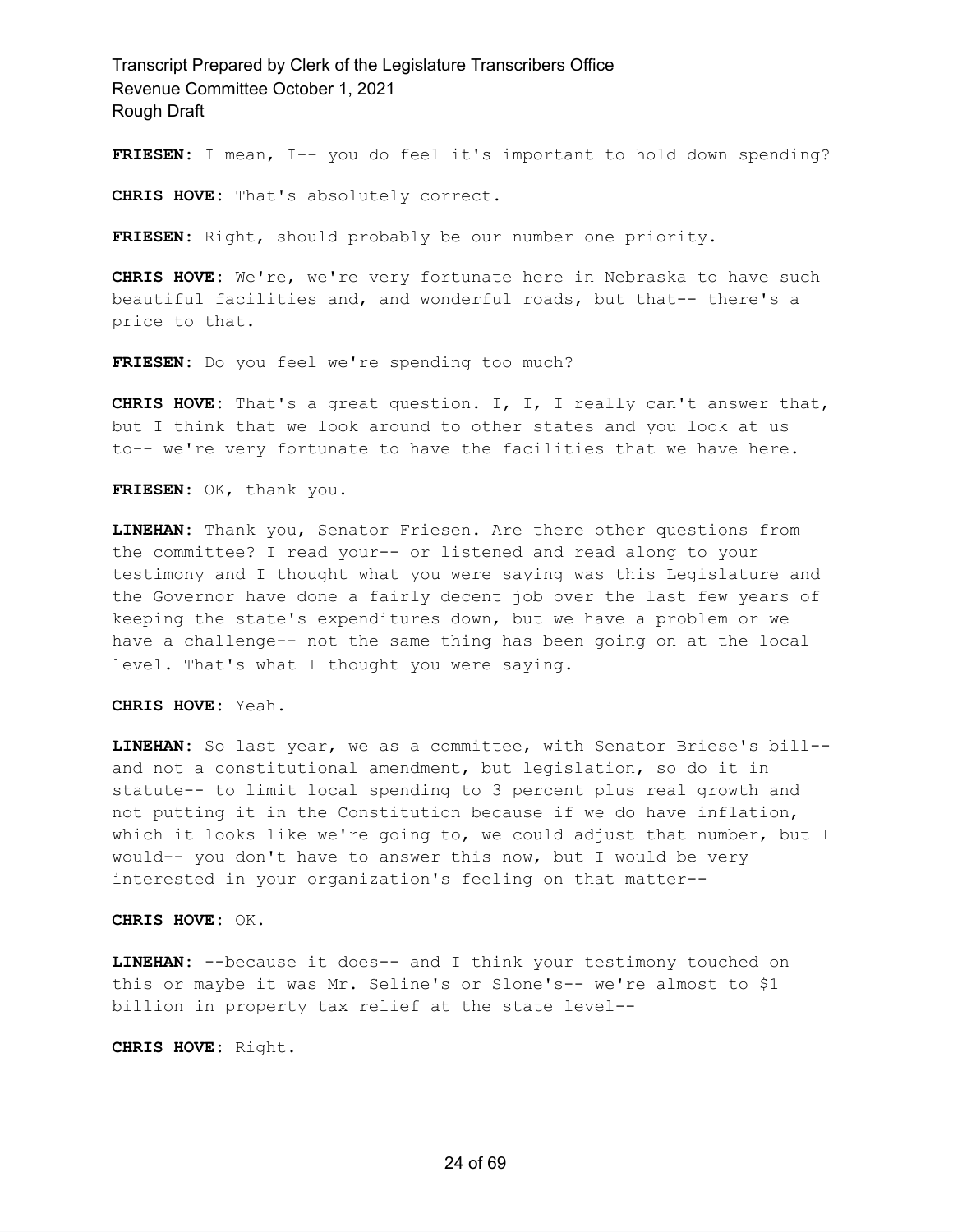**FRIESEN:** I mean, I-- you do feel it's important to hold down spending?

**CHRIS HOVE:** That's absolutely correct.

**FRIESEN:** Right, should probably be our number one priority.

**CHRIS HOVE:** We're, we're very fortunate here in Nebraska to have such beautiful facilities and, and wonderful roads, but that-- there's a price to that.

**FRIESEN:** Do you feel we're spending too much?

**CHRIS HOVE:** That's a great question. I, I, I really can't answer that, but I think that we look around to other states and you look at us to-- we're very fortunate to have the facilities that we have here.

**FRIESEN:** OK, thank you.

**LINEHAN:** Thank you, Senator Friesen. Are there other questions from the committee? I read your-- or listened and read along to your testimony and I thought what you were saying was this Legislature and the Governor have done a fairly decent job over the last few years of keeping the state's expenditures down, but we have a problem or we have a challenge-- not the same thing has been going on at the local level. That's what I thought you were saying.

**CHRIS HOVE:** Yeah.

**LINEHAN:** So last year, we as a committee, with Senator Briese's bill-- and not a constitutional amendment, but legislation, so do it in statute-- to limit local spending to 3 percent plus real growth and not putting it in the Constitution because if we do have inflation, which it looks like we're going to, we could adjust that number, but I would-- you don't have to answer this now, but I would be very interested in your organization's feeling on that matter--

**CHRIS HOVE:** OK.

**LINEHAN:** --because it does-- and I think your testimony touched on this or maybe it was Mr. Seline's or Slone's-- we're almost to $1 billion in property tax relief at the state level--

**CHRIS HOVE:** Right.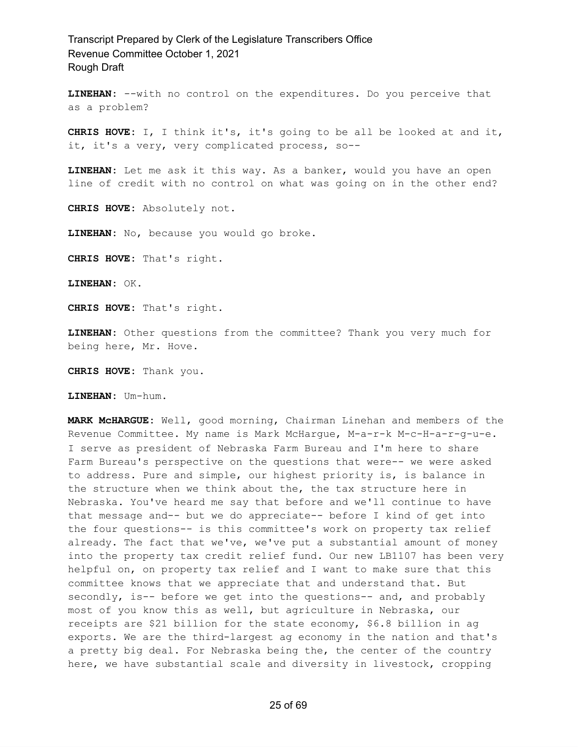**LINEHAN:** --with no control on the expenditures. Do you perceive that as a problem?

**CHRIS HOVE:** I, I think it's, it's going to be all be looked at and it, it, it's a very, very complicated process, so--

**LINEHAN:** Let me ask it this way. As a banker, would you have an open line of credit with no control on what was going on in the other end?

**CHRIS HOVE:** Absolutely not.

**LINEHAN:** No, because you would go broke.

**CHRIS HOVE:** That's right.

**LINEHAN:** OK.

**CHRIS HOVE:** That's right.

**LINEHAN:** Other questions from the committee? Thank you very much for being here, Mr. Hove.

**CHRIS HOVE:** Thank you.

**LINEHAN:** Um-hum.

**MARK McHARGUE:** Well, good morning, Chairman Linehan and members of the Revenue Committee. My name is Mark McHargue, M-a-r-k M-c-H-a-r-g-u-e. I serve as president of Nebraska Farm Bureau and I'm here to share Farm Bureau's perspective on the questions that were-- we were asked to address. Pure and simple, our highest priority is, is balance in the structure when we think about the, the tax structure here in Nebraska. You've heard me say that before and we'll continue to have that message and-- but we do appreciate-- before I kind of get into the four questions-- is this committee's work on property tax relief already. The fact that we've, we've put a substantial amount of money into the property tax credit relief fund. Our new LB1107 has been very helpful on, on property tax relief and I want to make sure that this committee knows that we appreciate that and understand that. But secondly, is-- before we get into the questions-- and, and probably most of you know this as well, but agriculture in Nebraska, our receipts are $21 billion for the state economy, $6.8 billion in ag exports. We are the third-largest ag economy in the nation and that's a pretty big deal. For Nebraska being the, the center of the country here, we have substantial scale and diversity in livestock, cropping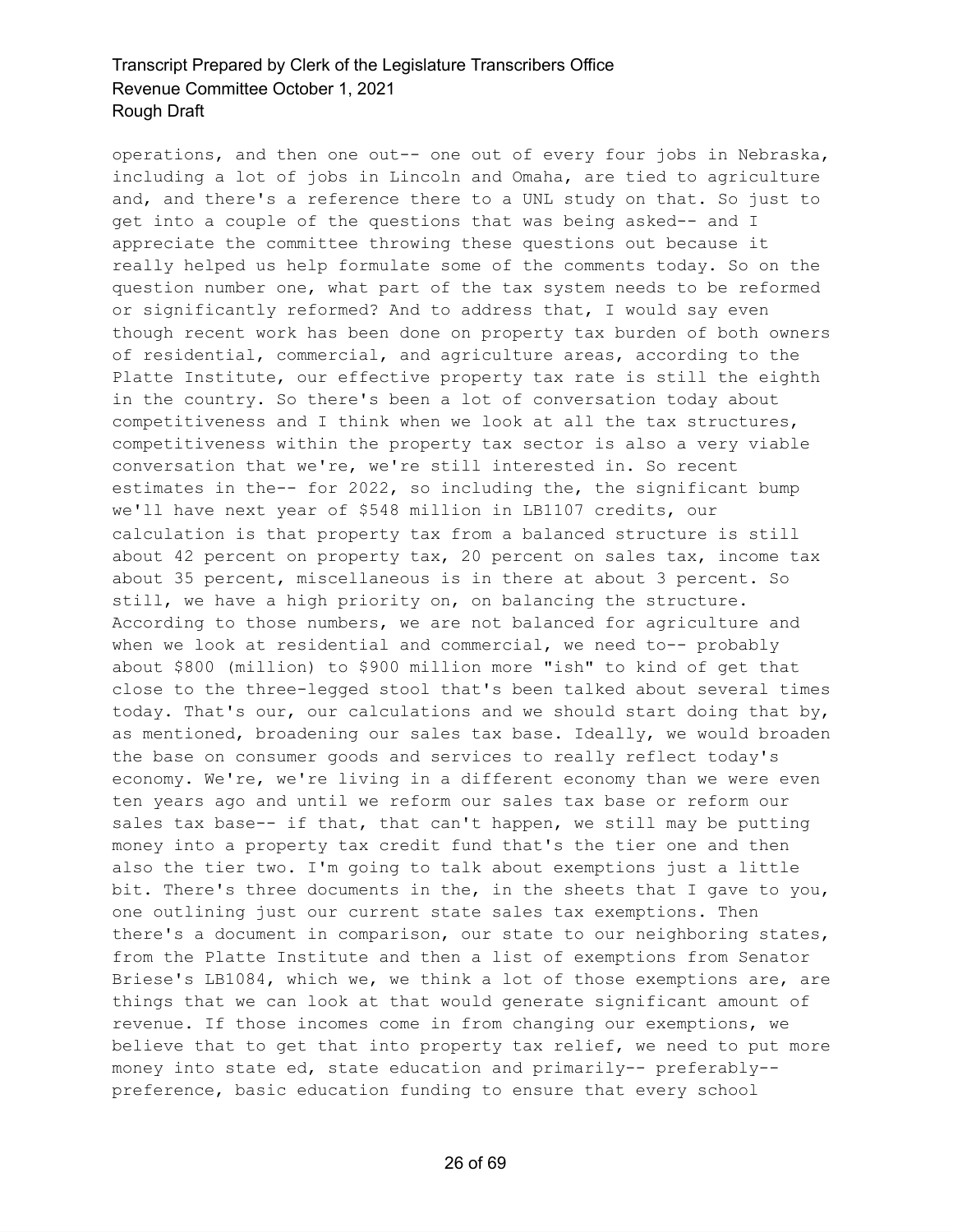operations, and then one out-- one out of every four jobs in Nebraska, including a lot of jobs in Lincoln and Omaha, are tied to agriculture and, and there's a reference there to a UNL study on that. So just to get into a couple of the questions that was being asked-- and I appreciate the committee throwing these questions out because it really helped us help formulate some of the comments today. So on the question number one, what part of the tax system needs to be reformed or significantly reformed? And to address that, I would say even though recent work has been done on property tax burden of both owners of residential, commercial, and agriculture areas, according to the Platte Institute, our effective property tax rate is still the eighth in the country. So there's been a lot of conversation today about competitiveness and I think when we look at all the tax structures, competitiveness within the property tax sector is also a very viable conversation that we're, we're still interested in. So recent estimates in the-- for 2022, so including the, the significant bump we'll have next year of $548 million in LB1107 credits, our calculation is that property tax from a balanced structure is still about 42 percent on property tax, 20 percent on sales tax, income tax about 35 percent, miscellaneous is in there at about 3 percent. So still, we have a high priority on, on balancing the structure. According to those numbers, we are not balanced for agriculture and when we look at residential and commercial, we need to-- probably about $800 (million) to $900 million more "ish" to kind of get that close to the three-legged stool that's been talked about several times today. That's our, our calculations and we should start doing that by, as mentioned, broadening our sales tax base. Ideally, we would broaden the base on consumer goods and services to really reflect today's economy. We're, we're living in a different economy than we were even ten years ago and until we reform our sales tax base or reform our sales tax base-- if that, that can't happen, we still may be putting money into a property tax credit fund that's the tier one and then also the tier two. I'm going to talk about exemptions just a little bit. There's three documents in the, in the sheets that I gave to you, one outlining just our current state sales tax exemptions. Then there's a document in comparison, our state to our neighboring states, from the Platte Institute and then a list of exemptions from Senator Briese's LB1084, which we, we think a lot of those exemptions are, are things that we can look at that would generate significant amount of revenue. If those incomes come in from changing our exemptions, we believe that to get that into property tax relief, we need to put more money into state ed, state education and primarily-- preferably-- preference, basic education funding to ensure that every school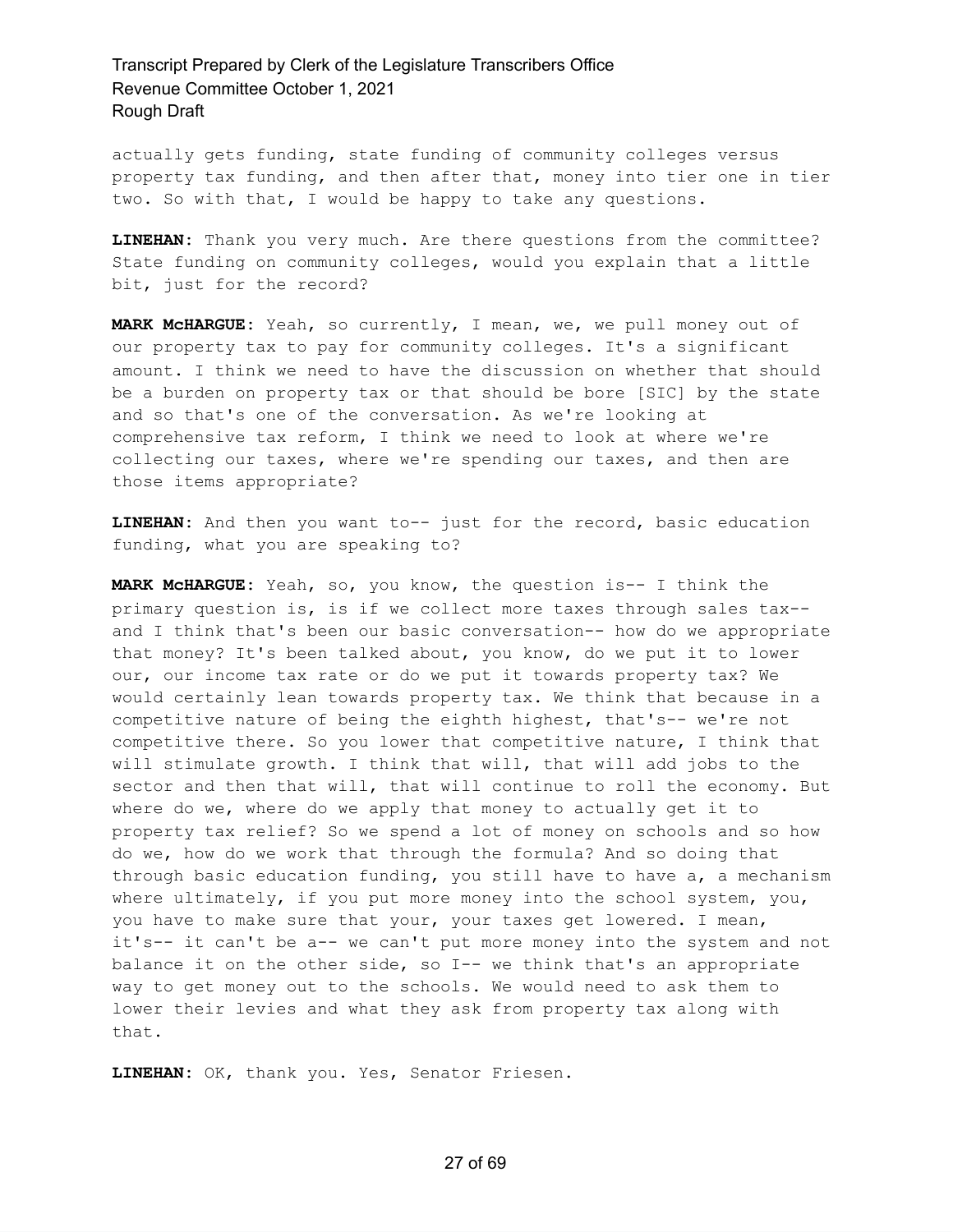actually gets funding, state funding of community colleges versus property tax funding, and then after that, money into tier one in tier two. So with that, I would be happy to take any questions.

**LINEHAN:** Thank you very much. Are there questions from the committee? State funding on community colleges, would you explain that a little bit, just for the record?

**MARK McHARGUE:** Yeah, so currently, I mean, we, we pull money out of our property tax to pay for community colleges. It's a significant amount. I think we need to have the discussion on whether that should be a burden on property tax or that should be bore [SIC] by the state and so that's one of the conversation. As we're looking at comprehensive tax reform, I think we need to look at where we're collecting our taxes, where we're spending our taxes, and then are those items appropriate?

**LINEHAN:** And then you want to-- just for the record, basic education funding, what you are speaking to?

**MARK McHARGUE:** Yeah, so, you know, the question is-- I think the primary question is, is if we collect more taxes through sales tax-- and I think that's been our basic conversation-- how do we appropriate that money? It's been talked about, you know, do we put it to lower our, our income tax rate or do we put it towards property tax? We would certainly lean towards property tax. We think that because in a competitive nature of being the eighth highest, that's-- we're not competitive there. So you lower that competitive nature, I think that will stimulate growth. I think that will, that will add jobs to the sector and then that will, that will continue to roll the economy. But where do we, where do we apply that money to actually get it to property tax relief? So we spend a lot of money on schools and so how do we, how do we work that through the formula? And so doing that through basic education funding, you still have to have a, a mechanism where ultimately, if you put more money into the school system, you, you have to make sure that your, your taxes get lowered. I mean, it's-- it can't be a-- we can't put more money into the system and not balance it on the other side, so I-- we think that's an appropriate way to get money out to the schools. We would need to ask them to lower their levies and what they ask from property tax along with that.

**LINEHAN:** OK, thank you. Yes, Senator Friesen.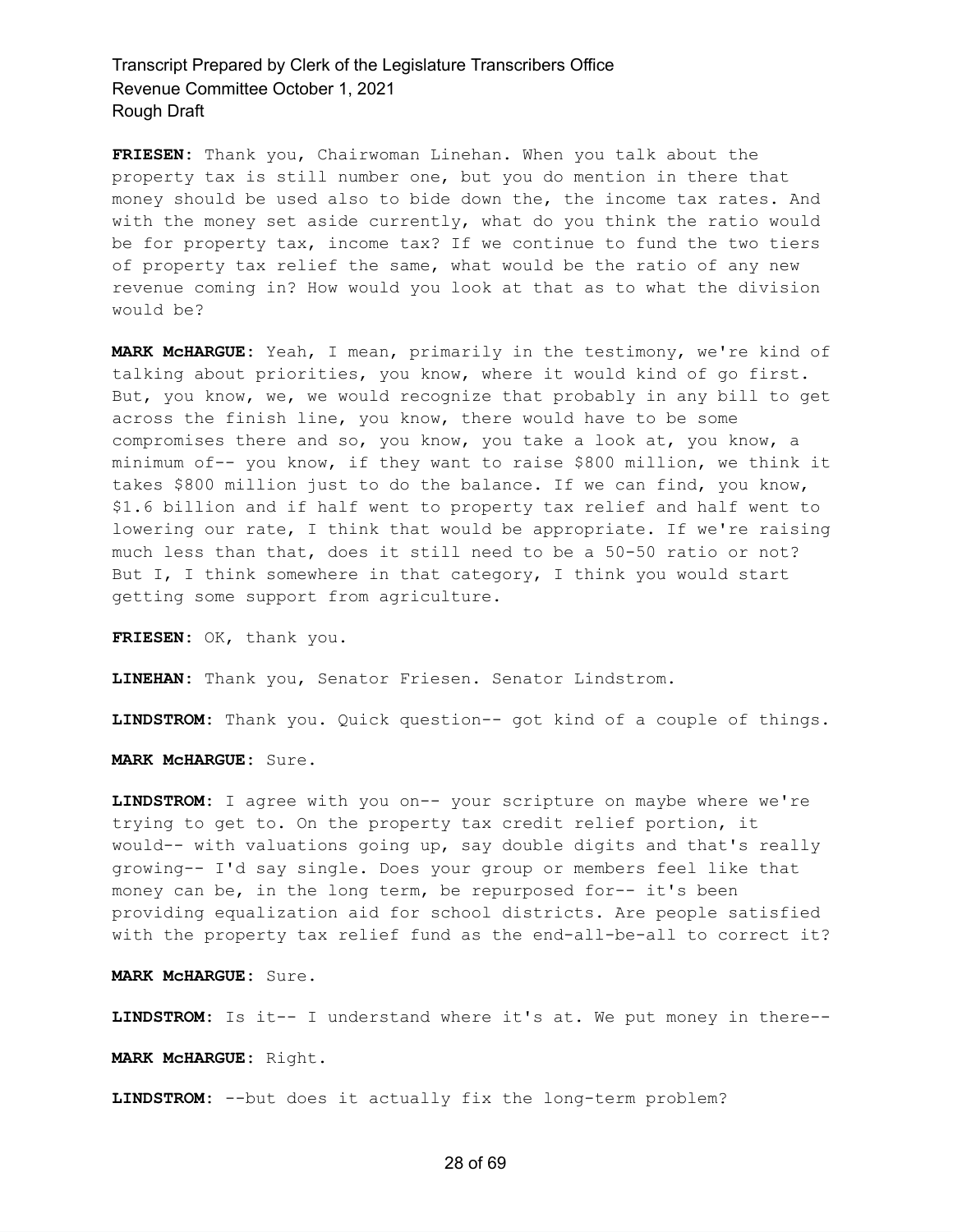**FRIESEN:** Thank you, Chairwoman Linehan. When you talk about the property tax is still number one, but you do mention in there that money should be used also to bide down the, the income tax rates. And with the money set aside currently, what do you think the ratio would be for property tax, income tax? If we continue to fund the two tiers of property tax relief the same, what would be the ratio of any new revenue coming in? How would you look at that as to what the division would be?

**MARK McHARGUE:** Yeah, I mean, primarily in the testimony, we're kind of talking about priorities, you know, where it would kind of go first. But, you know, we, we would recognize that probably in any bill to get across the finish line, you know, there would have to be some compromises there and so, you know, you take a look at, you know, a minimum of-- you know, if they want to raise $800 million, we think it takes $800 million just to do the balance. If we can find, you know, $1.6 billion and if half went to property tax relief and half went to lowering our rate, I think that would be appropriate. If we're raising much less than that, does it still need to be a 50-50 ratio or not? But I, I think somewhere in that category, I think you would start getting some support from agriculture.

**FRIESEN:** OK, thank you.

**LINEHAN:** Thank you, Senator Friesen. Senator Lindstrom.

**LINDSTROM:** Thank you. Quick question-- got kind of a couple of things.

**MARK McHARGUE:** Sure.

**LINDSTROM:** I agree with you on-- your scripture on maybe where we're trying to get to. On the property tax credit relief portion, it would-- with valuations going up, say double digits and that's really growing-- I'd say single. Does your group or members feel like that money can be, in the long term, be repurposed for-- it's been providing equalization aid for school districts. Are people satisfied with the property tax relief fund as the end-all-be-all to correct it?

**MARK McHARGUE:** Sure.

**LINDSTROM:** Is it-- I understand where it's at. We put money in there--

**MARK McHARGUE:** Right.

**LINDSTROM:** --but does it actually fix the long-term problem?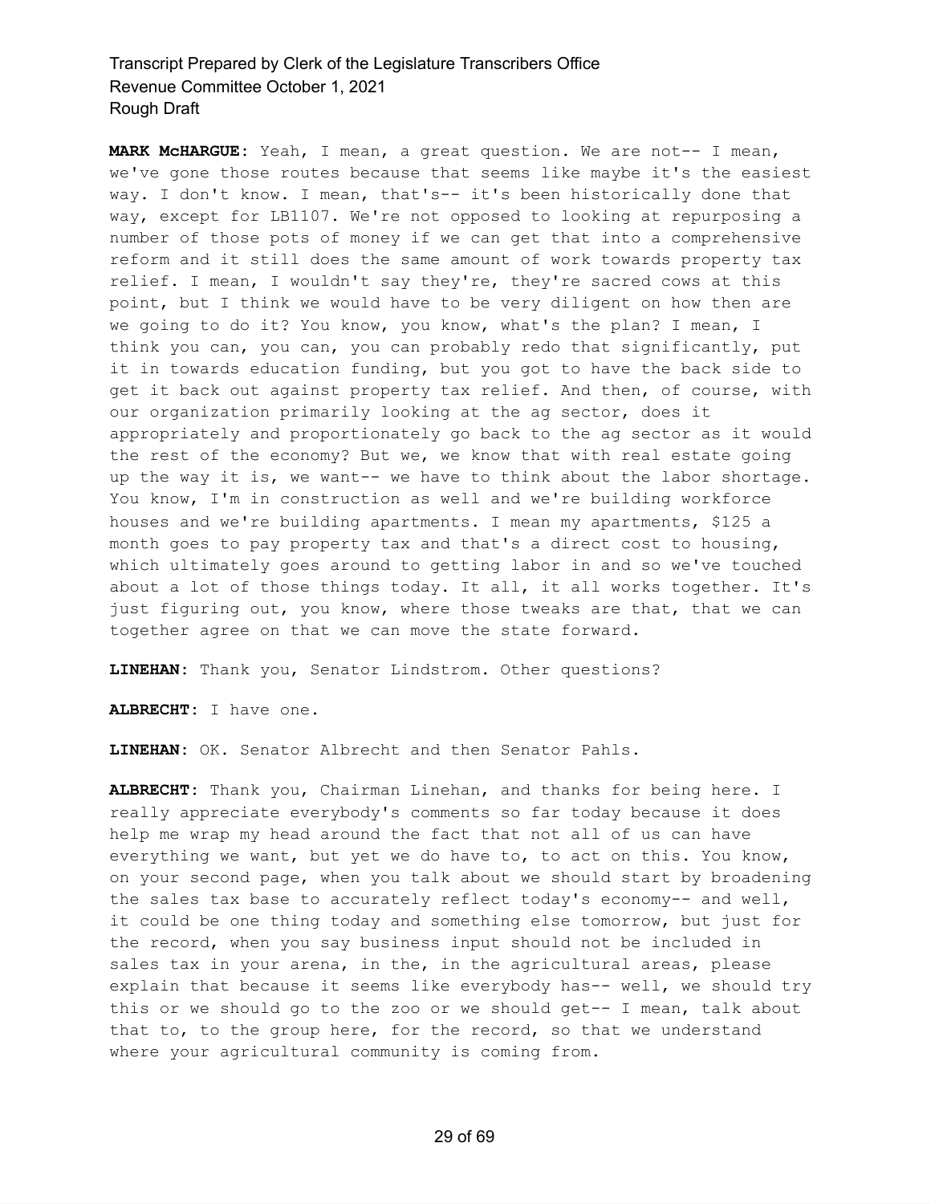**MARK McHARGUE:** Yeah, I mean, a great question. We are not-- I mean, we've gone those routes because that seems like maybe it's the easiest way. I don't know. I mean, that's-- it's been historically done that way, except for LB1107. We're not opposed to looking at repurposing a number of those pots of money if we can get that into a comprehensive reform and it still does the same amount of work towards property tax relief. I mean, I wouldn't say they're, they're sacred cows at this point, but I think we would have to be very diligent on how then are we going to do it? You know, you know, what's the plan? I mean, I think you can, you can, you can probably redo that significantly, put it in towards education funding, but you got to have the back side to get it back out against property tax relief. And then, of course, with our organization primarily looking at the ag sector, does it appropriately and proportionately go back to the ag sector as it would the rest of the economy? But we, we know that with real estate going up the way it is, we want-- we have to think about the labor shortage. You know, I'm in construction as well and we're building workforce houses and we're building apartments. I mean my apartments, $125 a month goes to pay property tax and that's a direct cost to housing, which ultimately goes around to getting labor in and so we've touched about a lot of those things today. It all, it all works together. It's just figuring out, you know, where those tweaks are that, that we can together agree on that we can move the state forward.

**LINEHAN:** Thank you, Senator Lindstrom. Other questions?

**ALBRECHT:** I have one.

**LINEHAN:** OK. Senator Albrecht and then Senator Pahls.

**ALBRECHT:** Thank you, Chairman Linehan, and thanks for being here. I really appreciate everybody's comments so far today because it does help me wrap my head around the fact that not all of us can have everything we want, but yet we do have to, to act on this. You know, on your second page, when you talk about we should start by broadening the sales tax base to accurately reflect today's economy-- and well, it could be one thing today and something else tomorrow, but just for the record, when you say business input should not be included in sales tax in your arena, in the, in the agricultural areas, please explain that because it seems like everybody has-- well, we should try this or we should go to the zoo or we should get-- I mean, talk about that to, to the group here, for the record, so that we understand where your agricultural community is coming from.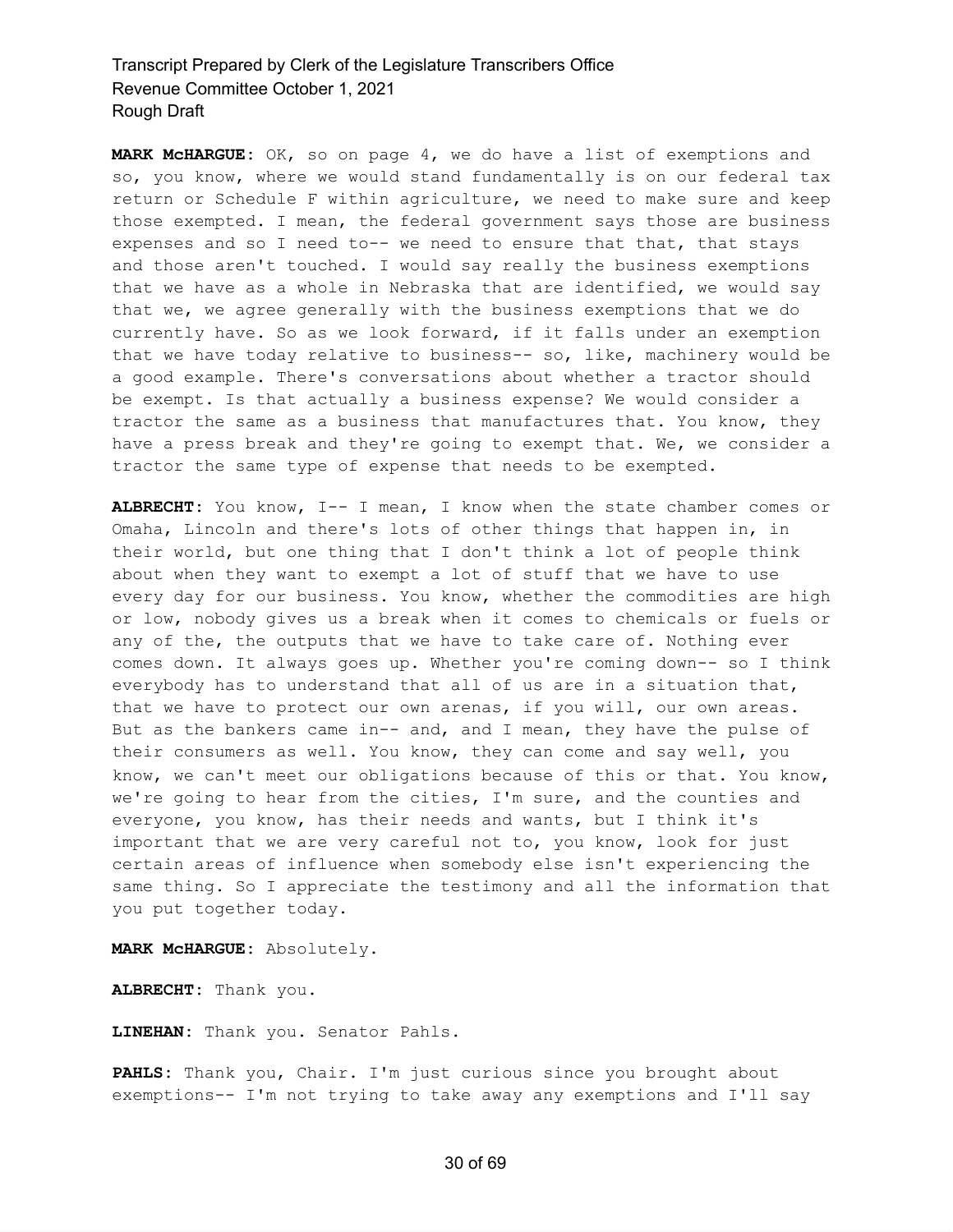**MARK McHARGUE:** OK, so on page 4, we do have a list of exemptions and so, you know, where we would stand fundamentally is on our federal tax return or Schedule F within agriculture, we need to make sure and keep those exempted. I mean, the federal government says those are business expenses and so I need to-- we need to ensure that that, that stays and those aren't touched. I would say really the business exemptions that we have as a whole in Nebraska that are identified, we would say that we, we agree generally with the business exemptions that we do currently have. So as we look forward, if it falls under an exemption that we have today relative to business-- so, like, machinery would be a good example. There's conversations about whether a tractor should be exempt. Is that actually a business expense? We would consider a tractor the same as a business that manufactures that. You know, they have a press break and they're going to exempt that. We, we consider a tractor the same type of expense that needs to be exempted.

**ALBRECHT:** You know, I-- I mean, I know when the state chamber comes or Omaha, Lincoln and there's lots of other things that happen in, in their world, but one thing that I don't think a lot of people think about when they want to exempt a lot of stuff that we have to use every day for our business. You know, whether the commodities are high or low, nobody gives us a break when it comes to chemicals or fuels or any of the, the outputs that we have to take care of. Nothing ever comes down. It always goes up. Whether you're coming down-- so I think everybody has to understand that all of us are in a situation that, that we have to protect our own arenas, if you will, our own areas. But as the bankers came in-- and, and I mean, they have the pulse of their consumers as well. You know, they can come and say well, you know, we can't meet our obligations because of this or that. You know, we're going to hear from the cities, I'm sure, and the counties and everyone, you know, has their needs and wants, but I think it's important that we are very careful not to, you know, look for just certain areas of influence when somebody else isn't experiencing the same thing. So I appreciate the testimony and all the information that you put together today.

**MARK McHARGUE:** Absolutely.

**ALBRECHT:** Thank you.

**LINEHAN:** Thank you. Senator Pahls.

**PAHLS:** Thank you, Chair. I'm just curious since you brought about exemptions-- I'm not trying to take away any exemptions and I'll say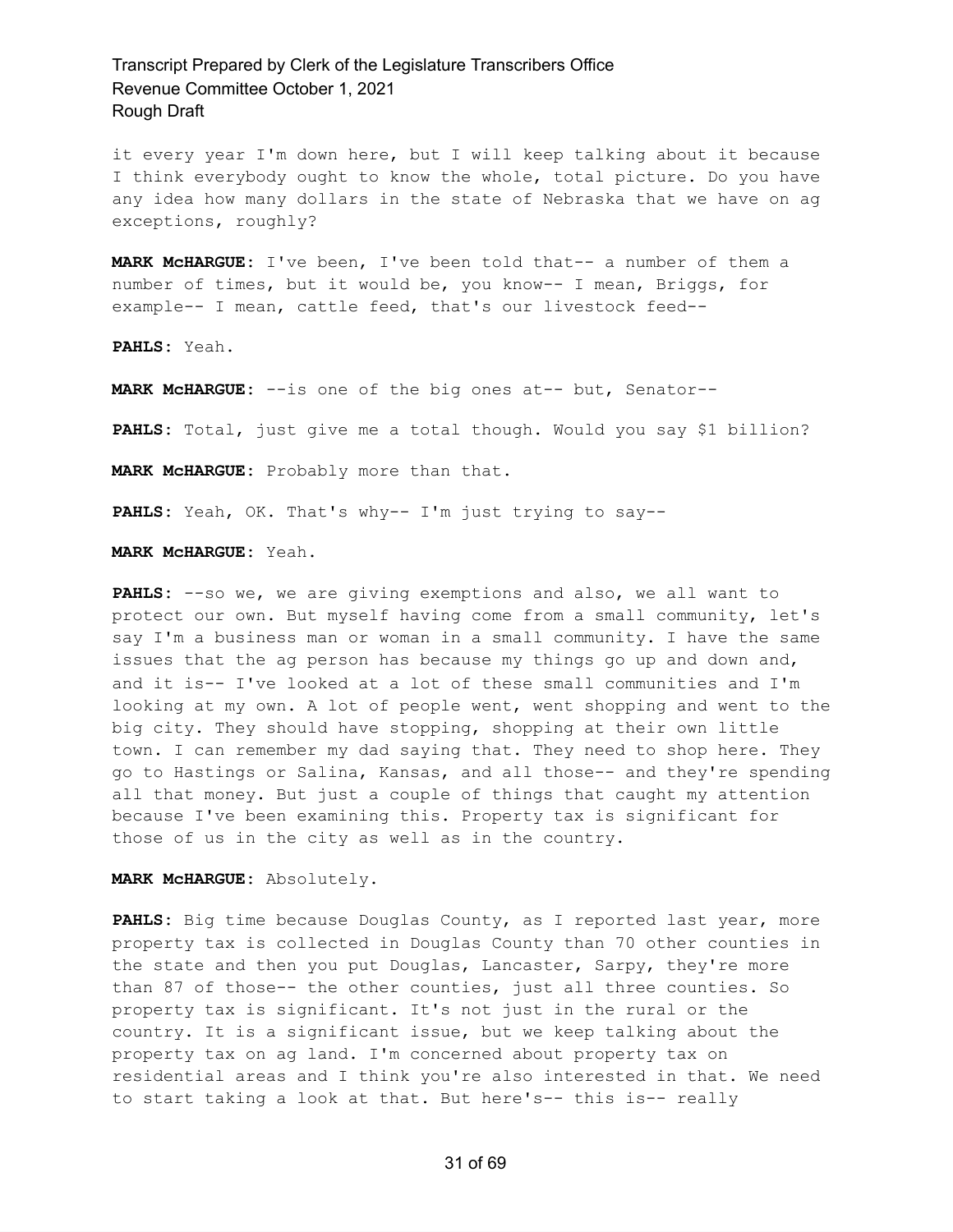it every year I'm down here, but I will keep talking about it because I think everybody ought to know the whole, total picture. Do you have any idea how many dollars in the state of Nebraska that we have on ag exceptions, roughly?

**MARK McHARGUE:** I've been, I've been told that-- a number of them a number of times, but it would be, you know-- I mean, Briggs, for example-- I mean, cattle feed, that's our livestock feed--

**PAHLS:** Yeah.

**MARK McHARGUE:** --is one of the big ones at-- but, Senator--

**PAHLS:** Total, just give me a total though. Would you say $1 billion?

**MARK McHARGUE:** Probably more than that.

**PAHLS:** Yeah, OK. That's why-- I'm just trying to say--

**MARK McHARGUE:** Yeah.

**PAHLS:** --so we, we are giving exemptions and also, we all want to protect our own. But myself having come from a small community, let's say I'm a business man or woman in a small community. I have the same issues that the ag person has because my things go up and down and, and it is-- I've looked at a lot of these small communities and I'm looking at my own. A lot of people went, went shopping and went to the big city. They should have stopping, shopping at their own little town. I can remember my dad saying that. They need to shop here. They go to Hastings or Salina, Kansas, and all those-- and they're spending all that money. But just a couple of things that caught my attention because I've been examining this. Property tax is significant for those of us in the city as well as in the country.

**MARK McHARGUE:** Absolutely.

**PAHLS:** Big time because Douglas County, as I reported last year, more property tax is collected in Douglas County than 70 other counties in the state and then you put Douglas, Lancaster, Sarpy, they're more than 87 of those-- the other counties, just all three counties. So property tax is significant. It's not just in the rural or the country. It is a significant issue, but we keep talking about the property tax on ag land. I'm concerned about property tax on residential areas and I think you're also interested in that. We need to start taking a look at that. But here's-- this is-- really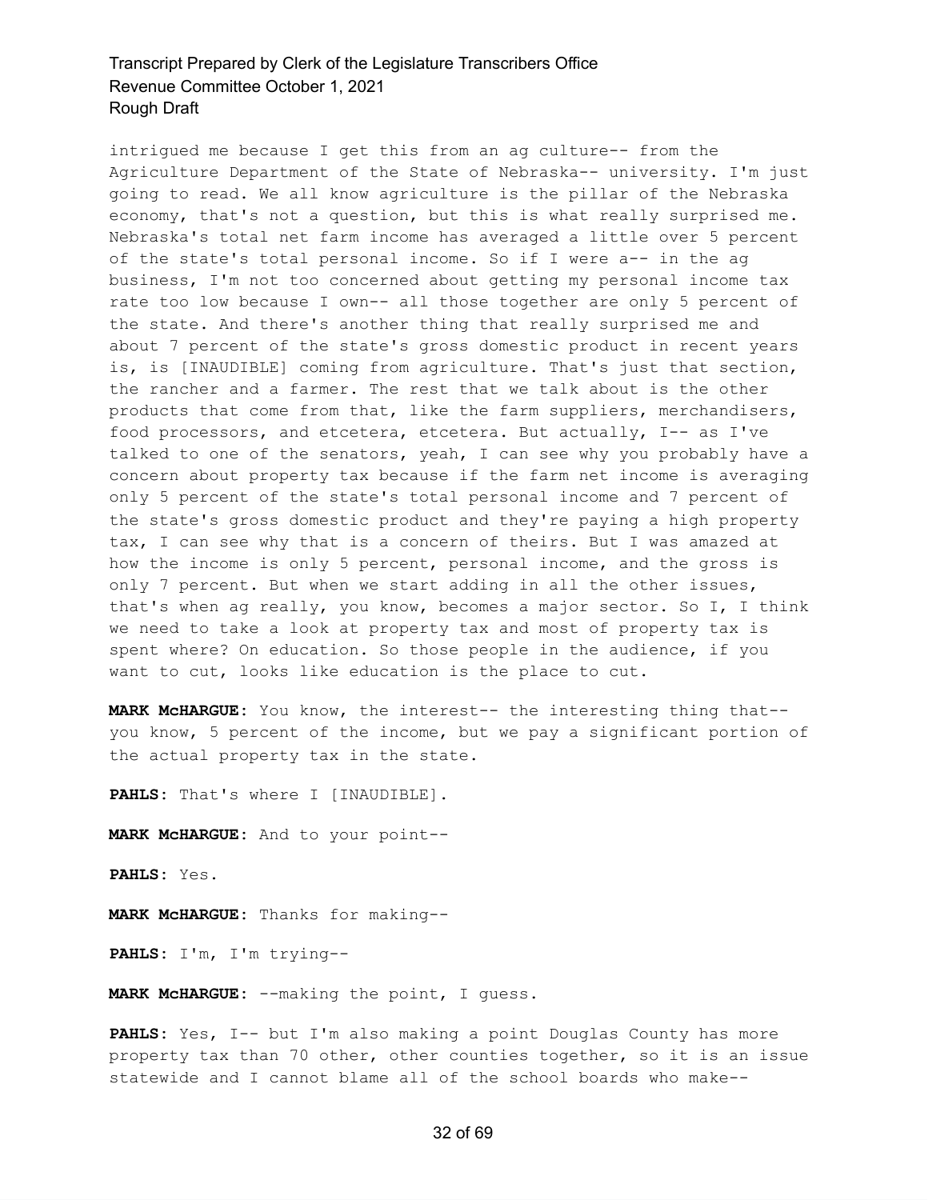intrigued me because I get this from an ag culture-- from the Agriculture Department of the State of Nebraska-- university. I'm just going to read. We all know agriculture is the pillar of the Nebraska economy, that's not a question, but this is what really surprised me. Nebraska's total net farm income has averaged a little over 5 percent of the state's total personal income. So if I were a-- in the ag business, I'm not too concerned about getting my personal income tax rate too low because I own-- all those together are only 5 percent of the state. And there's another thing that really surprised me and about 7 percent of the state's gross domestic product in recent years is, is [INAUDIBLE] coming from agriculture. That's just that section, the rancher and a farmer. The rest that we talk about is the other products that come from that, like the farm suppliers, merchandisers, food processors, and etcetera, etcetera. But actually, I-- as I've talked to one of the senators, yeah, I can see why you probably have a concern about property tax because if the farm net income is averaging only 5 percent of the state's total personal income and 7 percent of the state's gross domestic product and they're paying a high property tax, I can see why that is a concern of theirs. But I was amazed at how the income is only 5 percent, personal income, and the gross is only 7 percent. But when we start adding in all the other issues, that's when ag really, you know, becomes a major sector. So I, I think we need to take a look at property tax and most of property tax is spent where? On education. So those people in the audience, if you want to cut, looks like education is the place to cut.

**MARK McHARGUE:** You know, the interest-- the interesting thing that-- you know, 5 percent of the income, but we pay a significant portion of the actual property tax in the state.

**PAHLS:** That's where I [INAUDIBLE].

**MARK McHARGUE:** And to your point--

**PAHLS:** Yes.

**MARK McHARGUE:** Thanks for making--

**PAHLS:** I'm, I'm trying--

**MARK McHARGUE:** --making the point, I guess.

**PAHLS:** Yes, I-- but I'm also making a point Douglas County has more property tax than 70 other, other counties together, so it is an issue statewide and I cannot blame all of the school boards who make--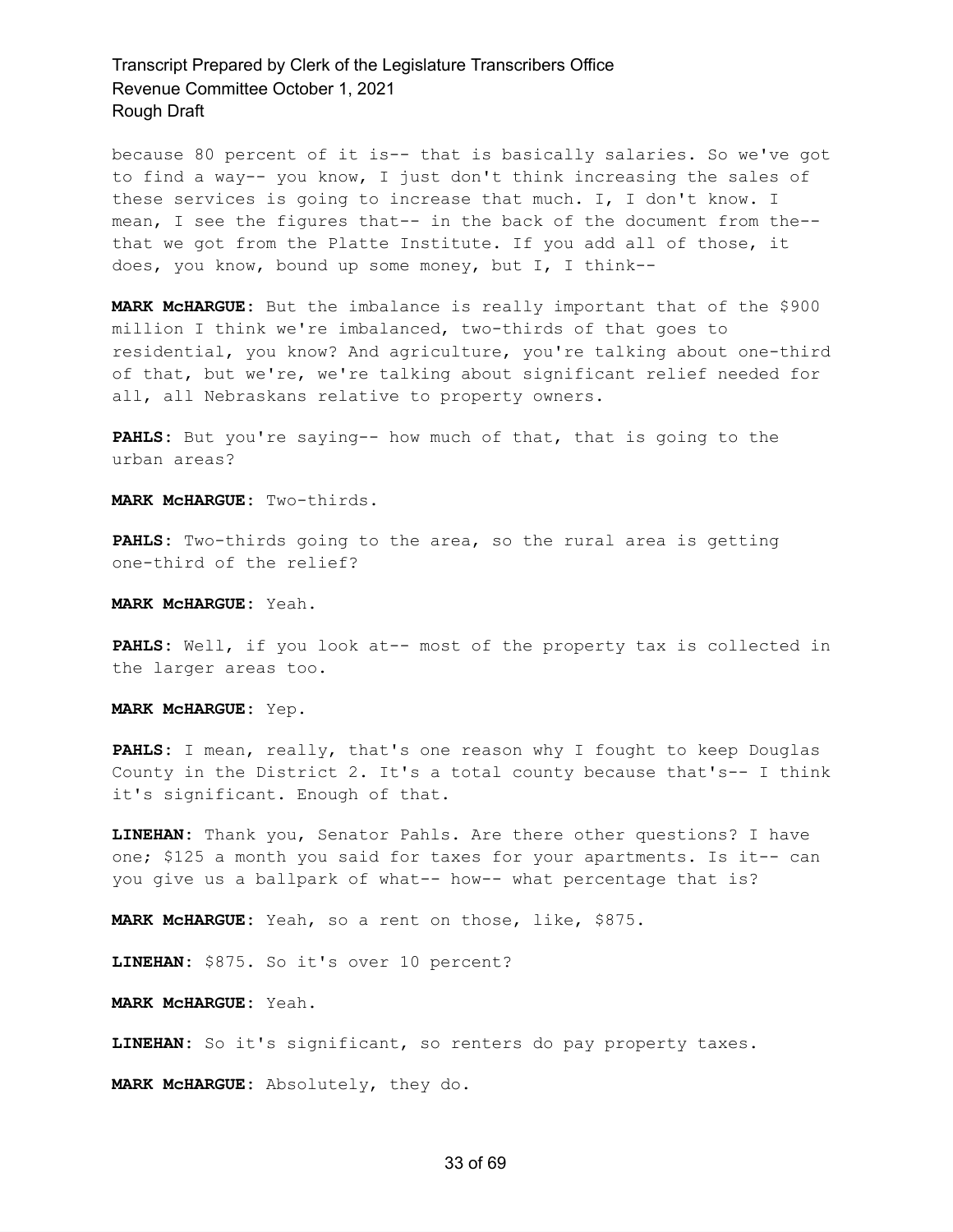because 80 percent of it is-- that is basically salaries. So we've got to find a way-- you know, I just don't think increasing the sales of these services is going to increase that much. I, I don't know. I mean, I see the figures that-- in the back of the document from the-- that we got from the Platte Institute. If you add all of those, it does, you know, bound up some money, but I, I think--

**MARK McHARGUE:** But the imbalance is really important that of the $900 million I think we're imbalanced, two-thirds of that goes to residential, you know? And agriculture, you're talking about one-third of that, but we're, we're talking about significant relief needed for all, all Nebraskans relative to property owners.

**PAHLS:** But you're saying-- how much of that, that is going to the urban areas?

**MARK McHARGUE:** Two-thirds.

**PAHLS:** Two-thirds going to the area, so the rural area is getting one-third of the relief?

**MARK McHARGUE:** Yeah.

**PAHLS:** Well, if you look at-- most of the property tax is collected in the larger areas too.

**MARK McHARGUE:** Yep.

**PAHLS:** I mean, really, that's one reason why I fought to keep Douglas County in the District 2. It's a total county because that's-- I think it's significant. Enough of that.

**LINEHAN:** Thank you, Senator Pahls. Are there other questions? I have one; $125 a month you said for taxes for your apartments. Is it-- can you give us a ballpark of what-- how-- what percentage that is?

**MARK McHARGUE:** Yeah, so a rent on those, like, $875.

**LINEHAN:** $875. So it's over 10 percent?

**MARK McHARGUE:** Yeah.

**LINEHAN:** So it's significant, so renters do pay property taxes.

**MARK McHARGUE:** Absolutely, they do.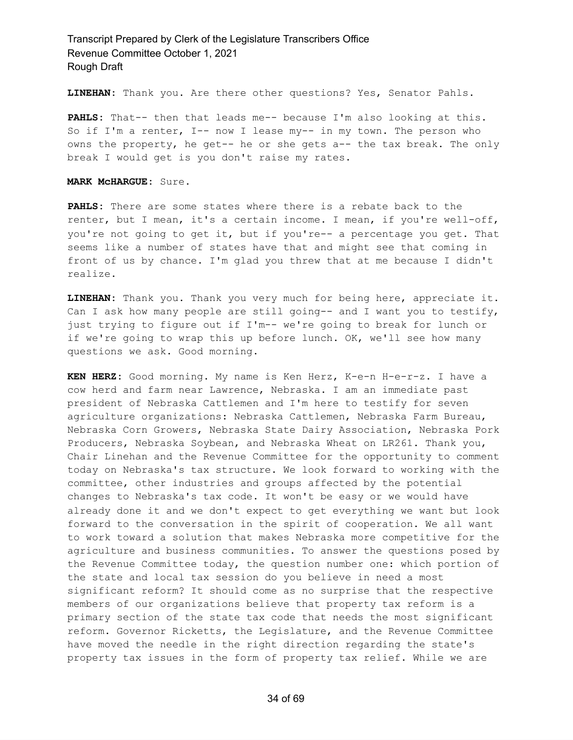**LINEHAN:** Thank you. Are there other questions? Yes, Senator Pahls.

**PAHLS:** That-- then that leads me-- because I'm also looking at this. So if I'm a renter, I-- now I lease my-- in my town. The person who owns the property, he get-- he or she gets a-- the tax break. The only break I would get is you don't raise my rates.

**MARK McHARGUE:** Sure.

**PAHLS:** There are some states where there is a rebate back to the renter, but I mean, it's a certain income. I mean, if you're well-off, you're not going to get it, but if you're-- a percentage you get. That seems like a number of states have that and might see that coming in front of us by chance. I'm glad you threw that at me because I didn't realize.

**LINEHAN:** Thank you. Thank you very much for being here, appreciate it. Can I ask how many people are still going-- and I want you to testify, just trying to figure out if I'm-- we're going to break for lunch or if we're going to wrap this up before lunch. OK, we'll see how many questions we ask. Good morning.

**KEN HERZ:** Good morning. My name is Ken Herz, K-e-n H-e-r-z. I have a cow herd and farm near Lawrence, Nebraska. I am an immediate past president of Nebraska Cattlemen and I'm here to testify for seven agriculture organizations: Nebraska Cattlemen, Nebraska Farm Bureau, Nebraska Corn Growers, Nebraska State Dairy Association, Nebraska Pork Producers, Nebraska Soybean, and Nebraska Wheat on LR261. Thank you, Chair Linehan and the Revenue Committee for the opportunity to comment today on Nebraska's tax structure. We look forward to working with the committee, other industries and groups affected by the potential changes to Nebraska's tax code. It won't be easy or we would have already done it and we don't expect to get everything we want but look forward to the conversation in the spirit of cooperation. We all want to work toward a solution that makes Nebraska more competitive for the agriculture and business communities. To answer the questions posed by the Revenue Committee today, the question number one: which portion of the state and local tax session do you believe in need a most significant reform? It should come as no surprise that the respective members of our organizations believe that property tax reform is a primary section of the state tax code that needs the most significant reform. Governor Ricketts, the Legislature, and the Revenue Committee have moved the needle in the right direction regarding the state's property tax issues in the form of property tax relief. While we are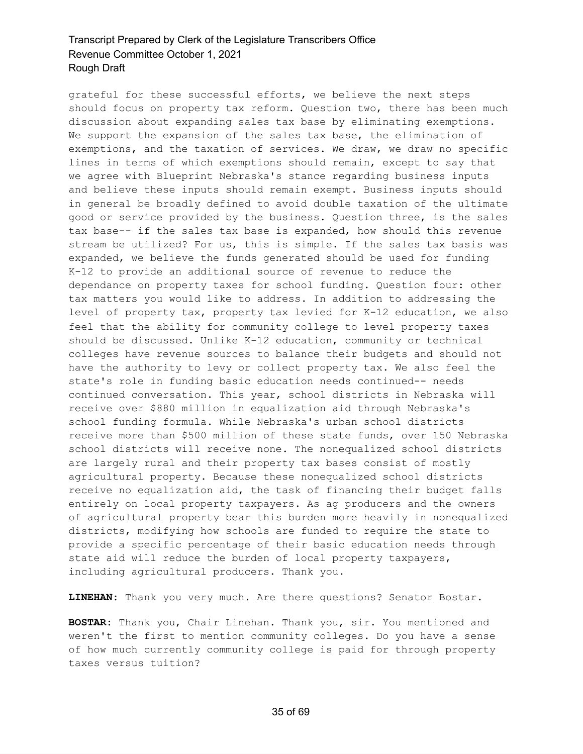grateful for these successful efforts, we believe the next steps should focus on property tax reform. Question two, there has been much discussion about expanding sales tax base by eliminating exemptions. We support the expansion of the sales tax base, the elimination of exemptions, and the taxation of services. We draw, we draw no specific lines in terms of which exemptions should remain, except to say that we agree with Blueprint Nebraska's stance regarding business inputs and believe these inputs should remain exempt. Business inputs should in general be broadly defined to avoid double taxation of the ultimate good or service provided by the business. Question three, is the sales tax base-- if the sales tax base is expanded, how should this revenue stream be utilized? For us, this is simple. If the sales tax basis was expanded, we believe the funds generated should be used for funding K-12 to provide an additional source of revenue to reduce the dependance on property taxes for school funding. Question four: other tax matters you would like to address. In addition to addressing the level of property tax, property tax levied for K-12 education, we also feel that the ability for community college to level property taxes should be discussed. Unlike K-12 education, community or technical colleges have revenue sources to balance their budgets and should not have the authority to levy or collect property tax. We also feel the state's role in funding basic education needs continued-- needs continued conversation. This year, school districts in Nebraska will receive over $880 million in equalization aid through Nebraska's school funding formula. While Nebraska's urban school districts receive more than $500 million of these state funds, over 150 Nebraska school districts will receive none. The nonequalized school districts are largely rural and their property tax bases consist of mostly agricultural property. Because these nonequalized school districts receive no equalization aid, the task of financing their budget falls entirely on local property taxpayers. As ag producers and the owners of agricultural property bear this burden more heavily in nonequalized districts, modifying how schools are funded to require the state to provide a specific percentage of their basic education needs through state aid will reduce the burden of local property taxpayers, including agricultural producers. Thank you.

**LINEHAN:** Thank you very much. Are there questions? Senator Bostar.

**BOSTAR:** Thank you, Chair Linehan. Thank you, sir. You mentioned and weren't the first to mention community colleges. Do you have a sense of how much currently community college is paid for through property taxes versus tuition?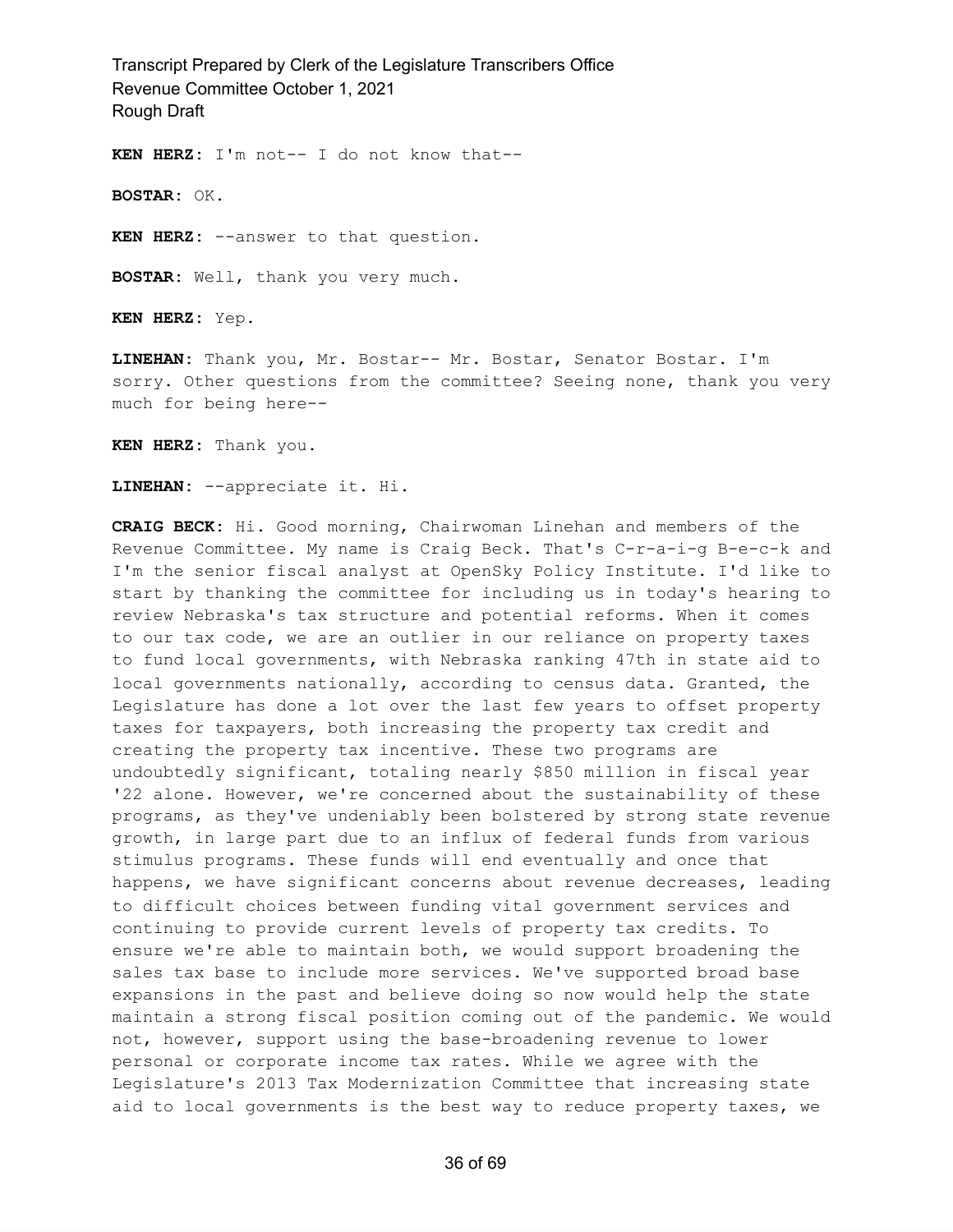**KEN HERZ:** I'm not-- I do not know that--

**BOSTAR:** OK.

**KEN HERZ:** --answer to that question.

**BOSTAR:** Well, thank you very much.

**KEN HERZ:** Yep.

**LINEHAN:** Thank you, Mr. Bostar-- Mr. Bostar, Senator Bostar. I'm sorry. Other questions from the committee? Seeing none, thank you very much for being here--

**KEN HERZ:** Thank you.

**LINEHAN:** --appreciate it. Hi.

**CRAIG BECK:** Hi. Good morning, Chairwoman Linehan and members of the Revenue Committee. My name is Craig Beck. That's C-r-a-i-g B-e-c-k and I'm the senior fiscal analyst at OpenSky Policy Institute. I'd like to start by thanking the committee for including us in today's hearing to review Nebraska's tax structure and potential reforms. When it comes to our tax code, we are an outlier in our reliance on property taxes to fund local governments, with Nebraska ranking 47th in state aid to local governments nationally, according to census data. Granted, the Legislature has done a lot over the last few years to offset property taxes for taxpayers, both increasing the property tax credit and creating the property tax incentive. These two programs are undoubtedly significant, totaling nearly $850 million in fiscal year '22 alone. However, we're concerned about the sustainability of these programs, as they've undeniably been bolstered by strong state revenue growth, in large part due to an influx of federal funds from various stimulus programs. These funds will end eventually and once that happens, we have significant concerns about revenue decreases, leading to difficult choices between funding vital government services and continuing to provide current levels of property tax credits. To ensure we're able to maintain both, we would support broadening the sales tax base to include more services. We've supported broad base expansions in the past and believe doing so now would help the state maintain a strong fiscal position coming out of the pandemic. We would not, however, support using the base-broadening revenue to lower personal or corporate income tax rates. While we agree with the Legislature's 2013 Tax Modernization Committee that increasing state aid to local governments is the best way to reduce property taxes, we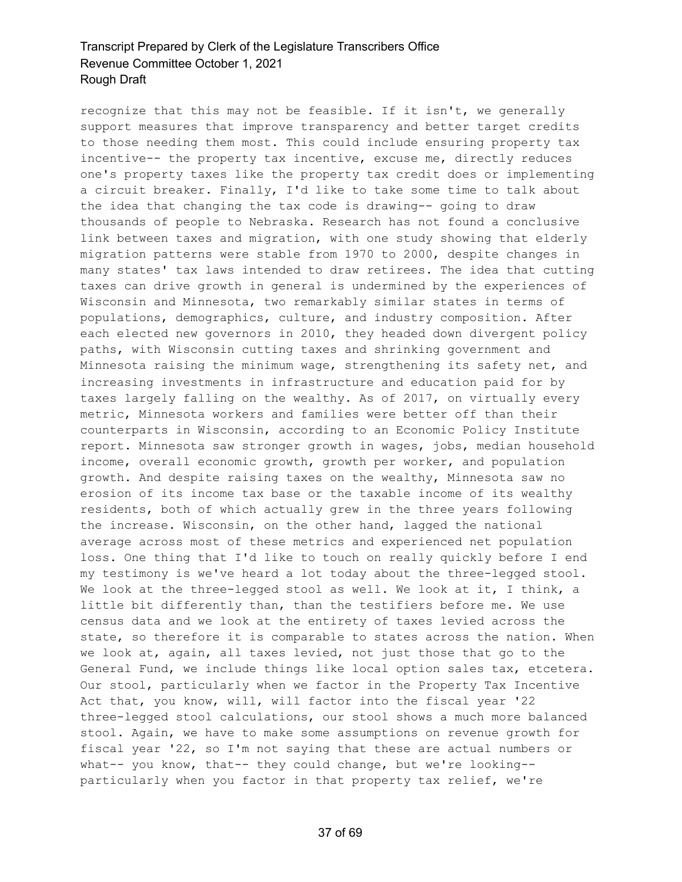recognize that this may not be feasible. If it isn't, we generally support measures that improve transparency and better target credits to those needing them most. This could include ensuring property tax incentive-- the property tax incentive, excuse me, directly reduces one's property taxes like the property tax credit does or implementing a circuit breaker. Finally, I'd like to take some time to talk about the idea that changing the tax code is drawing-- going to draw thousands of people to Nebraska. Research has not found a conclusive link between taxes and migration, with one study showing that elderly migration patterns were stable from 1970 to 2000, despite changes in many states' tax laws intended to draw retirees. The idea that cutting taxes can drive growth in general is undermined by the experiences of Wisconsin and Minnesota, two remarkably similar states in terms of populations, demographics, culture, and industry composition. After each elected new governors in 2010, they headed down divergent policy paths, with Wisconsin cutting taxes and shrinking government and Minnesota raising the minimum wage, strengthening its safety net, and increasing investments in infrastructure and education paid for by taxes largely falling on the wealthy. As of 2017, on virtually every metric, Minnesota workers and families were better off than their counterparts in Wisconsin, according to an Economic Policy Institute report. Minnesota saw stronger growth in wages, jobs, median household income, overall economic growth, growth per worker, and population growth. And despite raising taxes on the wealthy, Minnesota saw no erosion of its income tax base or the taxable income of its wealthy residents, both of which actually grew in the three years following the increase. Wisconsin, on the other hand, lagged the national average across most of these metrics and experienced net population loss. One thing that I'd like to touch on really quickly before I end my testimony is we've heard a lot today about the three-legged stool. We look at the three-legged stool as well. We look at it, I think, a little bit differently than, than the testifiers before me. We use census data and we look at the entirety of taxes levied across the state, so therefore it is comparable to states across the nation. When we look at, again, all taxes levied, not just those that go to the General Fund, we include things like local option sales tax, etcetera. Our stool, particularly when we factor in the Property Tax Incentive Act that, you know, will, will factor into the fiscal year '22 three-legged stool calculations, our stool shows a much more balanced stool. Again, we have to make some assumptions on revenue growth for fiscal year '22, so I'm not saying that these are actual numbers or what-- you know, that-- they could change, but we're looking-- particularly when you factor in that property tax relief, we're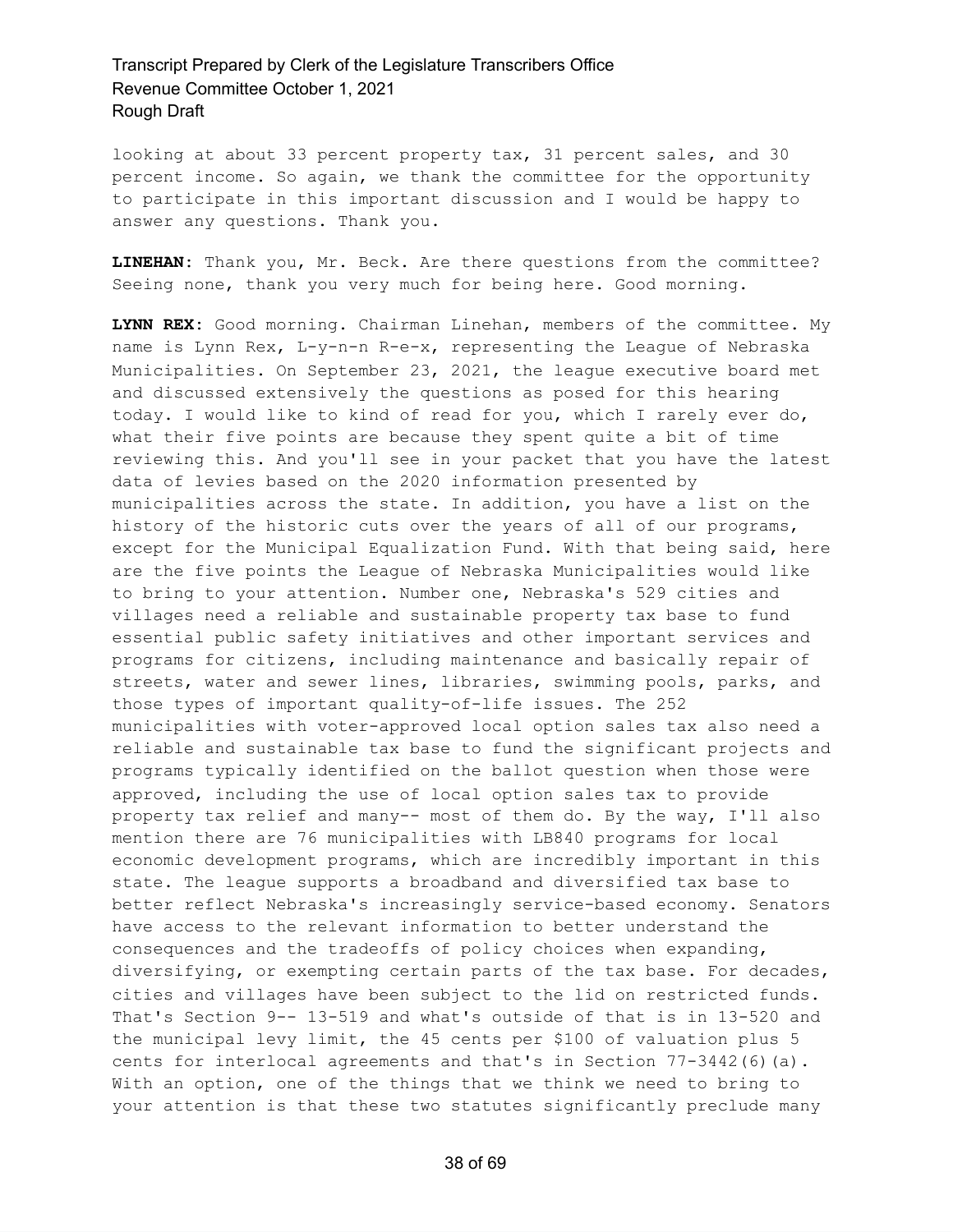looking at about 33 percent property tax, 31 percent sales, and 30 percent income. So again, we thank the committee for the opportunity to participate in this important discussion and I would be happy to answer any questions. Thank you.

**LINEHAN:** Thank you, Mr. Beck. Are there questions from the committee? Seeing none, thank you very much for being here. Good morning.

**LYNN REX:** Good morning. Chairman Linehan, members of the committee. My name is Lynn Rex, L-y-n-n R-e-x, representing the League of Nebraska Municipalities. On September 23, 2021, the league executive board met and discussed extensively the questions as posed for this hearing today. I would like to kind of read for you, which I rarely ever do, what their five points are because they spent quite a bit of time reviewing this. And you'll see in your packet that you have the latest data of levies based on the 2020 information presented by municipalities across the state. In addition, you have a list on the history of the historic cuts over the years of all of our programs, except for the Municipal Equalization Fund. With that being said, here are the five points the League of Nebraska Municipalities would like to bring to your attention. Number one, Nebraska's 529 cities and villages need a reliable and sustainable property tax base to fund essential public safety initiatives and other important services and programs for citizens, including maintenance and basically repair of streets, water and sewer lines, libraries, swimming pools, parks, and those types of important quality-of-life issues. The 252 municipalities with voter-approved local option sales tax also need a reliable and sustainable tax base to fund the significant projects and programs typically identified on the ballot question when those were approved, including the use of local option sales tax to provide property tax relief and many-- most of them do. By the way, I'll also mention there are 76 municipalities with LB840 programs for local economic development programs, which are incredibly important in this state. The league supports a broadband and diversified tax base to better reflect Nebraska's increasingly service-based economy. Senators have access to the relevant information to better understand the consequences and the tradeoffs of policy choices when expanding, diversifying, or exempting certain parts of the tax base. For decades, cities and villages have been subject to the lid on restricted funds. That's Section 9-- 13-519 and what's outside of that is in 13-520 and the municipal levy limit, the 45 cents per $100 of valuation plus 5 cents for interlocal agreements and that's in Section 77-3442(6)(a). With an option, one of the things that we think we need to bring to your attention is that these two statutes significantly preclude many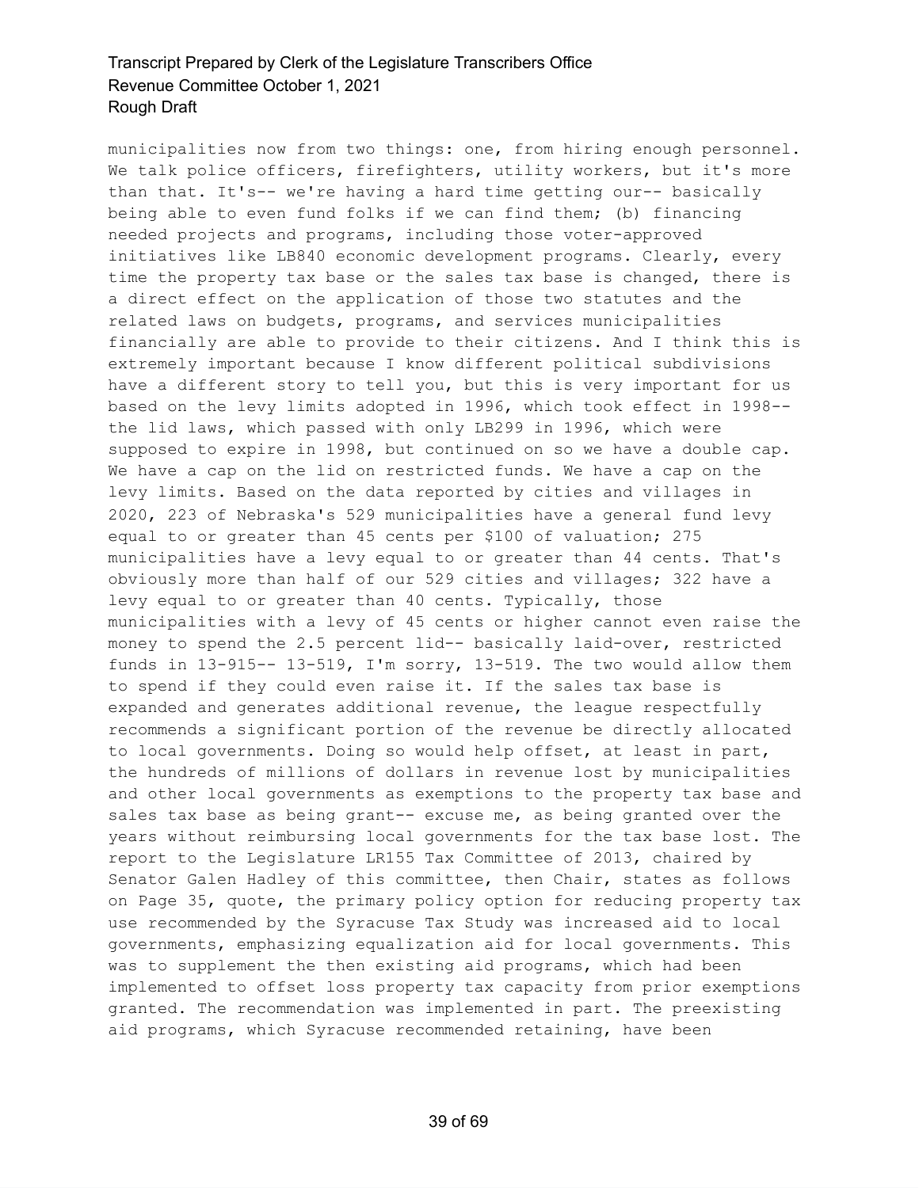municipalities now from two things: one, from hiring enough personnel. We talk police officers, firefighters, utility workers, but it's more than that. It's-- we're having a hard time getting our-- basically being able to even fund folks if we can find them; (b) financing needed projects and programs, including those voter-approved initiatives like LB840 economic development programs. Clearly, every time the property tax base or the sales tax base is changed, there is a direct effect on the application of those two statutes and the related laws on budgets, programs, and services municipalities financially are able to provide to their citizens. And I think this is extremely important because I know different political subdivisions have a different story to tell you, but this is very important for us based on the levy limits adopted in 1996, which took effect in 1998-- the lid laws, which passed with only LB299 in 1996, which were supposed to expire in 1998, but continued on so we have a double cap. We have a cap on the lid on restricted funds. We have a cap on the levy limits. Based on the data reported by cities and villages in 2020, 223 of Nebraska's 529 municipalities have a general fund levy equal to or greater than 45 cents per $100 of valuation; 275 municipalities have a levy equal to or greater than 44 cents. That's obviously more than half of our 529 cities and villages; 322 have a levy equal to or greater than 40 cents. Typically, those municipalities with a levy of 45 cents or higher cannot even raise the money to spend the 2.5 percent lid-- basically laid-over, restricted funds in 13-915-- 13-519, I'm sorry, 13-519. The two would allow them to spend if they could even raise it. If the sales tax base is expanded and generates additional revenue, the league respectfully recommends a significant portion of the revenue be directly allocated to local governments. Doing so would help offset, at least in part, the hundreds of millions of dollars in revenue lost by municipalities and other local governments as exemptions to the property tax base and sales tax base as being grant-- excuse me, as being granted over the years without reimbursing local governments for the tax base lost. The report to the Legislature LR155 Tax Committee of 2013, chaired by Senator Galen Hadley of this committee, then Chair, states as follows on Page 35, quote, the primary policy option for reducing property tax use recommended by the Syracuse Tax Study was increased aid to local governments, emphasizing equalization aid for local governments. This was to supplement the then existing aid programs, which had been implemented to offset loss property tax capacity from prior exemptions granted. The recommendation was implemented in part. The preexisting aid programs, which Syracuse recommended retaining, have been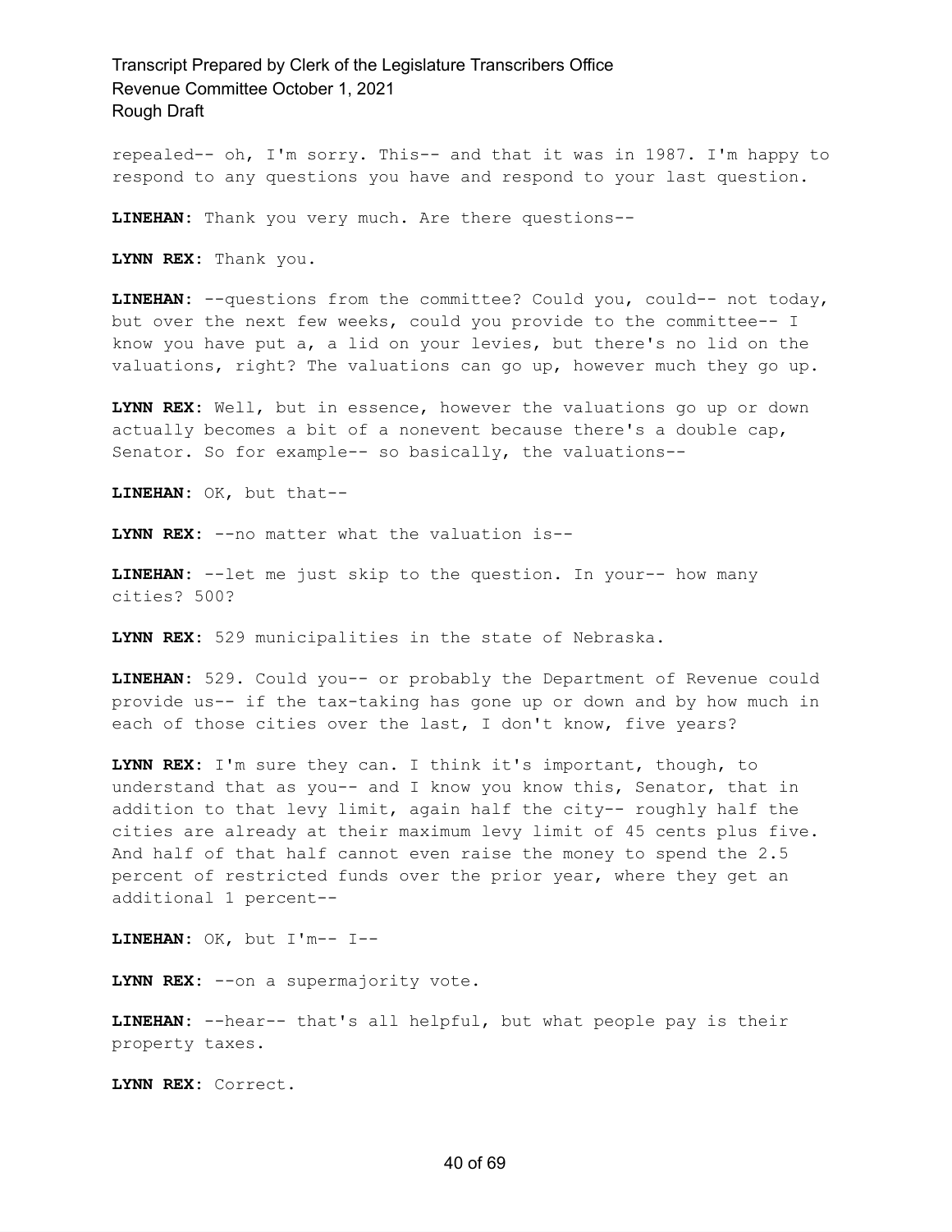repealed-- oh, I'm sorry. This-- and that it was in 1987. I'm happy to respond to any questions you have and respond to your last question.

**LINEHAN:** Thank you very much. Are there questions--

**LYNN REX:** Thank you.

**LINEHAN:** --questions from the committee? Could you, could-- not today, but over the next few weeks, could you provide to the committee-- I know you have put a, a lid on your levies, but there's no lid on the valuations, right? The valuations can go up, however much they go up.

**LYNN REX:** Well, but in essence, however the valuations go up or down actually becomes a bit of a nonevent because there's a double cap, Senator. So for example-- so basically, the valuations--

**LINEHAN:** OK, but that--

**LYNN REX:** --no matter what the valuation is--

**LINEHAN:** --let me just skip to the question. In your-- how many cities? 500?

**LYNN REX:** 529 municipalities in the state of Nebraska.

**LINEHAN:** 529. Could you-- or probably the Department of Revenue could provide us-- if the tax-taking has gone up or down and by how much in each of those cities over the last, I don't know, five years?

**LYNN REX:** I'm sure they can. I think it's important, though, to understand that as you-- and I know you know this, Senator, that in addition to that levy limit, again half the city-- roughly half the cities are already at their maximum levy limit of 45 cents plus five. And half of that half cannot even raise the money to spend the 2.5 percent of restricted funds over the prior year, where they get an additional 1 percent--

**LINEHAN:** OK, but I'm-- I--

**LYNN REX:** --on a supermajority vote.

**LINEHAN:** --hear-- that's all helpful, but what people pay is their property taxes.

**LYNN REX:** Correct.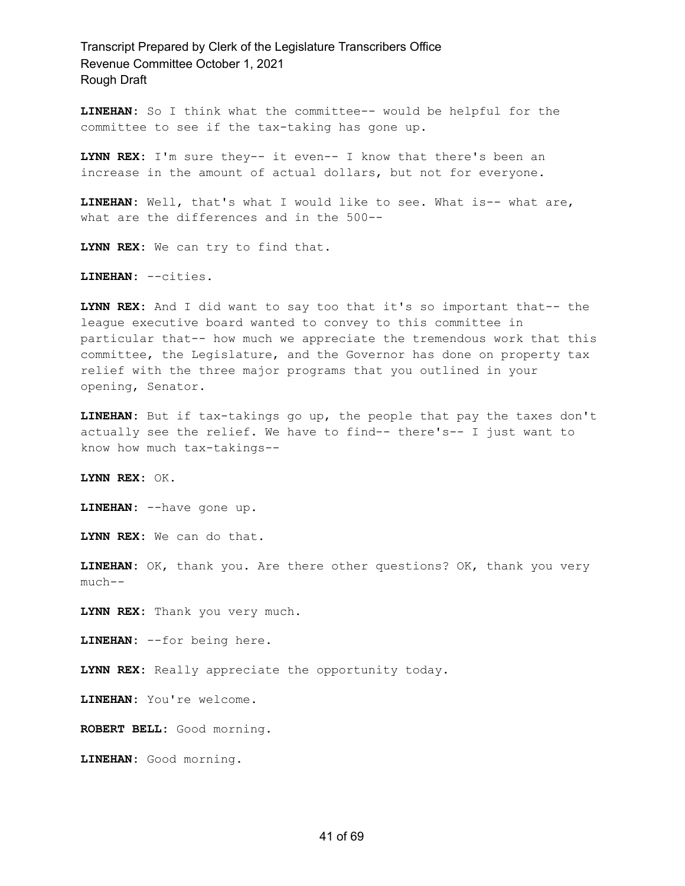**LINEHAN:** So I think what the committee-- would be helpful for the committee to see if the tax-taking has gone up.

**LYNN REX:** I'm sure they-- it even-- I know that there's been an increase in the amount of actual dollars, but not for everyone.

**LINEHAN:** Well, that's what I would like to see. What is-- what are, what are the differences and in the 500--

**LYNN REX:** We can try to find that.

**LINEHAN:** --cities.

**LYNN REX:** And I did want to say too that it's so important that-- the league executive board wanted to convey to this committee in particular that-- how much we appreciate the tremendous work that this committee, the Legislature, and the Governor has done on property tax relief with the three major programs that you outlined in your opening, Senator.

**LINEHAN:** But if tax-takings go up, the people that pay the taxes don't actually see the relief. We have to find-- there's-- I just want to know how much tax-takings--

**LYNN REX:** OK.

**LINEHAN:** --have gone up.

**LYNN REX:** We can do that.

**LINEHAN:** OK, thank you. Are there other questions? OK, thank you very much--

**LYNN REX:** Thank you very much.

**LINEHAN:** --for being here.

**LYNN REX:** Really appreciate the opportunity today.

**LINEHAN:** You're welcome.

**ROBERT BELL:** Good morning.

**LINEHAN:** Good morning.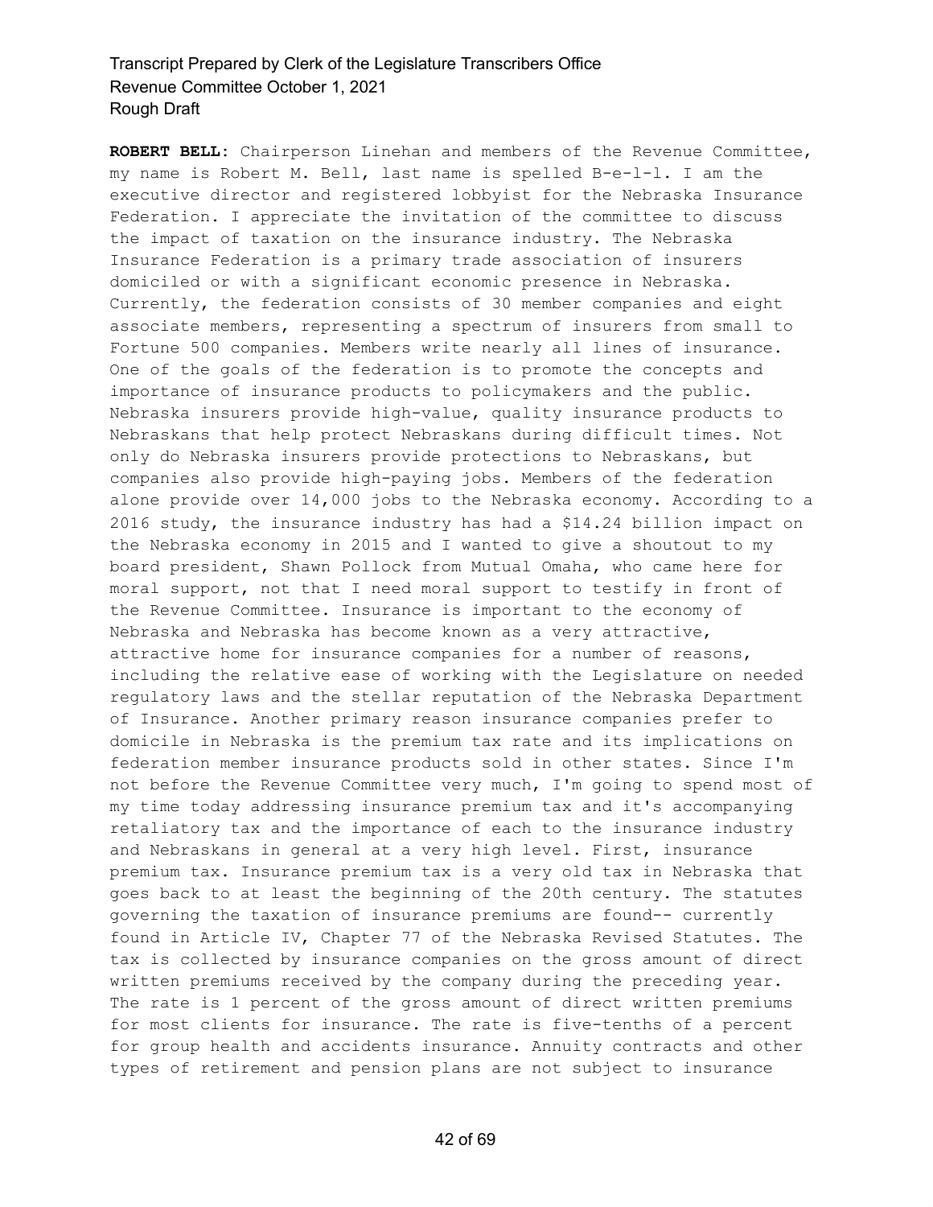**ROBERT BELL:** Chairperson Linehan and members of the Revenue Committee, my name is Robert M. Bell, last name is spelled B-e-l-l. I am the executive director and registered lobbyist for the Nebraska Insurance Federation. I appreciate the invitation of the committee to discuss the impact of taxation on the insurance industry. The Nebraska Insurance Federation is a primary trade association of insurers domiciled or with a significant economic presence in Nebraska. Currently, the federation consists of 30 member companies and eight associate members, representing a spectrum of insurers from small to Fortune 500 companies. Members write nearly all lines of insurance. One of the goals of the federation is to promote the concepts and importance of insurance products to policymakers and the public. Nebraska insurers provide high-value, quality insurance products to Nebraskans that help protect Nebraskans during difficult times. Not only do Nebraska insurers provide protections to Nebraskans, but companies also provide high-paying jobs. Members of the federation alone provide over 14,000 jobs to the Nebraska economy. According to a 2016 study, the insurance industry has had a $14.24 billion impact on the Nebraska economy in 2015 and I wanted to give a shoutout to my board president, Shawn Pollock from Mutual Omaha, who came here for moral support, not that I need moral support to testify in front of the Revenue Committee. Insurance is important to the economy of Nebraska and Nebraska has become known as a very attractive, attractive home for insurance companies for a number of reasons, including the relative ease of working with the Legislature on needed regulatory laws and the stellar reputation of the Nebraska Department of Insurance. Another primary reason insurance companies prefer to domicile in Nebraska is the premium tax rate and its implications on federation member insurance products sold in other states. Since I'm not before the Revenue Committee very much, I'm going to spend most of my time today addressing insurance premium tax and it's accompanying retaliatory tax and the importance of each to the insurance industry and Nebraskans in general at a very high level. First, insurance premium tax. Insurance premium tax is a very old tax in Nebraska that goes back to at least the beginning of the 20th century. The statutes governing the taxation of insurance premiums are found-- currently found in Article IV, Chapter 77 of the Nebraska Revised Statutes. The tax is collected by insurance companies on the gross amount of direct written premiums received by the company during the preceding year. The rate is 1 percent of the gross amount of direct written premiums for most clients for insurance. The rate is five-tenths of a percent for group health and accidents insurance. Annuity contracts and other types of retirement and pension plans are not subject to insurance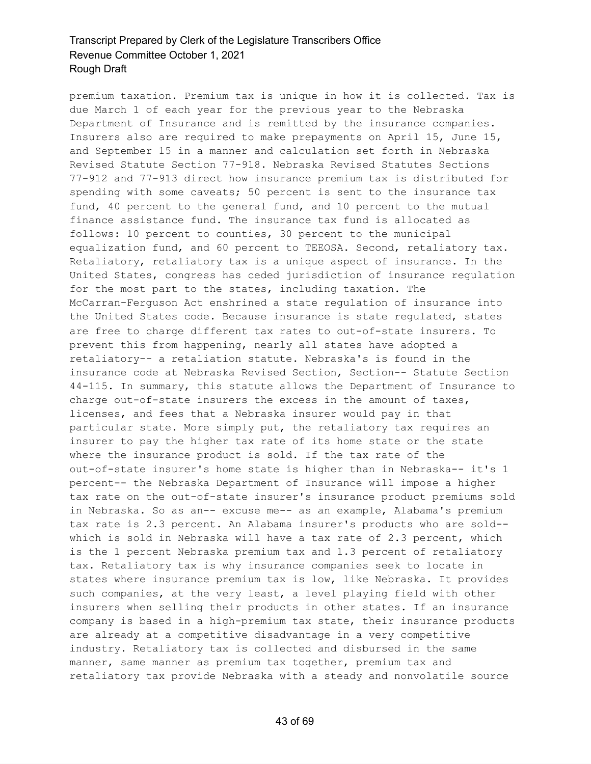premium taxation. Premium tax is unique in how it is collected. Tax is due March 1 of each year for the previous year to the Nebraska Department of Insurance and is remitted by the insurance companies. Insurers also are required to make prepayments on April 15, June 15, and September 15 in a manner and calculation set forth in Nebraska Revised Statute Section 77-918. Nebraska Revised Statutes Sections 77-912 and 77-913 direct how insurance premium tax is distributed for spending with some caveats; 50 percent is sent to the insurance tax fund, 40 percent to the general fund, and 10 percent to the mutual finance assistance fund. The insurance tax fund is allocated as follows: 10 percent to counties, 30 percent to the municipal equalization fund, and 60 percent to TEEOSA. Second, retaliatory tax. Retaliatory, retaliatory tax is a unique aspect of insurance. In the United States, congress has ceded jurisdiction of insurance regulation for the most part to the states, including taxation. The McCarran-Ferguson Act enshrined a state regulation of insurance into the United States code. Because insurance is state regulated, states are free to charge different tax rates to out-of-state insurers. To prevent this from happening, nearly all states have adopted a retaliatory-- a retaliation statute. Nebraska's is found in the insurance code at Nebraska Revised Section, Section-- Statute Section 44-115. In summary, this statute allows the Department of Insurance to charge out-of-state insurers the excess in the amount of taxes, licenses, and fees that a Nebraska insurer would pay in that particular state. More simply put, the retaliatory tax requires an insurer to pay the higher tax rate of its home state or the state where the insurance product is sold. If the tax rate of the out-of-state insurer's home state is higher than in Nebraska-- it's 1 percent-- the Nebraska Department of Insurance will impose a higher tax rate on the out-of-state insurer's insurance product premiums sold in Nebraska. So as an-- excuse me-- as an example, Alabama's premium tax rate is 2.3 percent. An Alabama insurer's products who are sold-- which is sold in Nebraska will have a tax rate of 2.3 percent, which is the 1 percent Nebraska premium tax and 1.3 percent of retaliatory tax. Retaliatory tax is why insurance companies seek to locate in states where insurance premium tax is low, like Nebraska. It provides such companies, at the very least, a level playing field with other insurers when selling their products in other states. If an insurance company is based in a high-premium tax state, their insurance products are already at a competitive disadvantage in a very competitive industry. Retaliatory tax is collected and disbursed in the same manner, same manner as premium tax together, premium tax and retaliatory tax provide Nebraska with a steady and nonvolatile source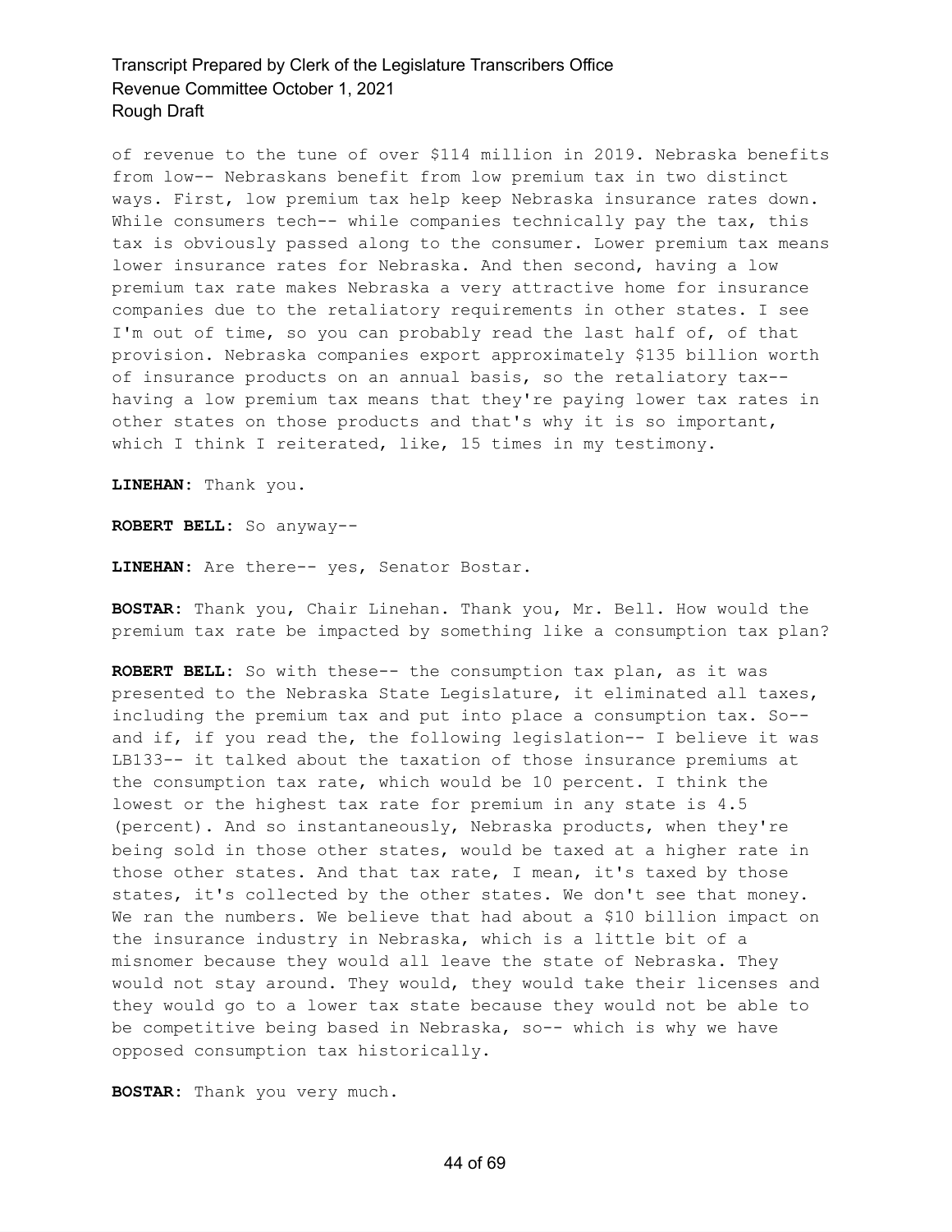of revenue to the tune of over $114 million in 2019. Nebraska benefits from low-- Nebraskans benefit from low premium tax in two distinct ways. First, low premium tax help keep Nebraska insurance rates down. While consumers tech-- while companies technically pay the tax, this tax is obviously passed along to the consumer. Lower premium tax means lower insurance rates for Nebraska. And then second, having a low premium tax rate makes Nebraska a very attractive home for insurance companies due to the retaliatory requirements in other states. I see I'm out of time, so you can probably read the last half of, of that provision. Nebraska companies export approximately $135 billion worth of insurance products on an annual basis, so the retaliatory tax-- having a low premium tax means that they're paying lower tax rates in other states on those products and that's why it is so important, which I think I reiterated, like, 15 times in my testimony.

**LINEHAN:** Thank you.

**ROBERT BELL:** So anyway--

**LINEHAN:** Are there-- yes, Senator Bostar.

**BOSTAR:** Thank you, Chair Linehan. Thank you, Mr. Bell. How would the premium tax rate be impacted by something like a consumption tax plan?

**ROBERT BELL:** So with these-- the consumption tax plan, as it was presented to the Nebraska State Legislature, it eliminated all taxes, including the premium tax and put into place a consumption tax. So-- and if, if you read the, the following legislation-- I believe it was LB133-- it talked about the taxation of those insurance premiums at the consumption tax rate, which would be 10 percent. I think the lowest or the highest tax rate for premium in any state is 4.5 (percent). And so instantaneously, Nebraska products, when they're being sold in those other states, would be taxed at a higher rate in those other states. And that tax rate, I mean, it's taxed by those states, it's collected by the other states. We don't see that money. We ran the numbers. We believe that had about a $10 billion impact on the insurance industry in Nebraska, which is a little bit of a misnomer because they would all leave the state of Nebraska. They would not stay around. They would, they would take their licenses and they would go to a lower tax state because they would not be able to be competitive being based in Nebraska, so-- which is why we have opposed consumption tax historically.

**BOSTAR:** Thank you very much.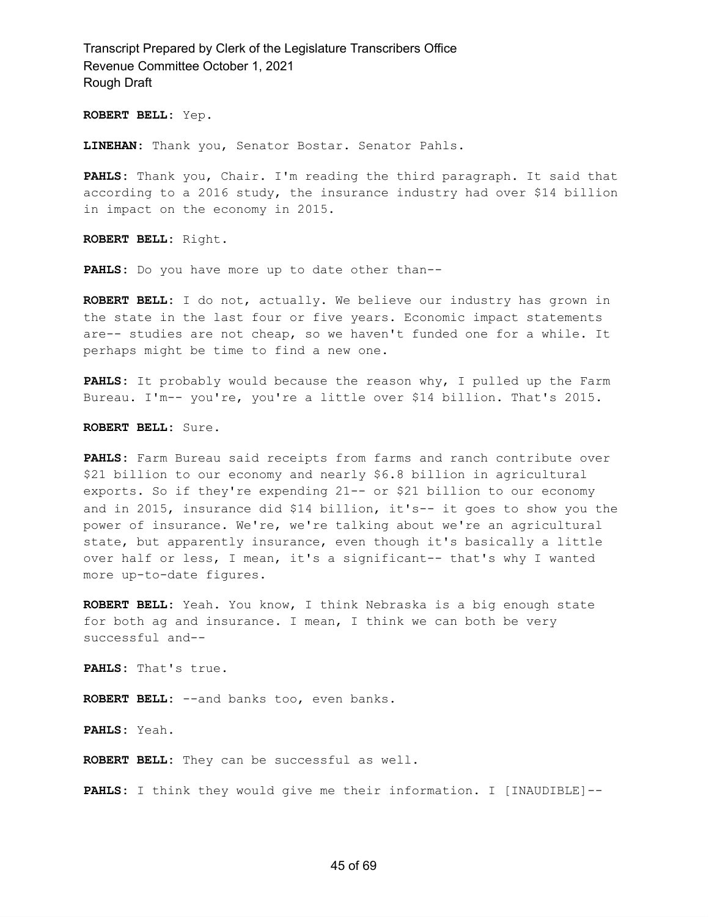**ROBERT BELL:** Yep.

**LINEHAN:** Thank you, Senator Bostar. Senator Pahls.

**PAHLS:** Thank you, Chair. I'm reading the third paragraph. It said that according to a 2016 study, the insurance industry had over $14 billion in impact on the economy in 2015.

**ROBERT BELL:** Right.

**PAHLS:** Do you have more up to date other than--

**ROBERT BELL:** I do not, actually. We believe our industry has grown in the state in the last four or five years. Economic impact statements are-- studies are not cheap, so we haven't funded one for a while. It perhaps might be time to find a new one.

**PAHLS:** It probably would because the reason why, I pulled up the Farm Bureau. I'm-- you're, you're a little over $14 billion. That's 2015.

**ROBERT BELL:** Sure.

**PAHLS:** Farm Bureau said receipts from farms and ranch contribute over $21 billion to our economy and nearly $6.8 billion in agricultural exports. So if they're expending 21-- or $21 billion to our economy and in 2015, insurance did $14 billion, it's-- it goes to show you the power of insurance. We're, we're talking about we're an agricultural state, but apparently insurance, even though it's basically a little over half or less, I mean, it's a significant-- that's why I wanted more up-to-date figures.

**ROBERT BELL:** Yeah. You know, I think Nebraska is a big enough state for both ag and insurance. I mean, I think we can both be very successful and--

**PAHLS:** That's true.

**ROBERT BELL:** --and banks too, even banks.

**PAHLS:** Yeah.

**ROBERT BELL:** They can be successful as well.

**PAHLS:** I think they would give me their information. I [INAUDIBLE]--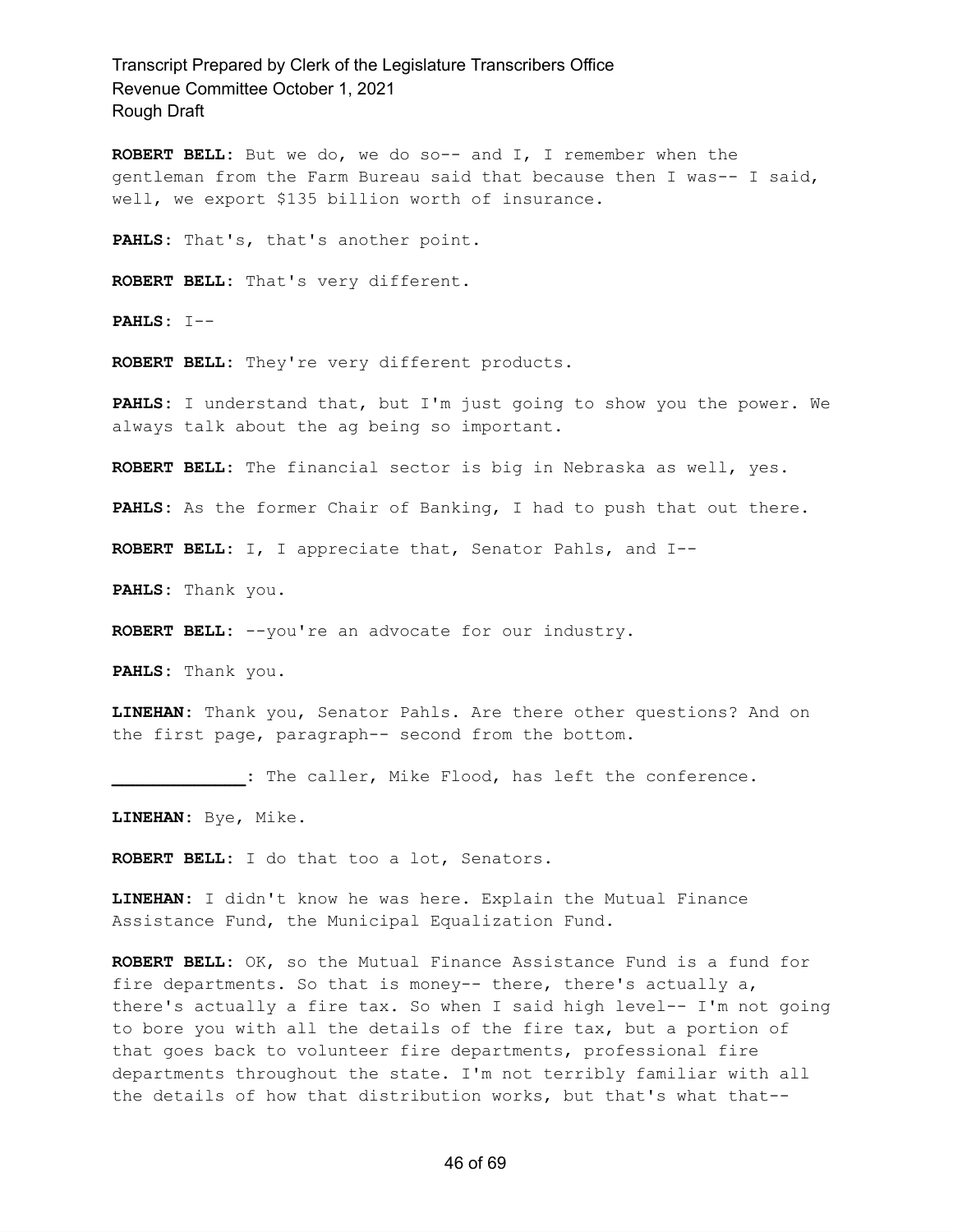**ROBERT BELL:** But we do, we do so-- and I, I remember when the gentleman from the Farm Bureau said that because then I was-- I said, well, we export $135 billion worth of insurance.

**PAHLS:** That's, that's another point.

**ROBERT BELL:** That's very different.

**PAHLS:** I--

**ROBERT BELL:** They're very different products.

**PAHLS:** I understand that, but I'm just going to show you the power. We always talk about the ag being so important.

**ROBERT BELL:** The financial sector is big in Nebraska as well, yes.

**PAHLS:** As the former Chair of Banking, I had to push that out there.

**ROBERT BELL:** I, I appreciate that, Senator Pahls, and I--

**PAHLS:** Thank you.

**ROBERT BELL:** --you're an advocate for our industry.

**PAHLS:** Thank you.

**LINEHAN:** Thank you, Senator Pahls. Are there other questions? And on the first page, paragraph-- second from the bottom.

**_____________:** The caller, Mike Flood, has left the conference.

**LINEHAN:** Bye, Mike.

**ROBERT BELL:** I do that too a lot, Senators.

**LINEHAN:** I didn't know he was here. Explain the Mutual Finance Assistance Fund, the Municipal Equalization Fund.

**ROBERT BELL:** OK, so the Mutual Finance Assistance Fund is a fund for fire departments. So that is money-- there, there's actually a, there's actually a fire tax. So when I said high level-- I'm not going to bore you with all the details of the fire tax, but a portion of that goes back to volunteer fire departments, professional fire departments throughout the state. I'm not terribly familiar with all the details of how that distribution works, but that's what that--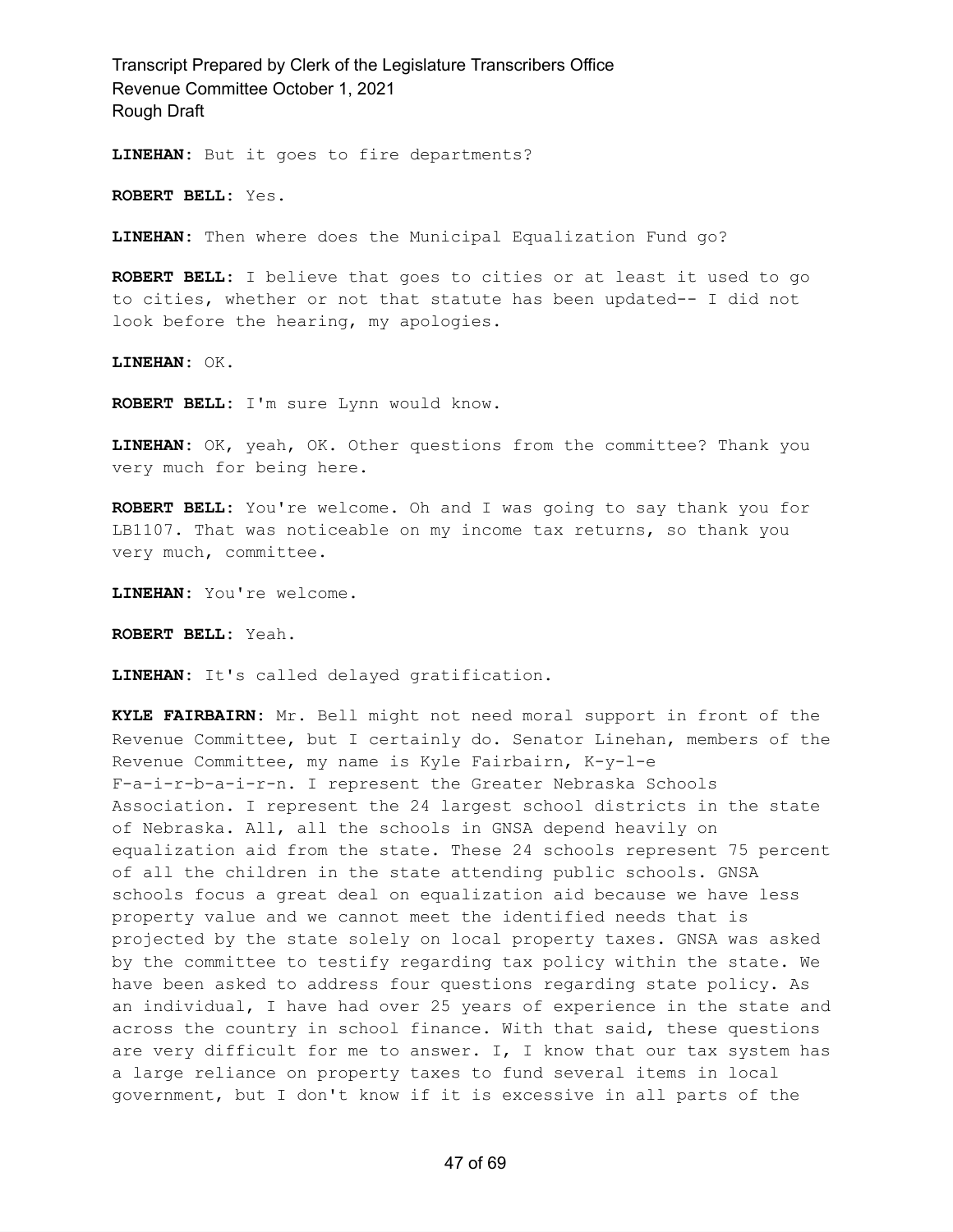**LINEHAN:** But it goes to fire departments?

**ROBERT BELL:** Yes.

**LINEHAN:** Then where does the Municipal Equalization Fund go?

**ROBERT BELL:** I believe that goes to cities or at least it used to go to cities, whether or not that statute has been updated-- I did not look before the hearing, my apologies.

**LINEHAN:** OK.

**ROBERT BELL:** I'm sure Lynn would know.

**LINEHAN:** OK, yeah, OK. Other questions from the committee? Thank you very much for being here.

**ROBERT BELL:** You're welcome. Oh and I was going to say thank you for LB1107. That was noticeable on my income tax returns, so thank you very much, committee.

**LINEHAN:** You're welcome.

**ROBERT BELL:** Yeah.

**LINEHAN:** It's called delayed gratification.

**KYLE FAIRBAIRN:** Mr. Bell might not need moral support in front of the Revenue Committee, but I certainly do. Senator Linehan, members of the Revenue Committee, my name is Kyle Fairbairn, K-y-l-e F-a-i-r-b-a-i-r-n. I represent the Greater Nebraska Schools Association. I represent the 24 largest school districts in the state of Nebraska. All, all the schools in GNSA depend heavily on equalization aid from the state. These 24 schools represent 75 percent of all the children in the state attending public schools. GNSA schools focus a great deal on equalization aid because we have less property value and we cannot meet the identified needs that is projected by the state solely on local property taxes. GNSA was asked by the committee to testify regarding tax policy within the state. We have been asked to address four questions regarding state policy. As an individual, I have had over 25 years of experience in the state and across the country in school finance. With that said, these questions are very difficult for me to answer. I, I know that our tax system has a large reliance on property taxes to fund several items in local government, but I don't know if it is excessive in all parts of the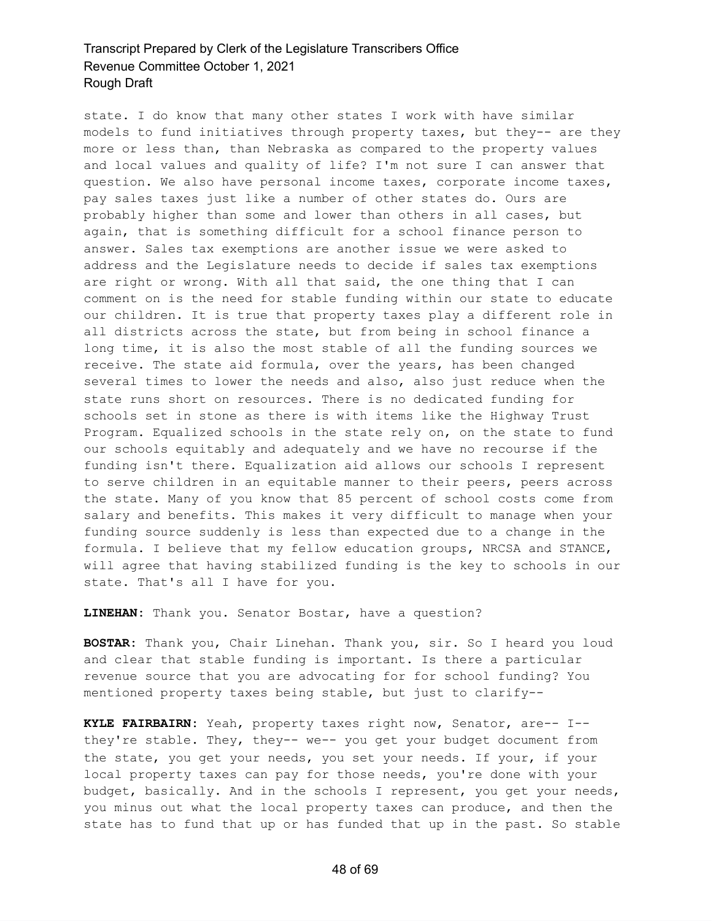state. I do know that many other states I work with have similar models to fund initiatives through property taxes, but they-- are they more or less than, than Nebraska as compared to the property values and local values and quality of life? I'm not sure I can answer that question. We also have personal income taxes, corporate income taxes, pay sales taxes just like a number of other states do. Ours are probably higher than some and lower than others in all cases, but again, that is something difficult for a school finance person to answer. Sales tax exemptions are another issue we were asked to address and the Legislature needs to decide if sales tax exemptions are right or wrong. With all that said, the one thing that I can comment on is the need for stable funding within our state to educate our children. It is true that property taxes play a different role in all districts across the state, but from being in school finance a long time, it is also the most stable of all the funding sources we receive. The state aid formula, over the years, has been changed several times to lower the needs and also, also just reduce when the state runs short on resources. There is no dedicated funding for schools set in stone as there is with items like the Highway Trust Program. Equalized schools in the state rely on, on the state to fund our schools equitably and adequately and we have no recourse if the funding isn't there. Equalization aid allows our schools I represent to serve children in an equitable manner to their peers, peers across the state. Many of you know that 85 percent of school costs come from salary and benefits. This makes it very difficult to manage when your funding source suddenly is less than expected due to a change in the formula. I believe that my fellow education groups, NRCSA and STANCE, will agree that having stabilized funding is the key to schools in our state. That's all I have for you.

**LINEHAN:** Thank you. Senator Bostar, have a question?

**BOSTAR:** Thank you, Chair Linehan. Thank you, sir. So I heard you loud and clear that stable funding is important. Is there a particular revenue source that you are advocating for for school funding? You mentioned property taxes being stable, but just to clarify--

**KYLE FAIRBAIRN:** Yeah, property taxes right now, Senator, are-- I-- they're stable. They, they-- we-- you get your budget document from the state, you get your needs, you set your needs. If your, if your local property taxes can pay for those needs, you're done with your budget, basically. And in the schools I represent, you get your needs, you minus out what the local property taxes can produce, and then the state has to fund that up or has funded that up in the past. So stable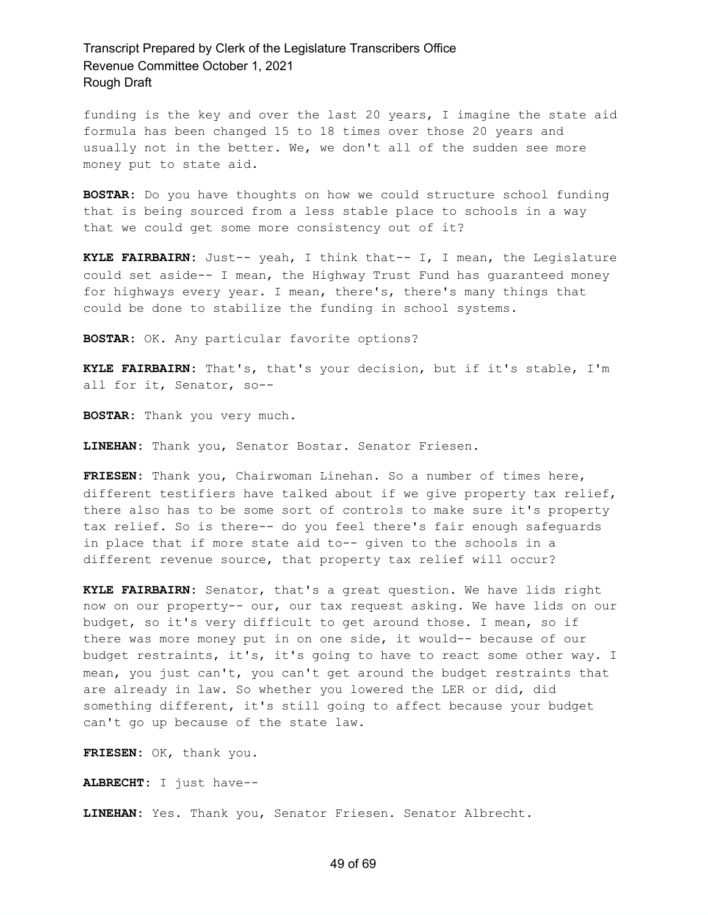funding is the key and over the last 20 years, I imagine the state aid formula has been changed 15 to 18 times over those 20 years and usually not in the better. We, we don't all of the sudden see more money put to state aid.

**BOSTAR:** Do you have thoughts on how we could structure school funding that is being sourced from a less stable place to schools in a way that we could get some more consistency out of it?

**KYLE FAIRBAIRN:** Just-- yeah, I think that-- I, I mean, the Legislature could set aside-- I mean, the Highway Trust Fund has guaranteed money for highways every year. I mean, there's, there's many things that could be done to stabilize the funding in school systems.

**BOSTAR:** OK. Any particular favorite options?

**KYLE FAIRBAIRN:** That's, that's your decision, but if it's stable, I'm all for it, Senator, so--

**BOSTAR:** Thank you very much.

**LINEHAN:** Thank you, Senator Bostar. Senator Friesen.

**FRIESEN:** Thank you, Chairwoman Linehan. So a number of times here, different testifiers have talked about if we give property tax relief, there also has to be some sort of controls to make sure it's property tax relief. So is there-- do you feel there's fair enough safeguards in place that if more state aid to-- given to the schools in a different revenue source, that property tax relief will occur?

**KYLE FAIRBAIRN:** Senator, that's a great question. We have lids right now on our property-- our, our tax request asking. We have lids on our budget, so it's very difficult to get around those. I mean, so if there was more money put in on one side, it would-- because of our budget restraints, it's, it's going to have to react some other way. I mean, you just can't, you can't get around the budget restraints that are already in law. So whether you lowered the LER or did, did something different, it's still going to affect because your budget can't go up because of the state law.

**FRIESEN:** OK, thank you.

**ALBRECHT:** I just have--

**LINEHAN:** Yes. Thank you, Senator Friesen. Senator Albrecht.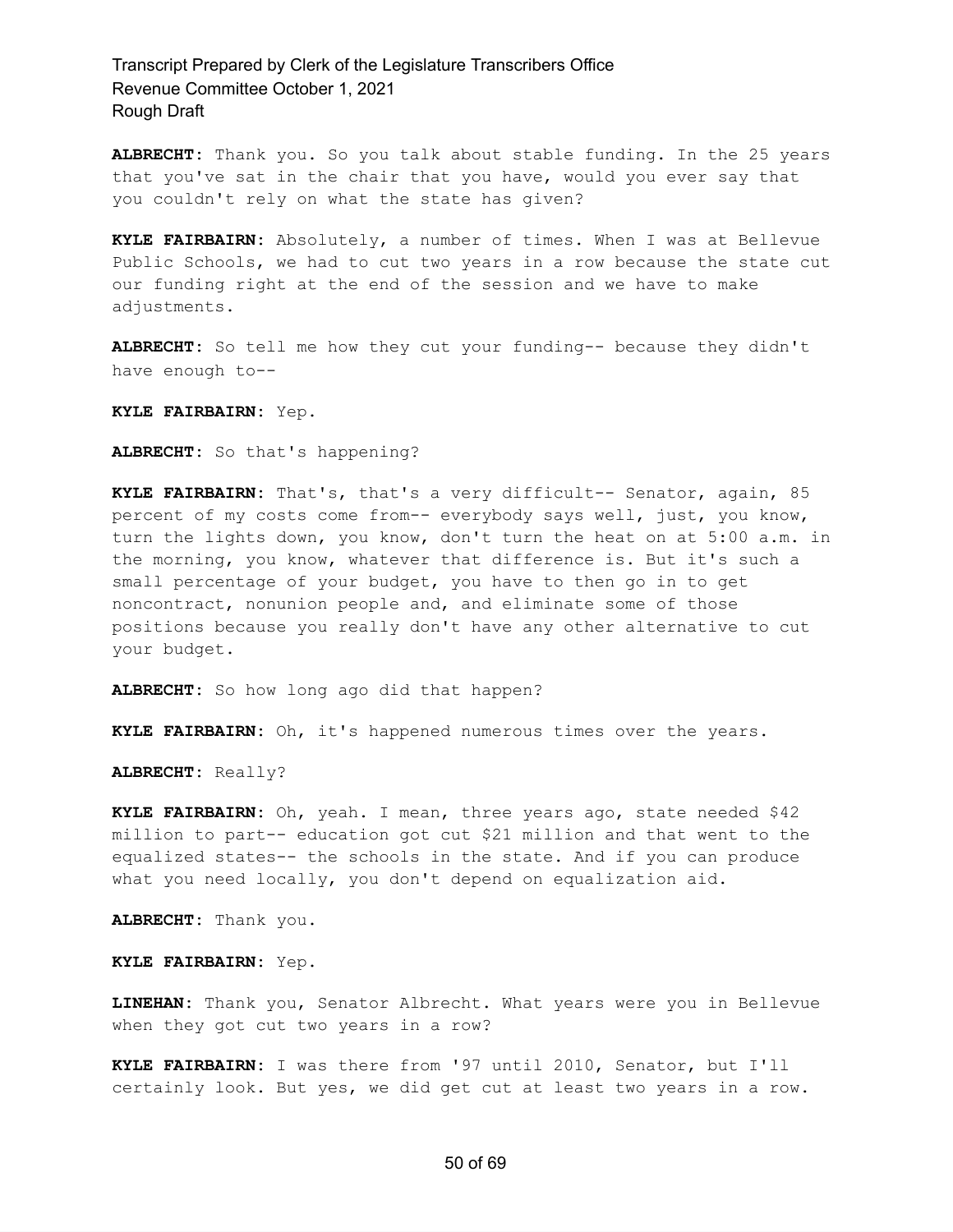**ALBRECHT:** Thank you. So you talk about stable funding. In the 25 years that you've sat in the chair that you have, would you ever say that you couldn't rely on what the state has given?

**KYLE FAIRBAIRN:** Absolutely, a number of times. When I was at Bellevue Public Schools, we had to cut two years in a row because the state cut our funding right at the end of the session and we have to make adjustments.

**ALBRECHT:** So tell me how they cut your funding-- because they didn't have enough to--

**KYLE FAIRBAIRN:** Yep.

**ALBRECHT:** So that's happening?

**KYLE FAIRBAIRN:** That's, that's a very difficult-- Senator, again, 85 percent of my costs come from-- everybody says well, just, you know, turn the lights down, you know, don't turn the heat on at 5:00 a.m. in the morning, you know, whatever that difference is. But it's such a small percentage of your budget, you have to then go in to get noncontract, nonunion people and, and eliminate some of those positions because you really don't have any other alternative to cut your budget.

**ALBRECHT:** So how long ago did that happen?

**KYLE FAIRBAIRN:** Oh, it's happened numerous times over the years.

**ALBRECHT:** Really?

**KYLE FAIRBAIRN:** Oh, yeah. I mean, three years ago, state needed $42 million to part-- education got cut $21 million and that went to the equalized states-- the schools in the state. And if you can produce what you need locally, you don't depend on equalization aid.

**ALBRECHT:** Thank you.

**KYLE FAIRBAIRN:** Yep.

**LINEHAN:** Thank you, Senator Albrecht. What years were you in Bellevue when they got cut two years in a row?

**KYLE FAIRBAIRN:** I was there from '97 until 2010, Senator, but I'll certainly look. But yes, we did get cut at least two years in a row.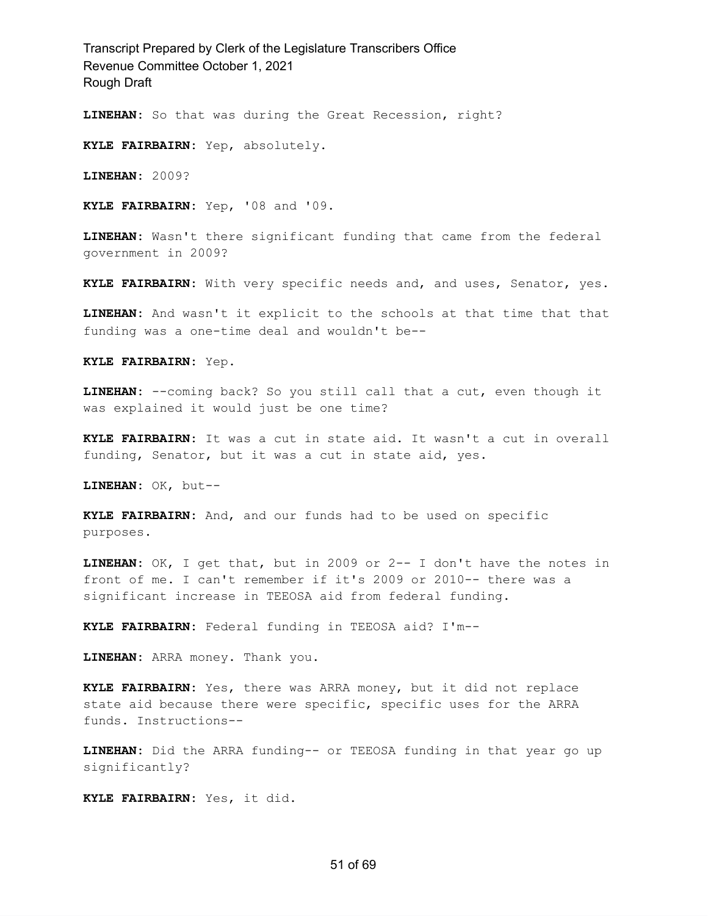**LINEHAN:** So that was during the Great Recession, right?

**KYLE FAIRBAIRN:** Yep, absolutely.

**LINEHAN:** 2009?

**KYLE FAIRBAIRN:** Yep, '08 and '09.

**LINEHAN:** Wasn't there significant funding that came from the federal government in 2009?

**KYLE FAIRBAIRN:** With very specific needs and, and uses, Senator, yes.

**LINEHAN:** And wasn't it explicit to the schools at that time that that funding was a one-time deal and wouldn't be--

**KYLE FAIRBAIRN:** Yep.

**LINEHAN:** --coming back? So you still call that a cut, even though it was explained it would just be one time?

**KYLE FAIRBAIRN:** It was a cut in state aid. It wasn't a cut in overall funding, Senator, but it was a cut in state aid, yes.

**LINEHAN:** OK, but--

**KYLE FAIRBAIRN:** And, and our funds had to be used on specific purposes.

**LINEHAN:** OK, I get that, but in 2009 or 2-- I don't have the notes in front of me. I can't remember if it's 2009 or 2010-- there was a significant increase in TEEOSA aid from federal funding.

**KYLE FAIRBAIRN:** Federal funding in TEEOSA aid? I'm--

**LINEHAN:** ARRA money. Thank you.

**KYLE FAIRBAIRN:** Yes, there was ARRA money, but it did not replace state aid because there were specific, specific uses for the ARRA funds. Instructions--

**LINEHAN:** Did the ARRA funding-- or TEEOSA funding in that year go up significantly?

**KYLE FAIRBAIRN:** Yes, it did.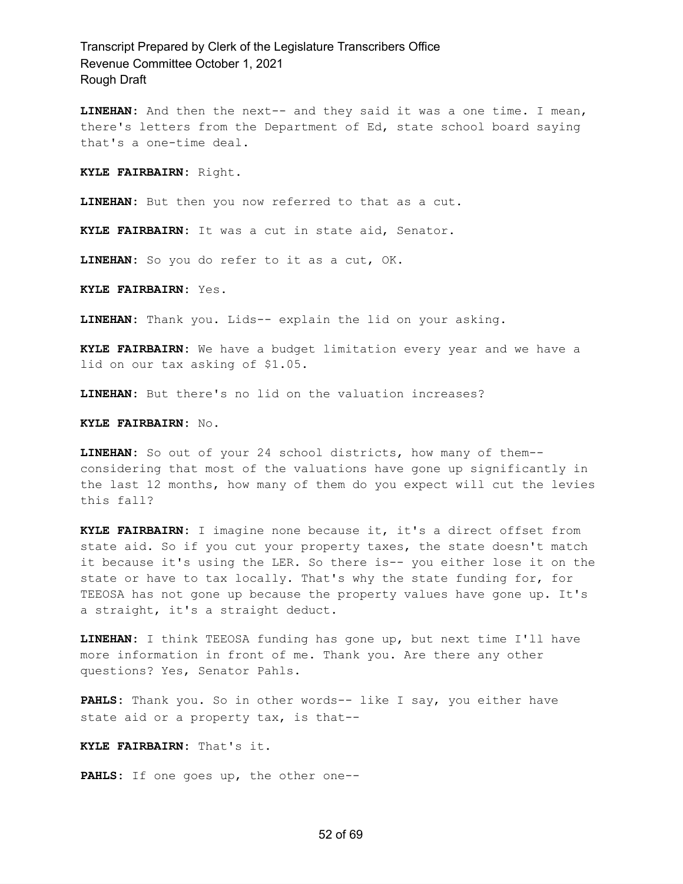**LINEHAN:** And then the next-- and they said it was a one time. I mean, there's letters from the Department of Ed, state school board saying that's a one-time deal.

**KYLE FAIRBAIRN:** Right.

**LINEHAN:** But then you now referred to that as a cut.

**KYLE FAIRBAIRN:** It was a cut in state aid, Senator.

**LINEHAN:** So you do refer to it as a cut, OK.

**KYLE FAIRBAIRN:** Yes.

**LINEHAN:** Thank you. Lids-- explain the lid on your asking.

**KYLE FAIRBAIRN:** We have a budget limitation every year and we have a lid on our tax asking of $1.05.

**LINEHAN:** But there's no lid on the valuation increases?

**KYLE FAIRBAIRN:** No.

**LINEHAN:** So out of your 24 school districts, how many of them-- considering that most of the valuations have gone up significantly in the last 12 months, how many of them do you expect will cut the levies this fall?

**KYLE FAIRBAIRN:** I imagine none because it, it's a direct offset from state aid. So if you cut your property taxes, the state doesn't match it because it's using the LER. So there is-- you either lose it on the state or have to tax locally. That's why the state funding for, for TEEOSA has not gone up because the property values have gone up. It's a straight, it's a straight deduct.

**LINEHAN:** I think TEEOSA funding has gone up, but next time I'll have more information in front of me. Thank you. Are there any other questions? Yes, Senator Pahls.

**PAHLS:** Thank you. So in other words-- like I say, you either have state aid or a property tax, is that--

**KYLE FAIRBAIRN:** That's it.

**PAHLS:** If one goes up, the other one--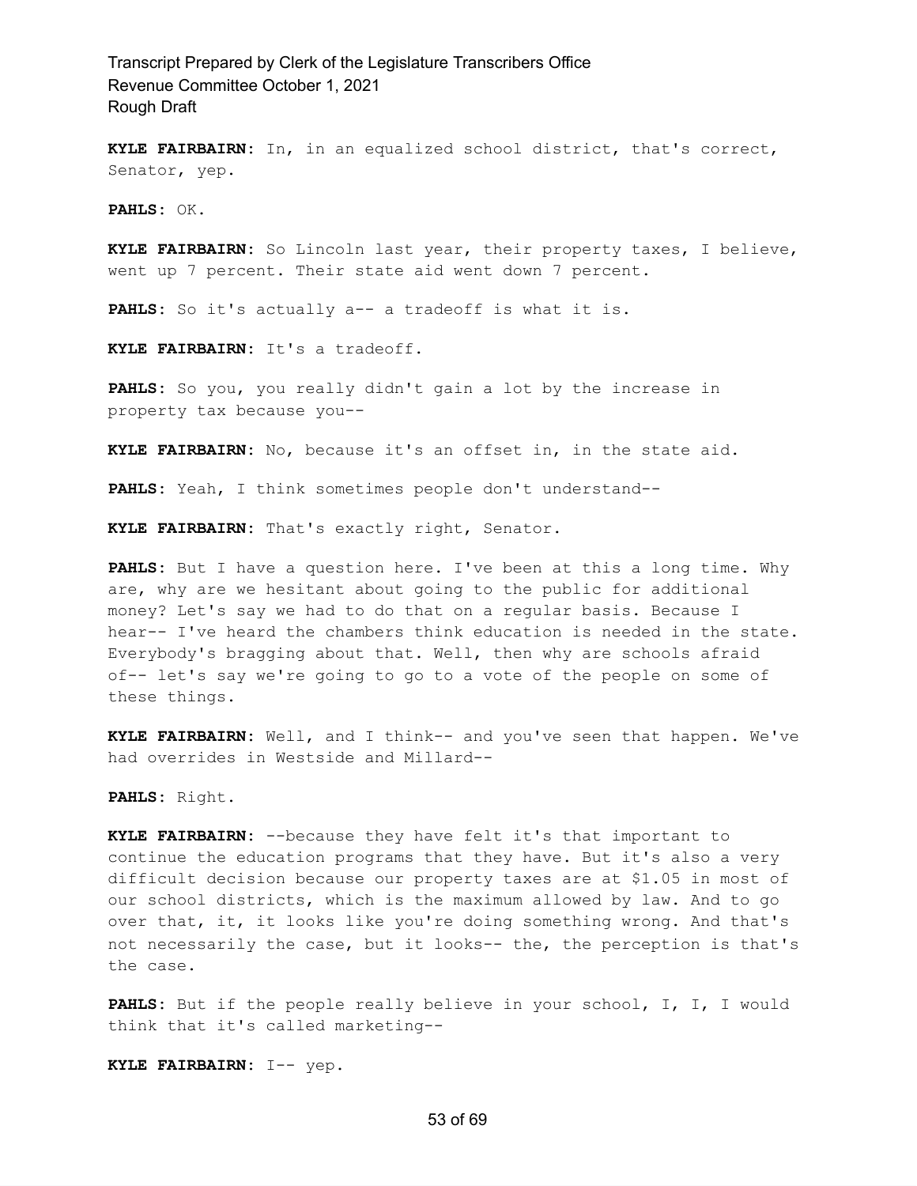**KYLE FAIRBAIRN:** In, in an equalized school district, that's correct, Senator, yep.

**PAHLS:** OK.

**KYLE FAIRBAIRN:** So Lincoln last year, their property taxes, I believe, went up 7 percent. Their state aid went down 7 percent.

**PAHLS:** So it's actually a-- a tradeoff is what it is.

**KYLE FAIRBAIRN:** It's a tradeoff.

**PAHLS:** So you, you really didn't gain a lot by the increase in property tax because you--

**KYLE FAIRBAIRN:** No, because it's an offset in, in the state aid.

**PAHLS:** Yeah, I think sometimes people don't understand--

**KYLE FAIRBAIRN:** That's exactly right, Senator.

**PAHLS:** But I have a question here. I've been at this a long time. Why are, why are we hesitant about going to the public for additional money? Let's say we had to do that on a regular basis. Because I hear-- I've heard the chambers think education is needed in the state. Everybody's bragging about that. Well, then why are schools afraid of-- let's say we're going to go to a vote of the people on some of these things.

**KYLE FAIRBAIRN:** Well, and I think-- and you've seen that happen. We've had overrides in Westside and Millard--

**PAHLS:** Right.

**KYLE FAIRBAIRN:** --because they have felt it's that important to continue the education programs that they have. But it's also a very difficult decision because our property taxes are at $1.05 in most of our school districts, which is the maximum allowed by law. And to go over that, it, it looks like you're doing something wrong. And that's not necessarily the case, but it looks-- the, the perception is that's the case.

**PAHLS:** But if the people really believe in your school, I, I, I would think that it's called marketing--

**KYLE FAIRBAIRN:** I-- yep.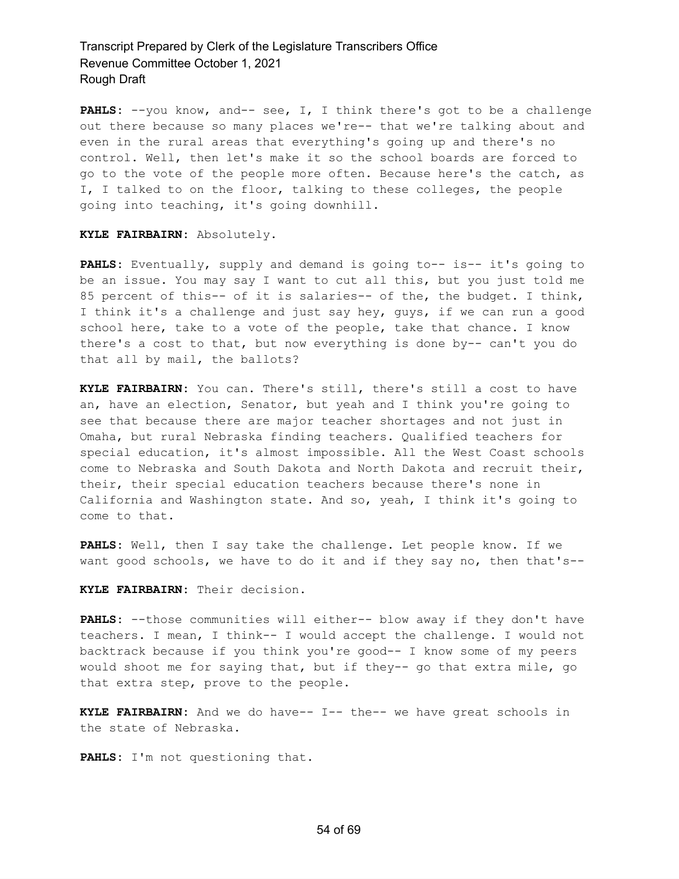**PAHLS:** --you know, and-- see, I, I think there's got to be a challenge out there because so many places we're-- that we're talking about and even in the rural areas that everything's going up and there's no control. Well, then let's make it so the school boards are forced to go to the vote of the people more often. Because here's the catch, as I, I talked to on the floor, talking to these colleges, the people going into teaching, it's going downhill.

**KYLE FAIRBAIRN:** Absolutely.

**PAHLS:** Eventually, supply and demand is going to-- is-- it's going to be an issue. You may say I want to cut all this, but you just told me 85 percent of this-- of it is salaries-- of the, the budget. I think, I think it's a challenge and just say hey, guys, if we can run a good school here, take to a vote of the people, take that chance. I know there's a cost to that, but now everything is done by-- can't you do that all by mail, the ballots?

**KYLE FAIRBAIRN:** You can. There's still, there's still a cost to have an, have an election, Senator, but yeah and I think you're going to see that because there are major teacher shortages and not just in Omaha, but rural Nebraska finding teachers. Qualified teachers for special education, it's almost impossible. All the West Coast schools come to Nebraska and South Dakota and North Dakota and recruit their, their, their special education teachers because there's none in California and Washington state. And so, yeah, I think it's going to come to that.

**PAHLS:** Well, then I say take the challenge. Let people know. If we want good schools, we have to do it and if they say no, then that's--

**KYLE FAIRBAIRN:** Their decision.

**PAHLS:** --those communities will either-- blow away if they don't have teachers. I mean, I think-- I would accept the challenge. I would not backtrack because if you think you're good-- I know some of my peers would shoot me for saying that, but if they-- go that extra mile, go that extra step, prove to the people.

**KYLE FAIRBAIRN:** And we do have-- I-- the-- we have great schools in the state of Nebraska.

**PAHLS:** I'm not questioning that.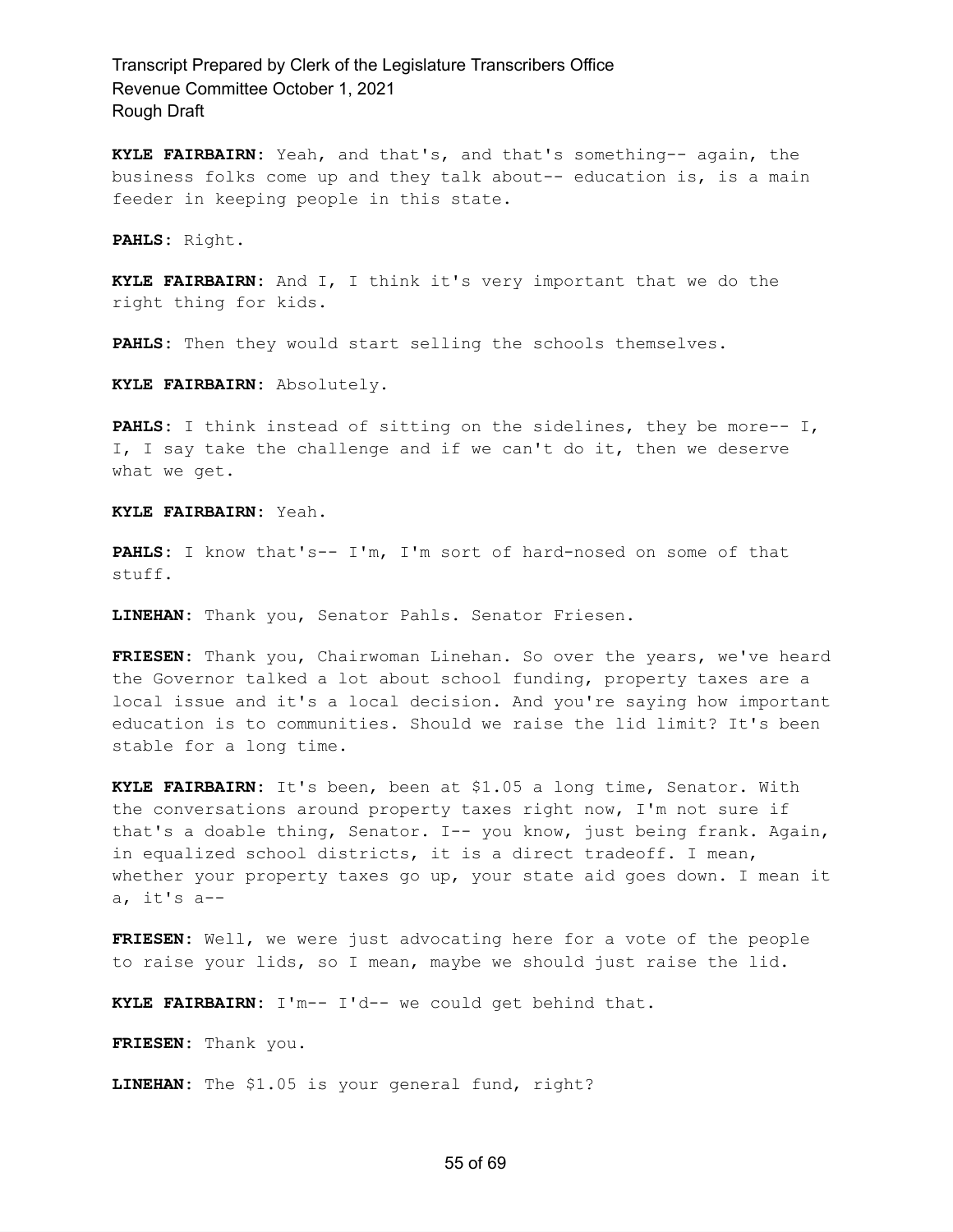**KYLE FAIRBAIRN:** Yeah, and that's, and that's something-- again, the business folks come up and they talk about-- education is, is a main feeder in keeping people in this state.

**PAHLS:** Right.

**KYLE FAIRBAIRN:** And I, I think it's very important that we do the right thing for kids.

**PAHLS:** Then they would start selling the schools themselves.

**KYLE FAIRBAIRN:** Absolutely.

**PAHLS:** I think instead of sitting on the sidelines, they be more-- I, I, I say take the challenge and if we can't do it, then we deserve what we get.

**KYLE FAIRBAIRN:** Yeah.

**PAHLS:** I know that's-- I'm, I'm sort of hard-nosed on some of that stuff.

**LINEHAN:** Thank you, Senator Pahls. Senator Friesen.

**FRIESEN:** Thank you, Chairwoman Linehan. So over the years, we've heard the Governor talked a lot about school funding, property taxes are a local issue and it's a local decision. And you're saying how important education is to communities. Should we raise the lid limit? It's been stable for a long time.

**KYLE FAIRBAIRN:** It's been, been at $1.05 a long time, Senator. With the conversations around property taxes right now, I'm not sure if that's a doable thing, Senator. I-- you know, just being frank. Again, in equalized school districts, it is a direct tradeoff. I mean, whether your property taxes go up, your state aid goes down. I mean it a, it's a--

**FRIESEN:** Well, we were just advocating here for a vote of the people to raise your lids, so I mean, maybe we should just raise the lid.

**KYLE FAIRBAIRN:** I'm-- I'd-- we could get behind that.

**FRIESEN:** Thank you.

**LINEHAN:** The $1.05 is your general fund, right?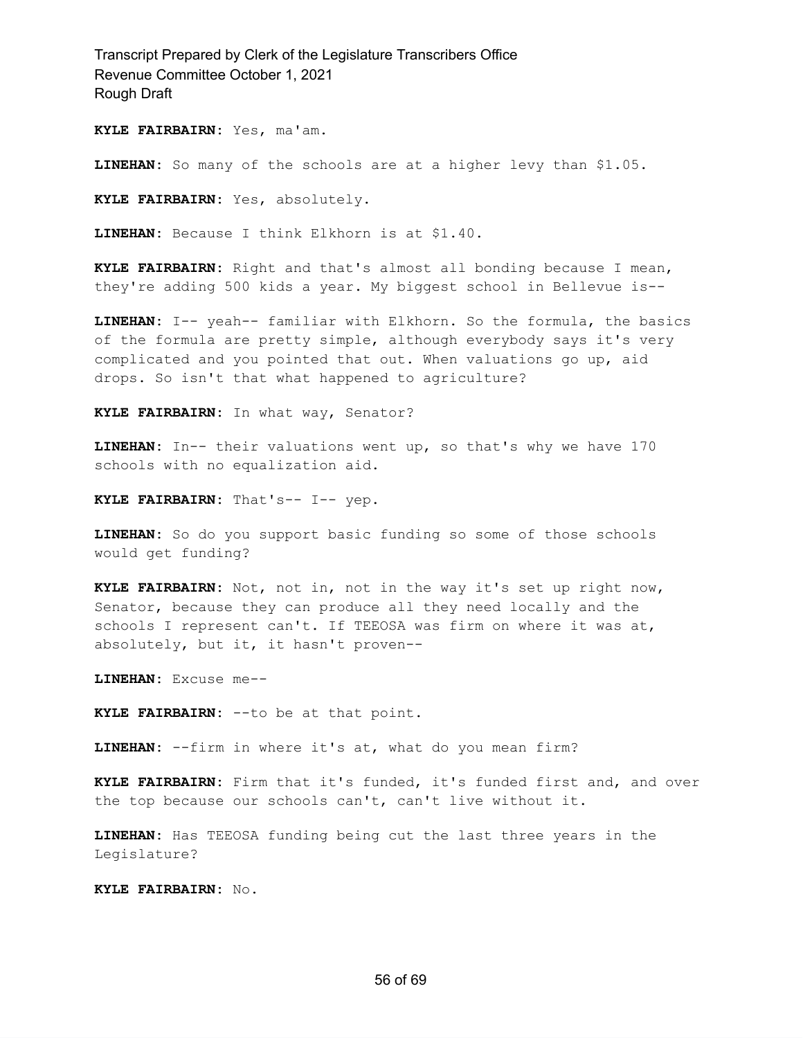**KYLE FAIRBAIRN:** Yes, ma'am.

**LINEHAN:** So many of the schools are at a higher levy than $1.05.

**KYLE FAIRBAIRN:** Yes, absolutely.

**LINEHAN:** Because I think Elkhorn is at $1.40.

**KYLE FAIRBAIRN:** Right and that's almost all bonding because I mean, they're adding 500 kids a year. My biggest school in Bellevue is--

**LINEHAN:** I-- yeah-- familiar with Elkhorn. So the formula, the basics of the formula are pretty simple, although everybody says it's very complicated and you pointed that out. When valuations go up, aid drops. So isn't that what happened to agriculture?

**KYLE FAIRBAIRN:** In what way, Senator?

**LINEHAN:** In-- their valuations went up, so that's why we have 170 schools with no equalization aid.

**KYLE FAIRBAIRN:** That's-- I-- yep.

**LINEHAN:** So do you support basic funding so some of those schools would get funding?

**KYLE FAIRBAIRN:** Not, not in, not in the way it's set up right now, Senator, because they can produce all they need locally and the schools I represent can't. If TEEOSA was firm on where it was at, absolutely, but it, it hasn't proven--

**LINEHAN:** Excuse me--

**KYLE FAIRBAIRN:** --to be at that point.

**LINEHAN:** --firm in where it's at, what do you mean firm?

**KYLE FAIRBAIRN:** Firm that it's funded, it's funded first and, and over the top because our schools can't, can't live without it.

**LINEHAN:** Has TEEOSA funding being cut the last three years in the Legislature?

**KYLE FAIRBAIRN:** No.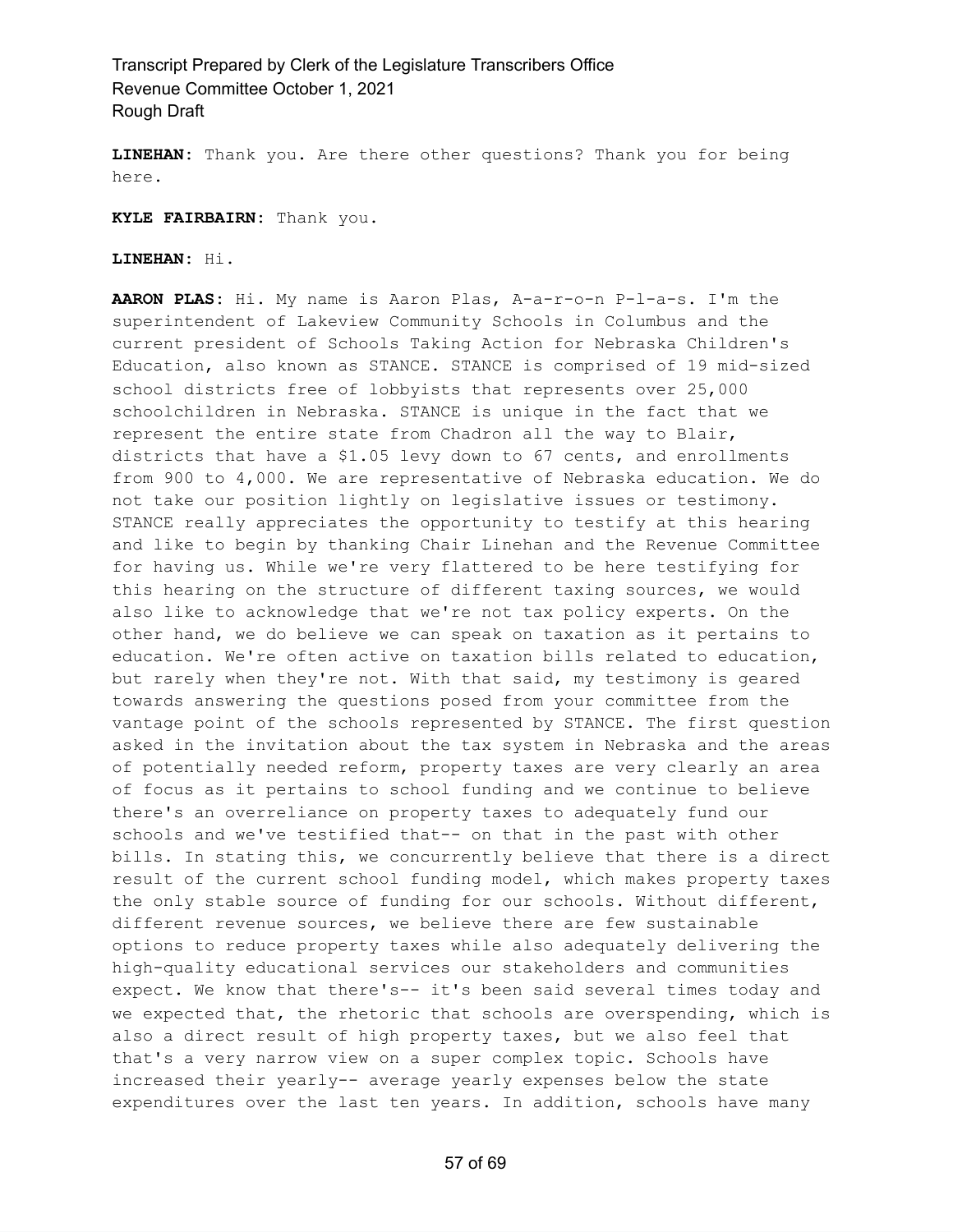**LINEHAN:** Thank you. Are there other questions? Thank you for being here.

**KYLE FAIRBAIRN:** Thank you.

**LINEHAN:** Hi.

**AARON PLAS:** Hi. My name is Aaron Plas, A-a-r-o-n P-l-a-s. I'm the superintendent of Lakeview Community Schools in Columbus and the current president of Schools Taking Action for Nebraska Children's Education, also known as STANCE. STANCE is comprised of 19 mid-sized school districts free of lobbyists that represents over 25,000 schoolchildren in Nebraska. STANCE is unique in the fact that we represent the entire state from Chadron all the way to Blair, districts that have a $1.05 levy down to 67 cents, and enrollments from 900 to 4,000. We are representative of Nebraska education. We do not take our position lightly on legislative issues or testimony. STANCE really appreciates the opportunity to testify at this hearing and like to begin by thanking Chair Linehan and the Revenue Committee for having us. While we're very flattered to be here testifying for this hearing on the structure of different taxing sources, we would also like to acknowledge that we're not tax policy experts. On the other hand, we do believe we can speak on taxation as it pertains to education. We're often active on taxation bills related to education, but rarely when they're not. With that said, my testimony is geared towards answering the questions posed from your committee from the vantage point of the schools represented by STANCE. The first question asked in the invitation about the tax system in Nebraska and the areas of potentially needed reform, property taxes are very clearly an area of focus as it pertains to school funding and we continue to believe there's an overreliance on property taxes to adequately fund our schools and we've testified that-- on that in the past with other bills. In stating this, we concurrently believe that there is a direct result of the current school funding model, which makes property taxes the only stable source of funding for our schools. Without different, different revenue sources, we believe there are few sustainable options to reduce property taxes while also adequately delivering the high-quality educational services our stakeholders and communities expect. We know that there's-- it's been said several times today and we expected that, the rhetoric that schools are overspending, which is also a direct result of high property taxes, but we also feel that that's a very narrow view on a super complex topic. Schools have increased their yearly-- average yearly expenses below the state expenditures over the last ten years. In addition, schools have many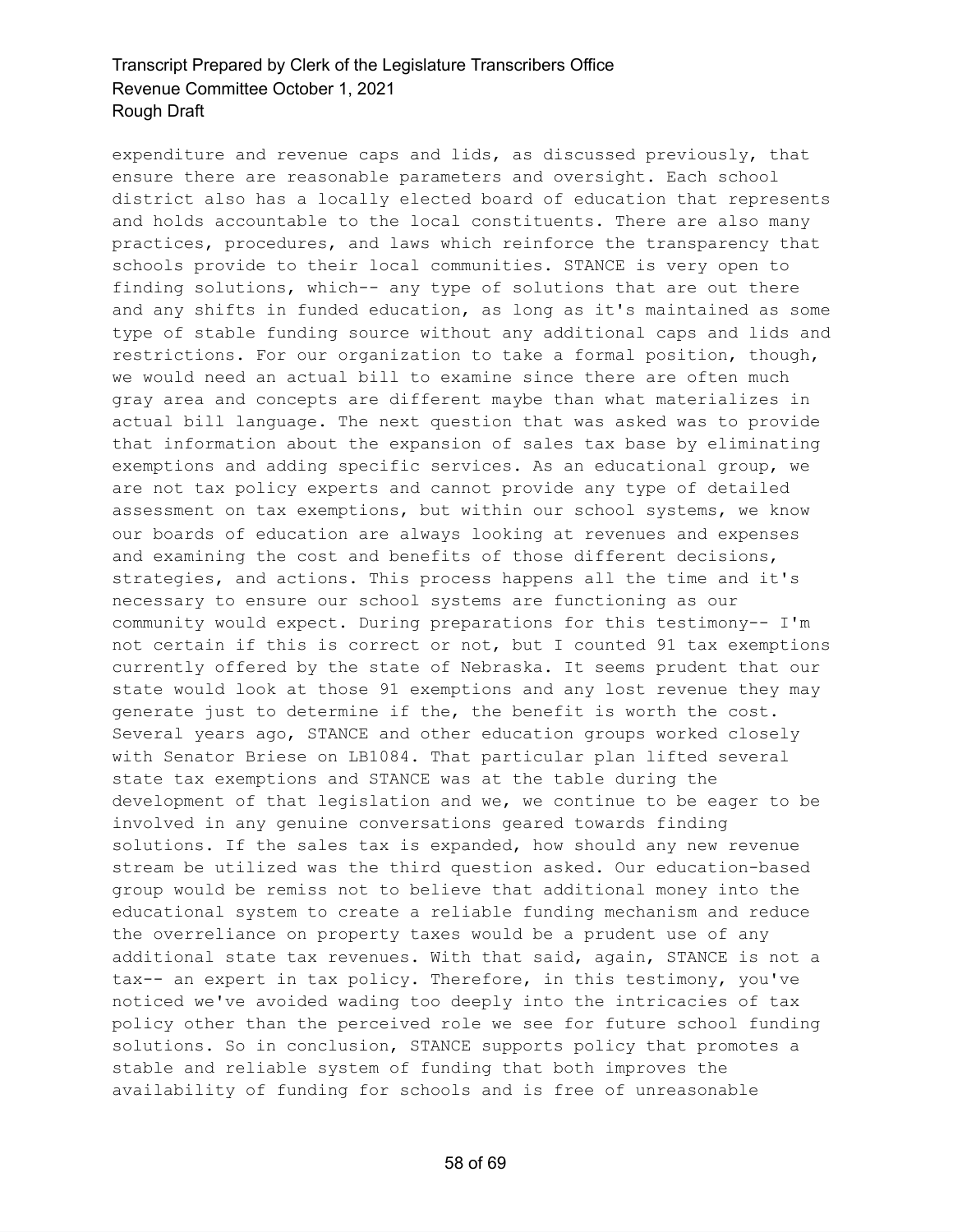expenditure and revenue caps and lids, as discussed previously, that ensure there are reasonable parameters and oversight. Each school district also has a locally elected board of education that represents and holds accountable to the local constituents. There are also many practices, procedures, and laws which reinforce the transparency that schools provide to their local communities. STANCE is very open to finding solutions, which-- any type of solutions that are out there and any shifts in funded education, as long as it's maintained as some type of stable funding source without any additional caps and lids and restrictions. For our organization to take a formal position, though, we would need an actual bill to examine since there are often much gray area and concepts are different maybe than what materializes in actual bill language. The next question that was asked was to provide that information about the expansion of sales tax base by eliminating exemptions and adding specific services. As an educational group, we are not tax policy experts and cannot provide any type of detailed assessment on tax exemptions, but within our school systems, we know our boards of education are always looking at revenues and expenses and examining the cost and benefits of those different decisions, strategies, and actions. This process happens all the time and it's necessary to ensure our school systems are functioning as our community would expect. During preparations for this testimony-- I'm not certain if this is correct or not, but I counted 91 tax exemptions currently offered by the state of Nebraska. It seems prudent that our state would look at those 91 exemptions and any lost revenue they may generate just to determine if the, the benefit is worth the cost. Several years ago, STANCE and other education groups worked closely with Senator Briese on LB1084. That particular plan lifted several state tax exemptions and STANCE was at the table during the development of that legislation and we, we continue to be eager to be involved in any genuine conversations geared towards finding solutions. If the sales tax is expanded, how should any new revenue stream be utilized was the third question asked. Our education-based group would be remiss not to believe that additional money into the educational system to create a reliable funding mechanism and reduce the overreliance on property taxes would be a prudent use of any additional state tax revenues. With that said, again, STANCE is not a tax-- an expert in tax policy. Therefore, in this testimony, you've noticed we've avoided wading too deeply into the intricacies of tax policy other than the perceived role we see for future school funding solutions. So in conclusion, STANCE supports policy that promotes a stable and reliable system of funding that both improves the availability of funding for schools and is free of unreasonable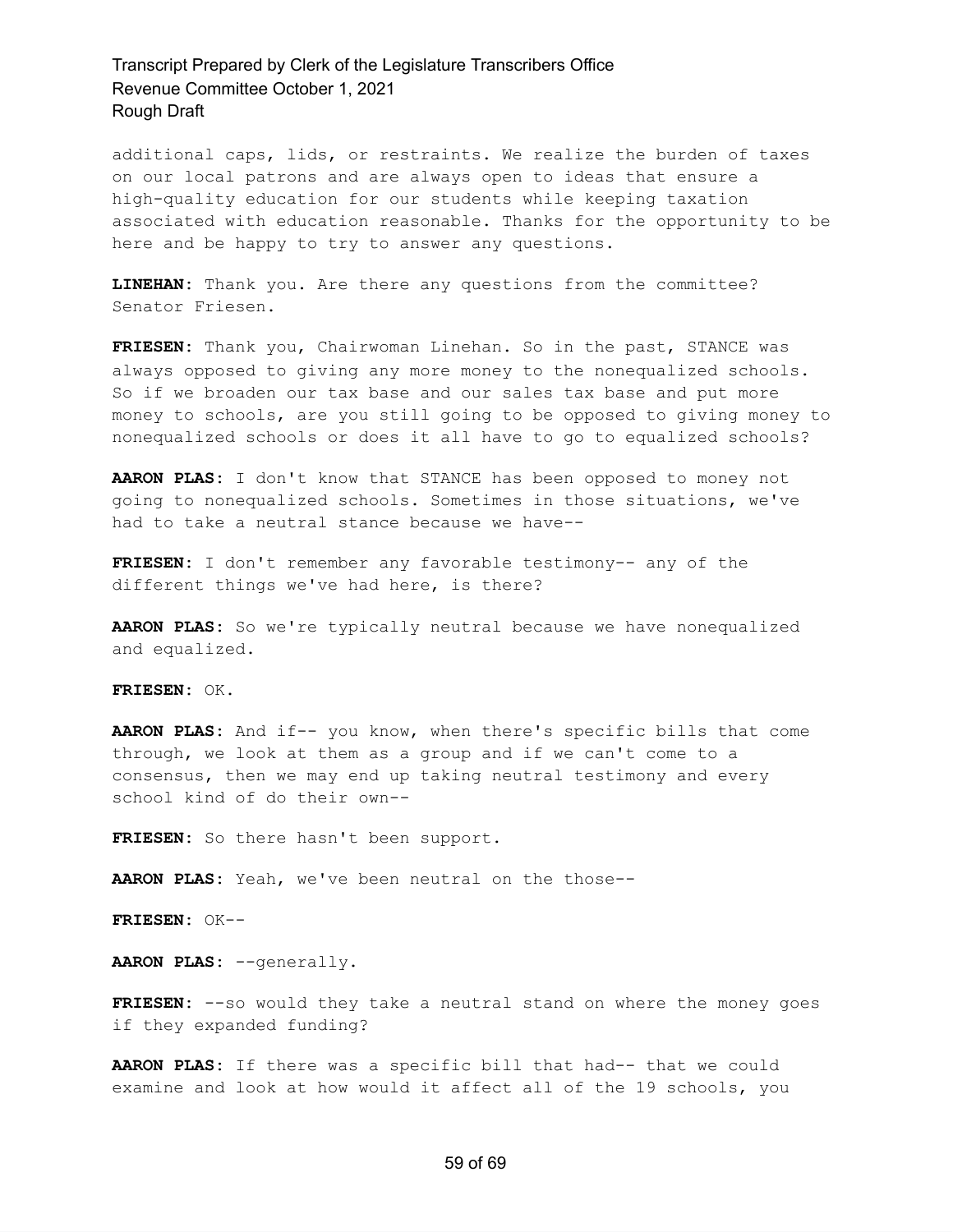additional caps, lids, or restraints. We realize the burden of taxes on our local patrons and are always open to ideas that ensure a high-quality education for our students while keeping taxation associated with education reasonable. Thanks for the opportunity to be here and be happy to try to answer any questions.

**LINEHAN:** Thank you. Are there any questions from the committee? Senator Friesen.

**FRIESEN:** Thank you, Chairwoman Linehan. So in the past, STANCE was always opposed to giving any more money to the nonequalized schools. So if we broaden our tax base and our sales tax base and put more money to schools, are you still going to be opposed to giving money to nonequalized schools or does it all have to go to equalized schools?

**AARON PLAS:** I don't know that STANCE has been opposed to money not going to nonequalized schools. Sometimes in those situations, we've had to take a neutral stance because we have--

**FRIESEN:** I don't remember any favorable testimony-- any of the different things we've had here, is there?

**AARON PLAS:** So we're typically neutral because we have nonequalized and equalized.

**FRIESEN:** OK.

**AARON PLAS:** And if-- you know, when there's specific bills that come through, we look at them as a group and if we can't come to a consensus, then we may end up taking neutral testimony and every school kind of do their own--

**FRIESEN:** So there hasn't been support.

**AARON PLAS:** Yeah, we've been neutral on the those--

**FRIESEN:** OK--

**AARON PLAS:** --generally.

**FRIESEN:** --so would they take a neutral stand on where the money goes if they expanded funding?

**AARON PLAS:** If there was a specific bill that had-- that we could examine and look at how would it affect all of the 19 schools, you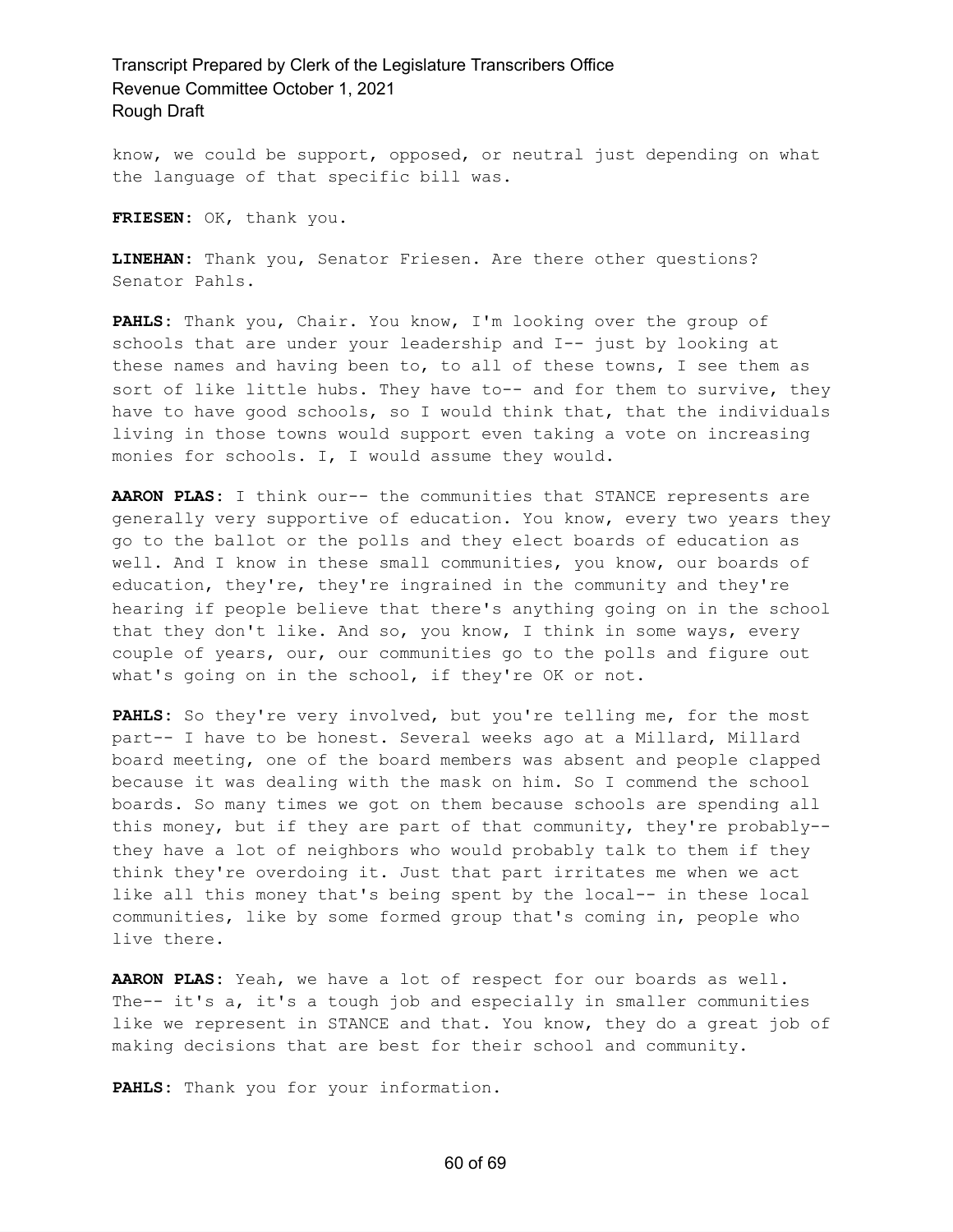know, we could be support, opposed, or neutral just depending on what the language of that specific bill was.

**FRIESEN:** OK, thank you.

**LINEHAN:** Thank you, Senator Friesen. Are there other questions? Senator Pahls.

**PAHLS:** Thank you, Chair. You know, I'm looking over the group of schools that are under your leadership and I-- just by looking at these names and having been to, to all of these towns, I see them as sort of like little hubs. They have to-- and for them to survive, they have to have good schools, so I would think that, that the individuals living in those towns would support even taking a vote on increasing monies for schools. I, I would assume they would.

**AARON PLAS:** I think our-- the communities that STANCE represents are generally very supportive of education. You know, every two years they go to the ballot or the polls and they elect boards of education as well. And I know in these small communities, you know, our boards of education, they're, they're ingrained in the community and they're hearing if people believe that there's anything going on in the school that they don't like. And so, you know, I think in some ways, every couple of years, our, our communities go to the polls and figure out what's going on in the school, if they're OK or not.

**PAHLS:** So they're very involved, but you're telling me, for the most part-- I have to be honest. Several weeks ago at a Millard, Millard board meeting, one of the board members was absent and people clapped because it was dealing with the mask on him. So I commend the school boards. So many times we got on them because schools are spending all this money, but if they are part of that community, they're probably-- they have a lot of neighbors who would probably talk to them if they think they're overdoing it. Just that part irritates me when we act like all this money that's being spent by the local-- in these local communities, like by some formed group that's coming in, people who live there.

**AARON PLAS:** Yeah, we have a lot of respect for our boards as well. The-- it's a, it's a tough job and especially in smaller communities like we represent in STANCE and that. You know, they do a great job of making decisions that are best for their school and community.

**PAHLS:** Thank you for your information.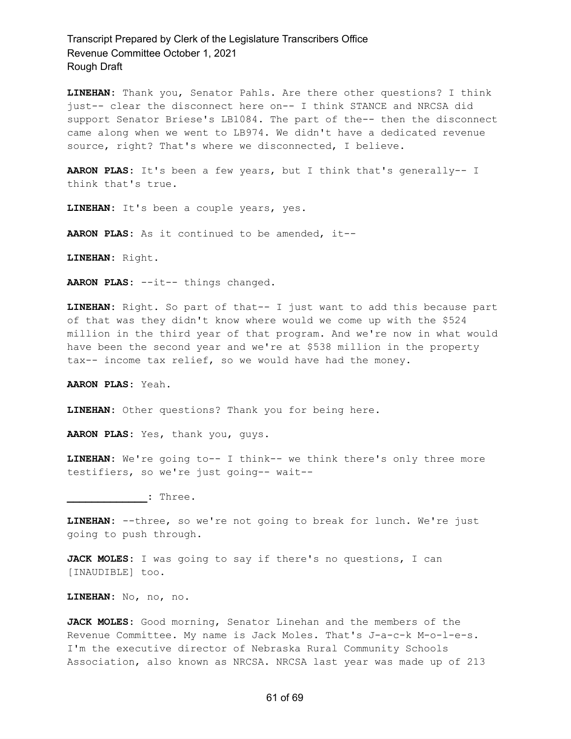**LINEHAN:** Thank you, Senator Pahls. Are there other questions? I think just-- clear the disconnect here on-- I think STANCE and NRCSA did support Senator Briese's LB1084. The part of the-- then the disconnect came along when we went to LB974. We didn't have a dedicated revenue source, right? That's where we disconnected, I believe.

**AARON PLAS:** It's been a few years, but I think that's generally-- I think that's true.

**LINEHAN:** It's been a couple years, yes.

**AARON PLAS:** As it continued to be amended, it--

**LINEHAN:** Right.

**AARON PLAS:** --it-- things changed.

**LINEHAN:** Right. So part of that-- I just want to add this because part of that was they didn't know where would we come up with the $524 million in the third year of that program. And we're now in what would have been the second year and we're at $538 million in the property tax-- income tax relief, so we would have had the money.

**AARON PLAS:** Yeah.

**LINEHAN:** Other questions? Thank you for being here.

**AARON PLAS:** Yes, thank you, guys.

**LINEHAN:** We're going to-- I think-- we think there's only three more testifiers, so we're just going-- wait--

**_____________:** Three.

**LINEHAN:** --three, so we're not going to break for lunch. We're just going to push through.

**JACK MOLES:** I was going to say if there's no questions, I can [INAUDIBLE] too.

**LINEHAN:** No, no, no.

**JACK MOLES:** Good morning, Senator Linehan and the members of the Revenue Committee. My name is Jack Moles. That's J-a-c-k M-o-l-e-s. I'm the executive director of Nebraska Rural Community Schools Association, also known as NRCSA. NRCSA last year was made up of 213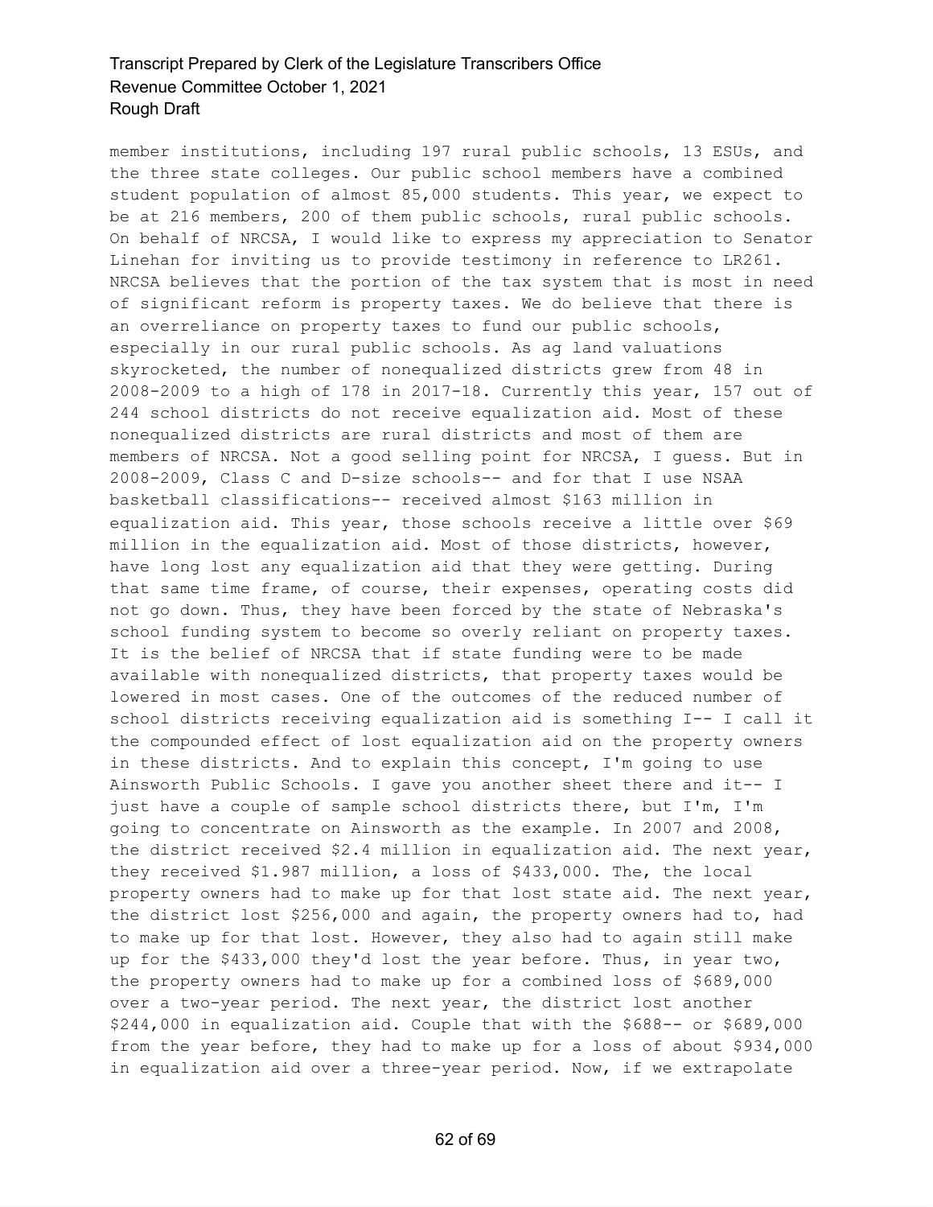member institutions, including 197 rural public schools, 13 ESUs, and the three state colleges. Our public school members have a combined student population of almost 85,000 students. This year, we expect to be at 216 members, 200 of them public schools, rural public schools. On behalf of NRCSA, I would like to express my appreciation to Senator Linehan for inviting us to provide testimony in reference to LR261. NRCSA believes that the portion of the tax system that is most in need of significant reform is property taxes. We do believe that there is an overreliance on property taxes to fund our public schools, especially in our rural public schools. As ag land valuations skyrocketed, the number of nonequalized districts grew from 48 in 2008-2009 to a high of 178 in 2017-18. Currently this year, 157 out of 244 school districts do not receive equalization aid. Most of these nonequalized districts are rural districts and most of them are members of NRCSA. Not a good selling point for NRCSA, I guess. But in 2008-2009, Class C and D-size schools-- and for that I use NSAA basketball classifications-- received almost $163 million in equalization aid. This year, those schools receive a little over $69 million in the equalization aid. Most of those districts, however, have long lost any equalization aid that they were getting. During that same time frame, of course, their expenses, operating costs did not go down. Thus, they have been forced by the state of Nebraska's school funding system to become so overly reliant on property taxes. It is the belief of NRCSA that if state funding were to be made available with nonequalized districts, that property taxes would be lowered in most cases. One of the outcomes of the reduced number of school districts receiving equalization aid is something I-- I call it the compounded effect of lost equalization aid on the property owners in these districts. And to explain this concept, I'm going to use Ainsworth Public Schools. I gave you another sheet there and it-- I just have a couple of sample school districts there, but I'm, I'm going to concentrate on Ainsworth as the example. In 2007 and 2008, the district received $2.4 million in equalization aid. The next year, they received $1.987 million, a loss of $433,000. The, the local property owners had to make up for that lost state aid. The next year, the district lost $256,000 and again, the property owners had to, had to make up for that lost. However, they also had to again still make up for the $433,000 they'd lost the year before. Thus, in year two, the property owners had to make up for a combined loss of $689,000 over a two-year period. The next year, the district lost another $244,000 in equalization aid. Couple that with the $688-- or $689,000 from the year before, they had to make up for a loss of about $934,000 in equalization aid over a three-year period. Now, if we extrapolate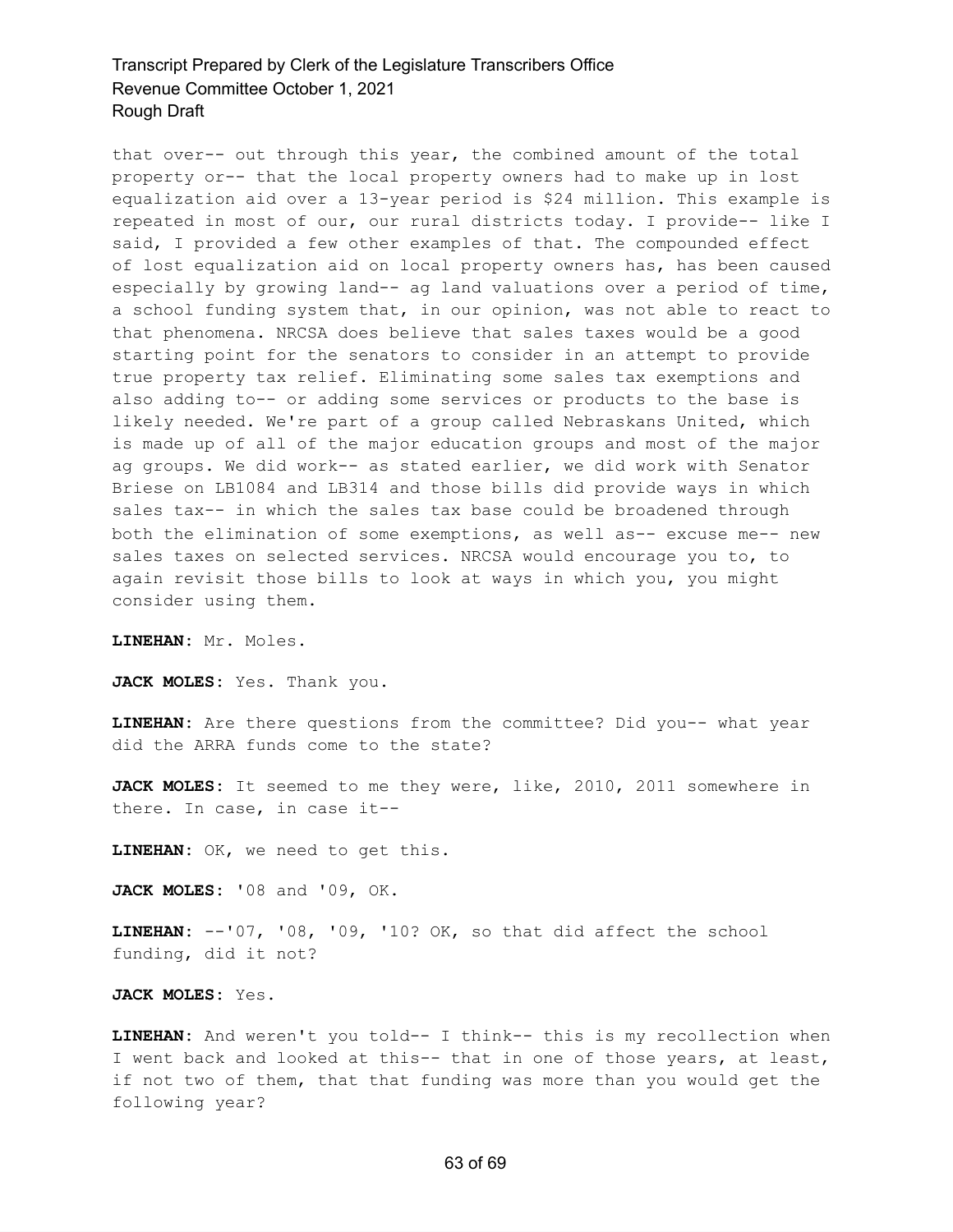that over-- out through this year, the combined amount of the total property or-- that the local property owners had to make up in lost equalization aid over a 13-year period is $24 million. This example is repeated in most of our, our rural districts today. I provide-- like I said, I provided a few other examples of that. The compounded effect of lost equalization aid on local property owners has, has been caused especially by growing land-- ag land valuations over a period of time, a school funding system that, in our opinion, was not able to react to that phenomena. NRCSA does believe that sales taxes would be a good starting point for the senators to consider in an attempt to provide true property tax relief. Eliminating some sales tax exemptions and also adding to-- or adding some services or products to the base is likely needed. We're part of a group called Nebraskans United, which is made up of all of the major education groups and most of the major ag groups. We did work-- as stated earlier, we did work with Senator Briese on LB1084 and LB314 and those bills did provide ways in which sales tax-- in which the sales tax base could be broadened through both the elimination of some exemptions, as well as-- excuse me-- new sales taxes on selected services. NRCSA would encourage you to, to again revisit those bills to look at ways in which you, you might consider using them.

**LINEHAN:** Mr. Moles.

**JACK MOLES:** Yes. Thank you.

**LINEHAN:** Are there questions from the committee? Did you-- what year did the ARRA funds come to the state?

**JACK MOLES:** It seemed to me they were, like, 2010, 2011 somewhere in there. In case, in case it--

**LINEHAN:** OK, we need to get this.

**JACK MOLES:** '08 and '09, OK.

**LINEHAN:** --'07, '08, '09, '10? OK, so that did affect the school funding, did it not?

**JACK MOLES:** Yes.

**LINEHAN:** And weren't you told-- I think-- this is my recollection when I went back and looked at this-- that in one of those years, at least, if not two of them, that that funding was more than you would get the following year?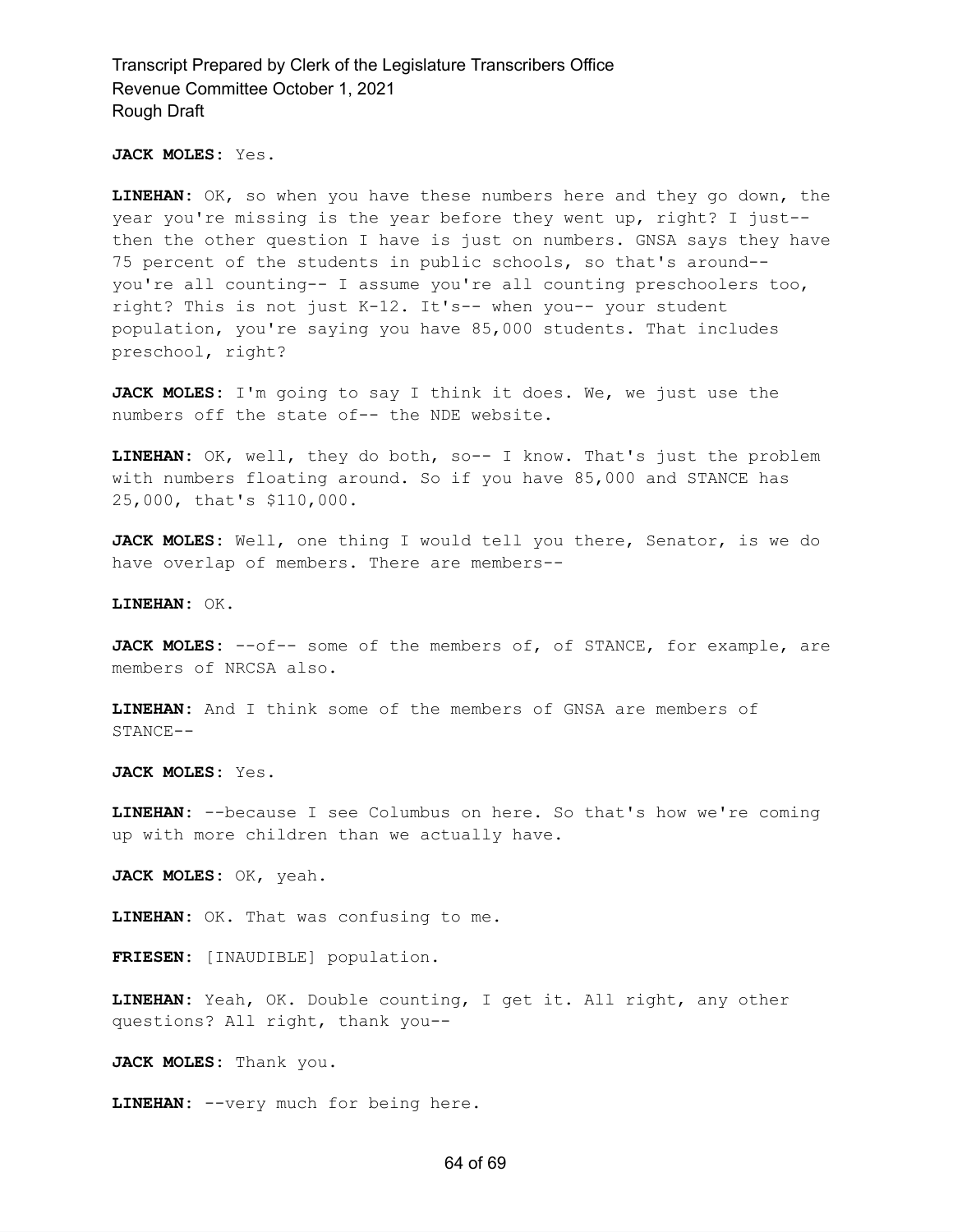**JACK MOLES:** Yes.

**LINEHAN:** OK, so when you have these numbers here and they go down, the year you're missing is the year before they went up, right? I just-- then the other question I have is just on numbers. GNSA says they have 75 percent of the students in public schools, so that's around-- you're all counting-- I assume you're all counting preschoolers too, right? This is not just K-12. It's-- when you-- your student population, you're saying you have 85,000 students. That includes preschool, right?

**JACK MOLES:** I'm going to say I think it does. We, we just use the numbers off the state of-- the NDE website.

**LINEHAN:** OK, well, they do both, so-- I know. That's just the problem with numbers floating around. So if you have 85,000 and STANCE has 25,000, that's $110,000.

**JACK MOLES:** Well, one thing I would tell you there, Senator, is we do have overlap of members. There are members--

**LINEHAN:** OK.

**JACK MOLES:** --of-- some of the members of, of STANCE, for example, are members of NRCSA also.

**LINEHAN:** And I think some of the members of GNSA are members of STANCE--

**JACK MOLES:** Yes.

**LINEHAN:** --because I see Columbus on here. So that's how we're coming up with more children than we actually have.

**JACK MOLES:** OK, yeah.

**LINEHAN:** OK. That was confusing to me.

**FRIESEN:** [INAUDIBLE] population.

**LINEHAN:** Yeah, OK. Double counting, I get it. All right, any other questions? All right, thank you--

**JACK MOLES:** Thank you.

**LINEHAN:** --very much for being here.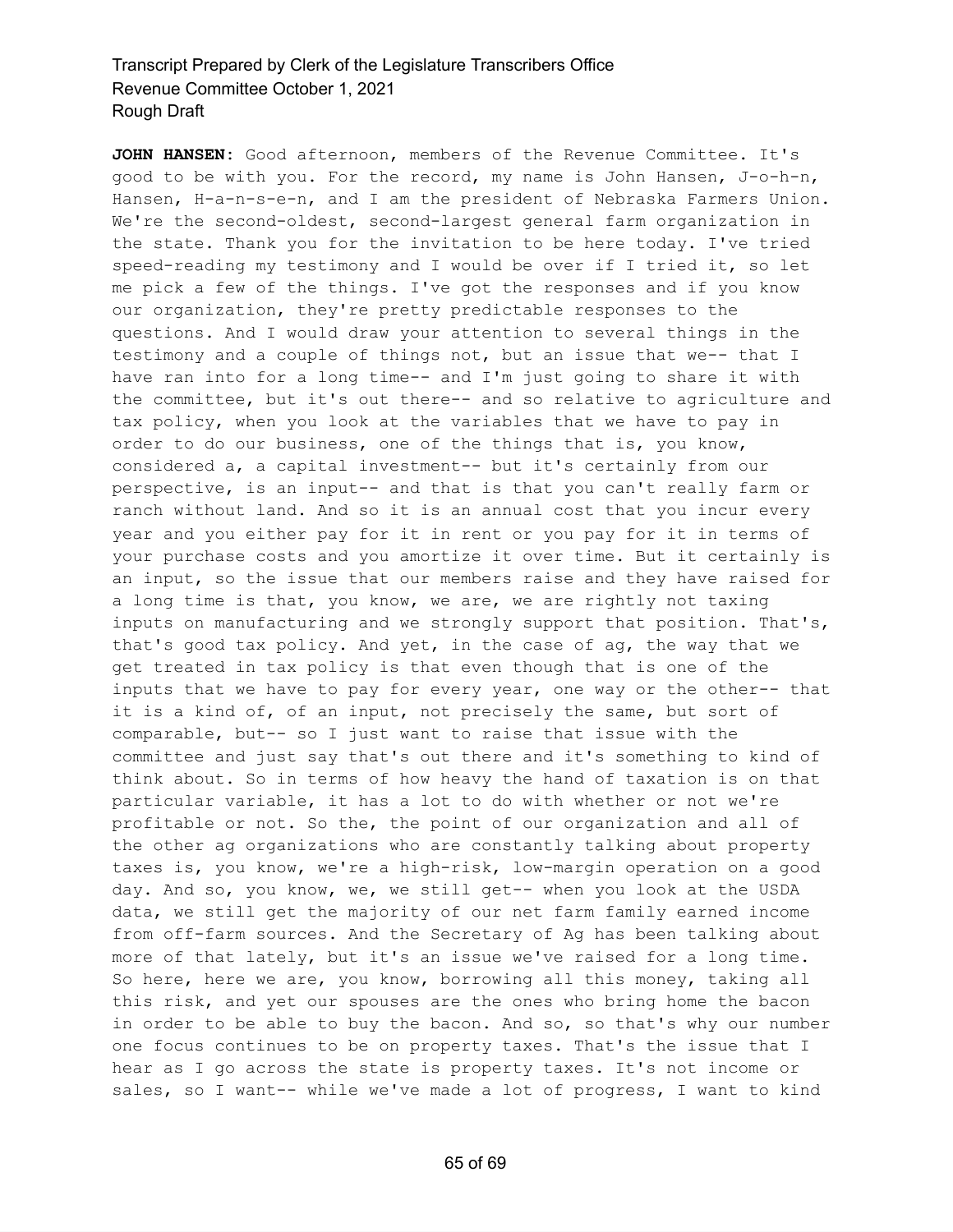**JOHN HANSEN:** Good afternoon, members of the Revenue Committee. It's good to be with you. For the record, my name is John Hansen, J-o-h-n, Hansen, H-a-n-s-e-n, and I am the president of Nebraska Farmers Union. We're the second-oldest, second-largest general farm organization in the state. Thank you for the invitation to be here today. I've tried speed-reading my testimony and I would be over if I tried it, so let me pick a few of the things. I've got the responses and if you know our organization, they're pretty predictable responses to the questions. And I would draw your attention to several things in the testimony and a couple of things not, but an issue that we-- that I have ran into for a long time-- and I'm just going to share it with the committee, but it's out there-- and so relative to agriculture and tax policy, when you look at the variables that we have to pay in order to do our business, one of the things that is, you know, considered a, a capital investment-- but it's certainly from our perspective, is an input-- and that is that you can't really farm or ranch without land. And so it is an annual cost that you incur every year and you either pay for it in rent or you pay for it in terms of your purchase costs and you amortize it over time. But it certainly is an input, so the issue that our members raise and they have raised for a long time is that, you know, we are, we are rightly not taxing inputs on manufacturing and we strongly support that position. That's, that's good tax policy. And yet, in the case of ag, the way that we get treated in tax policy is that even though that is one of the inputs that we have to pay for every year, one way or the other-- that it is a kind of, of an input, not precisely the same, but sort of comparable, but-- so I just want to raise that issue with the committee and just say that's out there and it's something to kind of think about. So in terms of how heavy the hand of taxation is on that particular variable, it has a lot to do with whether or not we're profitable or not. So the, the point of our organization and all of the other ag organizations who are constantly talking about property taxes is, you know, we're a high-risk, low-margin operation on a good day. And so, you know, we, we still get-- when you look at the USDA data, we still get the majority of our net farm family earned income from off-farm sources. And the Secretary of Ag has been talking about more of that lately, but it's an issue we've raised for a long time. So here, here we are, you know, borrowing all this money, taking all this risk, and yet our spouses are the ones who bring home the bacon in order to be able to buy the bacon. And so, so that's why our number one focus continues to be on property taxes. That's the issue that I hear as I go across the state is property taxes. It's not income or sales, so I want-- while we've made a lot of progress, I want to kind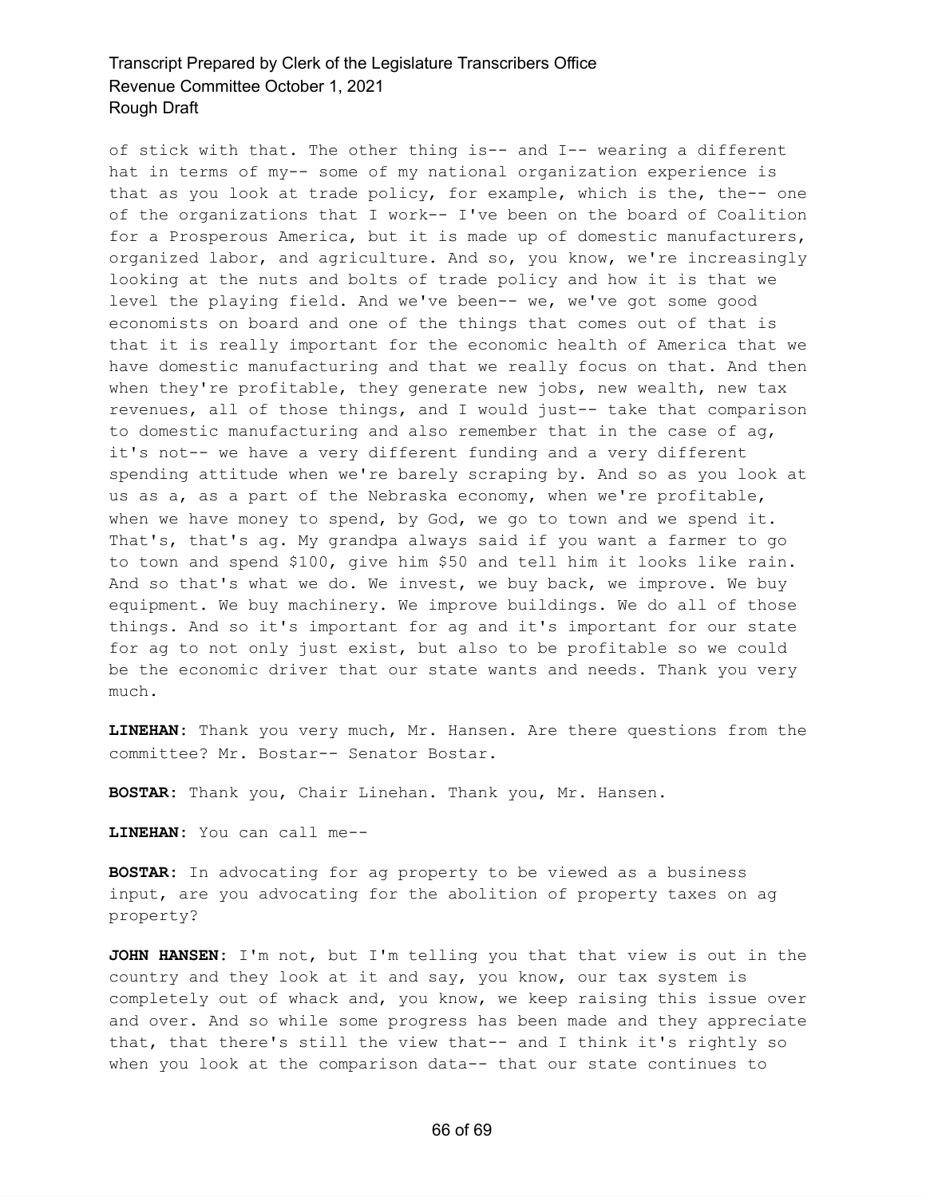of stick with that. The other thing is-- and I-- wearing a different hat in terms of my-- some of my national organization experience is that as you look at trade policy, for example, which is the, the-- one of the organizations that I work-- I've been on the board of Coalition for a Prosperous America, but it is made up of domestic manufacturers, organized labor, and agriculture. And so, you know, we're increasingly looking at the nuts and bolts of trade policy and how it is that we level the playing field. And we've been-- we, we've got some good economists on board and one of the things that comes out of that is that it is really important for the economic health of America that we have domestic manufacturing and that we really focus on that. And then when they're profitable, they generate new jobs, new wealth, new tax revenues, all of those things, and I would just-- take that comparison to domestic manufacturing and also remember that in the case of ag, it's not-- we have a very different funding and a very different spending attitude when we're barely scraping by. And so as you look at us as a, as a part of the Nebraska economy, when we're profitable, when we have money to spend, by God, we go to town and we spend it. That's, that's ag. My grandpa always said if you want a farmer to go to town and spend $100, give him $50 and tell him it looks like rain. And so that's what we do. We invest, we buy back, we improve. We buy equipment. We buy machinery. We improve buildings. We do all of those things. And so it's important for ag and it's important for our state for ag to not only just exist, but also to be profitable so we could be the economic driver that our state wants and needs. Thank you very much.

**LINEHAN:** Thank you very much, Mr. Hansen. Are there questions from the committee? Mr. Bostar-- Senator Bostar.

**BOSTAR:** Thank you, Chair Linehan. Thank you, Mr. Hansen.

**LINEHAN:** You can call me--

**BOSTAR:** In advocating for ag property to be viewed as a business input, are you advocating for the abolition of property taxes on ag property?

**JOHN HANSEN:** I'm not, but I'm telling you that that view is out in the country and they look at it and say, you know, our tax system is completely out of whack and, you know, we keep raising this issue over and over. And so while some progress has been made and they appreciate that, that there's still the view that-- and I think it's rightly so when you look at the comparison data-- that our state continues to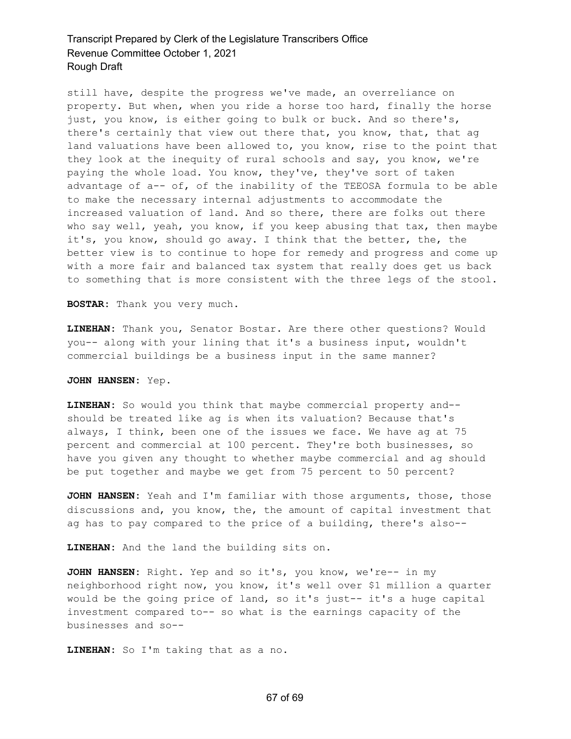still have, despite the progress we've made, an overreliance on property. But when, when you ride a horse too hard, finally the horse just, you know, is either going to bulk or buck. And so there's, there's certainly that view out there that, you know, that, that ag land valuations have been allowed to, you know, rise to the point that they look at the inequity of rural schools and say, you know, we're paying the whole load. You know, they've, they've sort of taken advantage of a-- of, of the inability of the TEEOSA formula to be able to make the necessary internal adjustments to accommodate the increased valuation of land. And so there, there are folks out there who say well, yeah, you know, if you keep abusing that tax, then maybe it's, you know, should go away. I think that the better, the, the better view is to continue to hope for remedy and progress and come up with a more fair and balanced tax system that really does get us back to something that is more consistent with the three legs of the stool.

**BOSTAR:** Thank you very much.

**LINEHAN:** Thank you, Senator Bostar. Are there other questions? Would you-- along with your lining that it's a business input, wouldn't commercial buildings be a business input in the same manner?

**JOHN HANSEN:** Yep.

**LINEHAN:** So would you think that maybe commercial property and-- should be treated like ag is when its valuation? Because that's always, I think, been one of the issues we face. We have ag at 75 percent and commercial at 100 percent. They're both businesses, so have you given any thought to whether maybe commercial and ag should be put together and maybe we get from 75 percent to 50 percent?

**JOHN HANSEN:** Yeah and I'm familiar with those arguments, those, those discussions and, you know, the, the amount of capital investment that ag has to pay compared to the price of a building, there's also--

**LINEHAN:** And the land the building sits on.

**JOHN HANSEN:** Right. Yep and so it's, you know, we're-- in my neighborhood right now, you know, it's well over $1 million a quarter would be the going price of land, so it's just-- it's a huge capital investment compared to-- so what is the earnings capacity of the businesses and so--

**LINEHAN:** So I'm taking that as a no.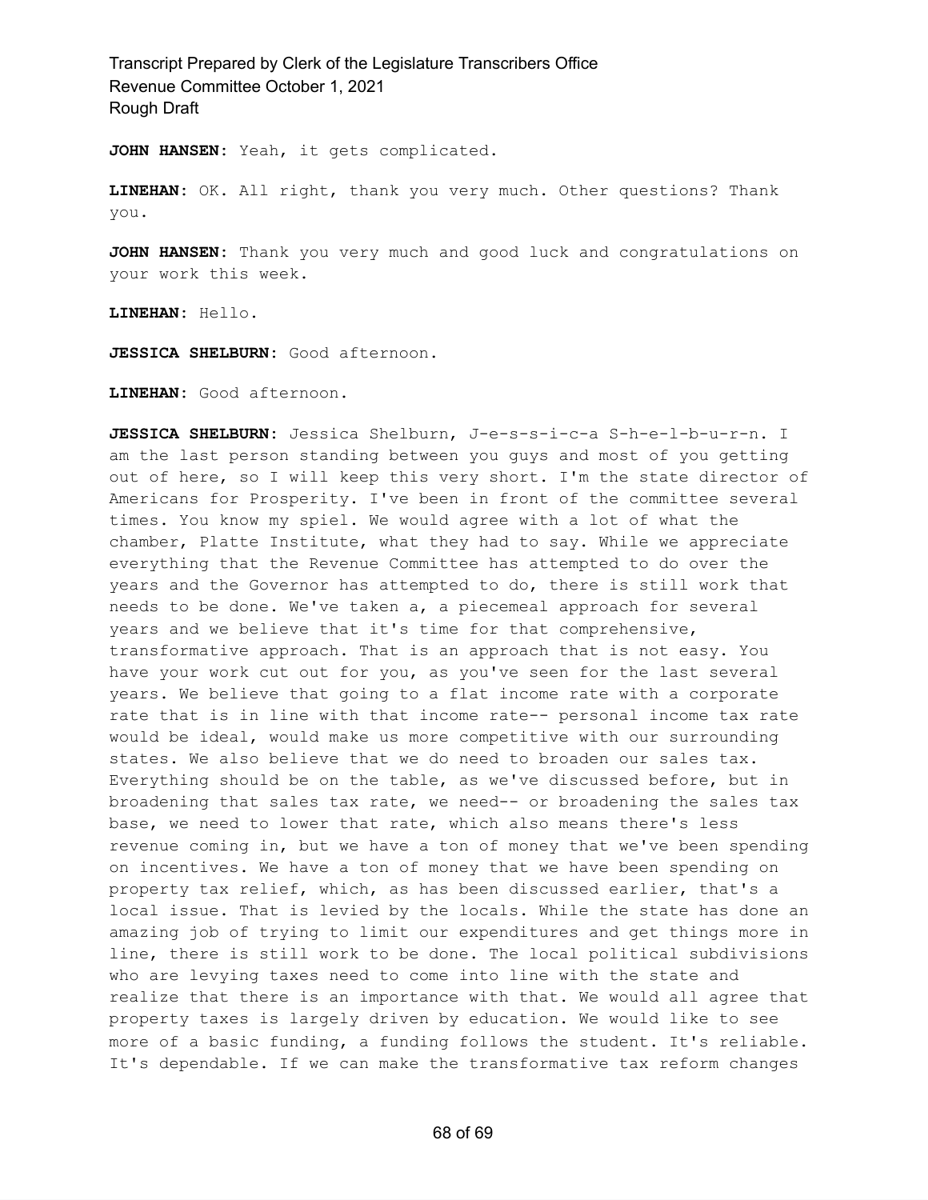**JOHN HANSEN:** Yeah, it gets complicated.

**LINEHAN:** OK. All right, thank you very much. Other questions? Thank you.

**JOHN HANSEN:** Thank you very much and good luck and congratulations on your work this week.

**LINEHAN:** Hello.

**JESSICA SHELBURN:** Good afternoon.

**LINEHAN:** Good afternoon.

**JESSICA SHELBURN:** Jessica Shelburn, J-e-s-s-i-c-a S-h-e-l-b-u-r-n. I am the last person standing between you guys and most of you getting out of here, so I will keep this very short. I'm the state director of Americans for Prosperity. I've been in front of the committee several times. You know my spiel. We would agree with a lot of what the chamber, Platte Institute, what they had to say. While we appreciate everything that the Revenue Committee has attempted to do over the years and the Governor has attempted to do, there is still work that needs to be done. We've taken a, a piecemeal approach for several years and we believe that it's time for that comprehensive, transformative approach. That is an approach that is not easy. You have your work cut out for you, as you've seen for the last several years. We believe that going to a flat income rate with a corporate rate that is in line with that income rate-- personal income tax rate would be ideal, would make us more competitive with our surrounding states. We also believe that we do need to broaden our sales tax. Everything should be on the table, as we've discussed before, but in broadening that sales tax rate, we need-- or broadening the sales tax base, we need to lower that rate, which also means there's less revenue coming in, but we have a ton of money that we've been spending on incentives. We have a ton of money that we have been spending on property tax relief, which, as has been discussed earlier, that's a local issue. That is levied by the locals. While the state has done an amazing job of trying to limit our expenditures and get things more in line, there is still work to be done. The local political subdivisions who are levying taxes need to come into line with the state and realize that there is an importance with that. We would all agree that property taxes is largely driven by education. We would like to see more of a basic funding, a funding follows the student. It's reliable. It's dependable. If we can make the transformative tax reform changes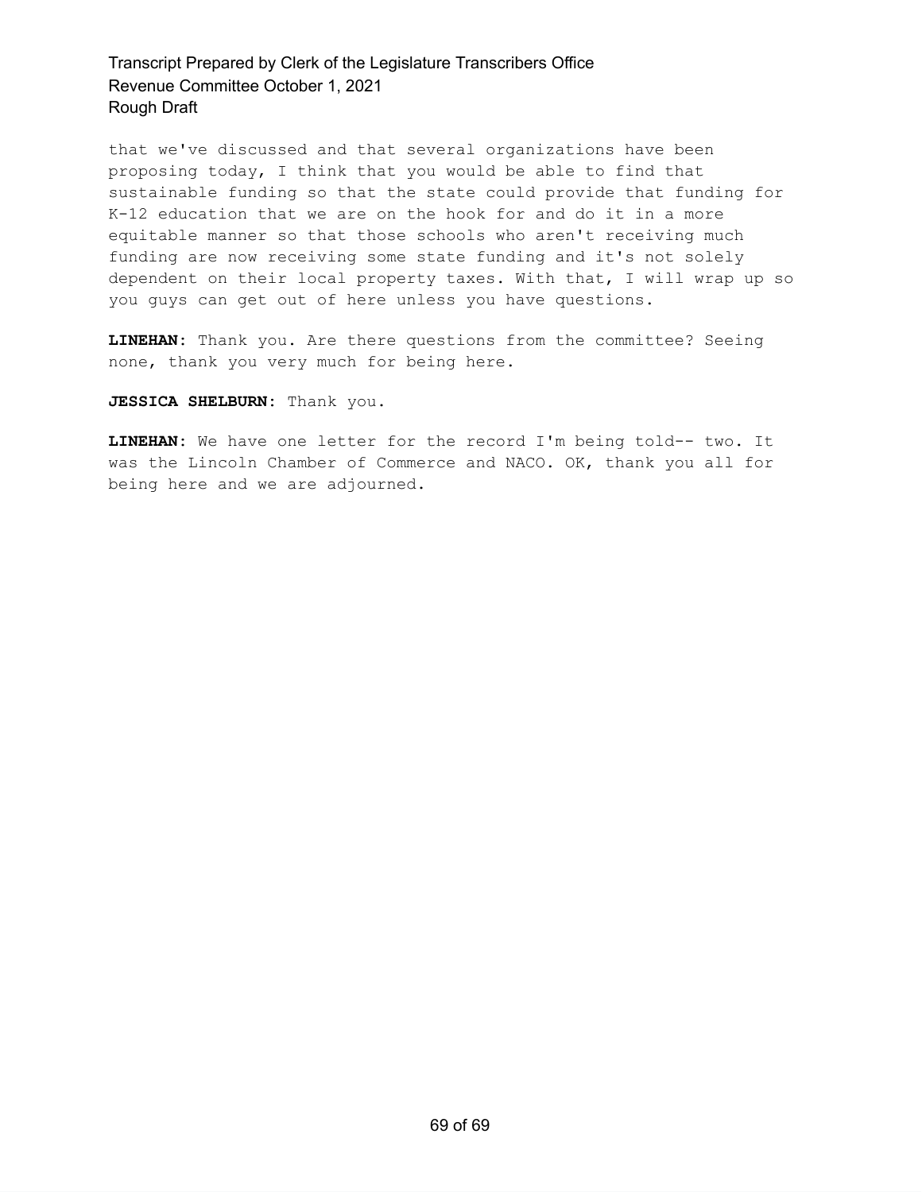that we've discussed and that several organizations have been proposing today, I think that you would be able to find that sustainable funding so that the state could provide that funding for K-12 education that we are on the hook for and do it in a more equitable manner so that those schools who aren't receiving much funding are now receiving some state funding and it's not solely dependent on their local property taxes. With that, I will wrap up so you guys can get out of here unless you have questions.

**LINEHAN:** Thank you. Are there questions from the committee? Seeing none, thank you very much for being here.

**JESSICA SHELBURN:** Thank you.

**LINEHAN:** We have one letter for the record I'm being told-- two. It was the Lincoln Chamber of Commerce and NACO. OK, thank you all for being here and we are adjourned.